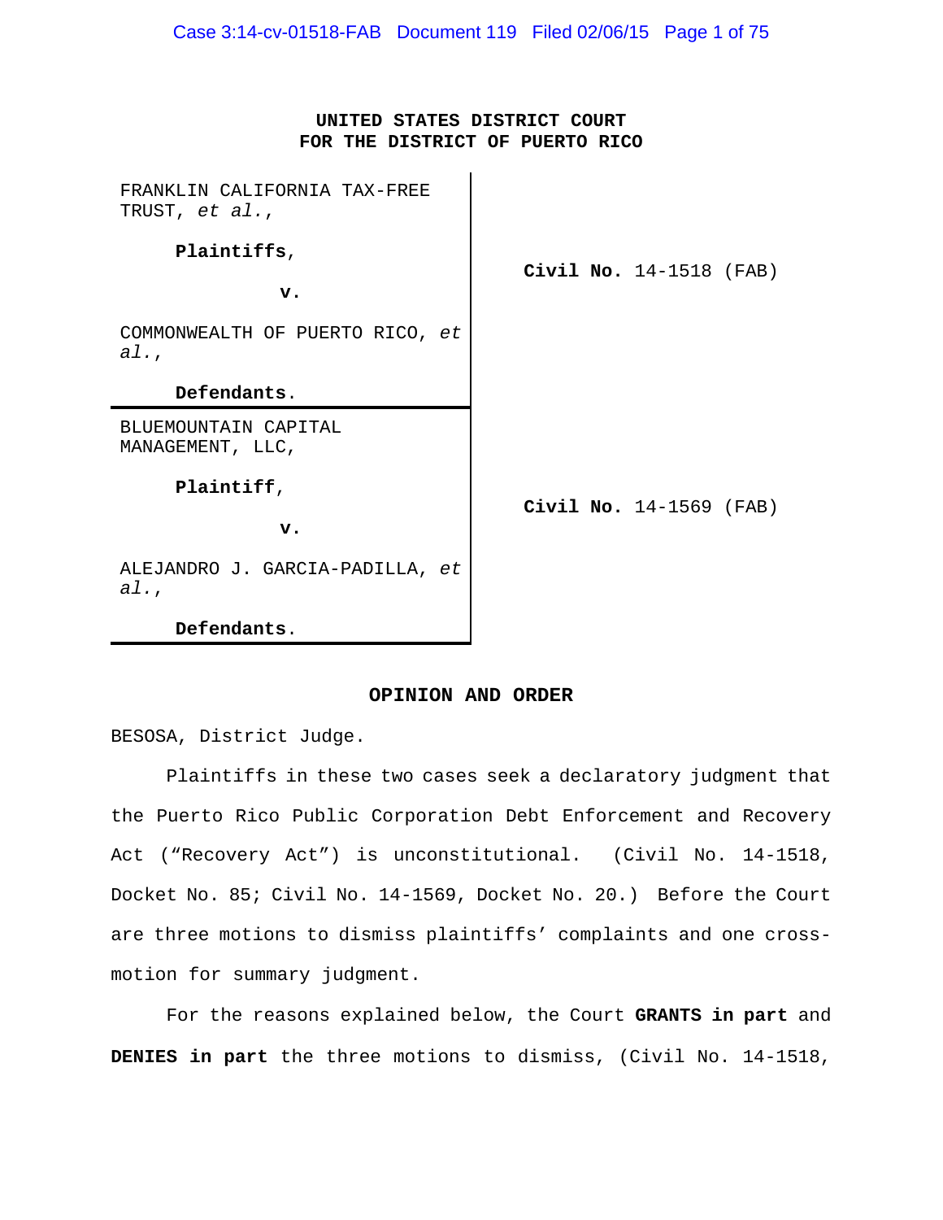**UNITED STATES DISTRICT COURT**
**FOR THE DISTRICT OF PUERTO RICO**

| | |
|---|---|
| FRANKLIN CALIFORNIA TAX-FREE TRUST, *et al.*,<br><br>**Plaintiffs**,<br><br>**v.**<br><br>COMMONWEALTH OF PUERTO RICO, *et al.*,<br><br>**Defendants**. | **Civil No.** 14-1518 (FAB) |
| BLUEMOUNTAIN CAPITAL MANAGEMENT, LLC,<br><br>**Plaintiff**,<br><br>**v.**<br><br>ALEJANDRO J. GARCIA-PADILLA, *et al.*,<br><br>**Defendants**. | **Civil No.** 14-1569 (FAB) |

**OPINION AND ORDER**

BESOSA, District Judge.

Plaintiffs in these two cases seek a declaratory judgment that the Puerto Rico Public Corporation Debt Enforcement and Recovery Act ("Recovery Act") is unconstitutional. (Civil No. 14-1518, Docket No. 85; Civil No. 14-1569, Docket No. 20.) Before the Court are three motions to dismiss plaintiffs' complaints and one cross-motion for summary judgment.

For the reasons explained below, the Court **GRANTS in part** and **DENIES in part** the three motions to dismiss, (Civil No. 14-1518,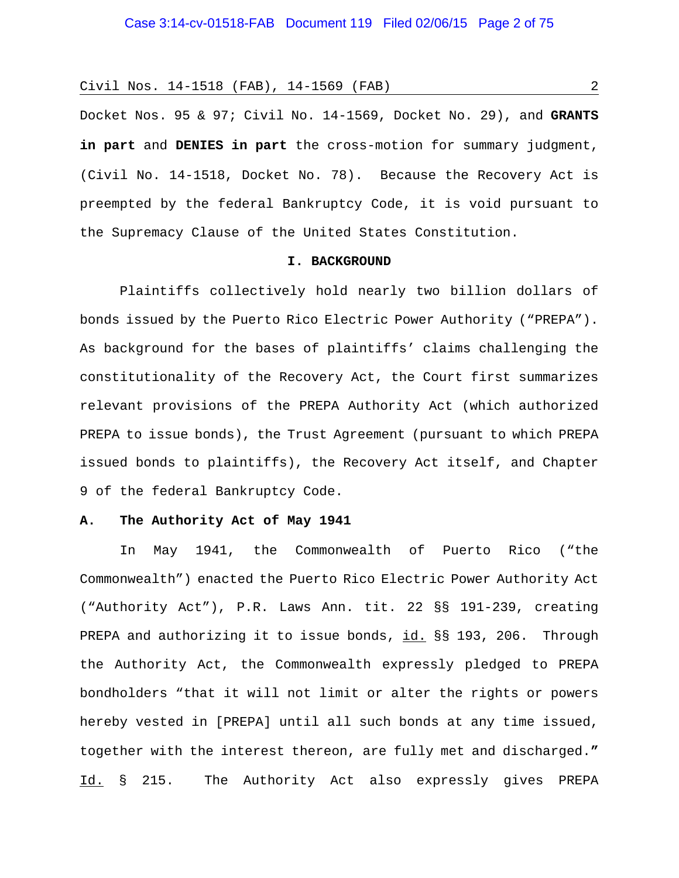Docket Nos. 95 & 97; Civil No. 14-1569, Docket No. 29), and **GRANTS in part** and **DENIES in part** the cross-motion for summary judgment, (Civil No. 14-1518, Docket No. 78). Because the Recovery Act is preempted by the federal Bankruptcy Code, it is void pursuant to the Supremacy Clause of the United States Constitution.

## I. BACKGROUND

Plaintiffs collectively hold nearly two billion dollars of bonds issued by the Puerto Rico Electric Power Authority ("PREPA"). As background for the bases of plaintiffs' claims challenging the constitutionality of the Recovery Act, the Court first summarizes relevant provisions of the PREPA Authority Act (which authorized PREPA to issue bonds), the Trust Agreement (pursuant to which PREPA issued bonds to plaintiffs), the Recovery Act itself, and Chapter 9 of the federal Bankruptcy Code.

### A. The Authority Act of May 1941

In May 1941, the Commonwealth of Puerto Rico ("the Commonwealth") enacted the Puerto Rico Electric Power Authority Act ("Authority Act"), P.R. Laws Ann. tit. 22 §§ 191-239, creating PREPA and authorizing it to issue bonds, id. §§ 193, 206. Through the Authority Act, the Commonwealth expressly pledged to PREPA bondholders "that it will not limit or alter the rights or powers hereby vested in [PREPA] until all such bonds at any time issued, together with the interest thereon, are fully met and discharged." Id. § 215. The Authority Act also expressly gives PREPA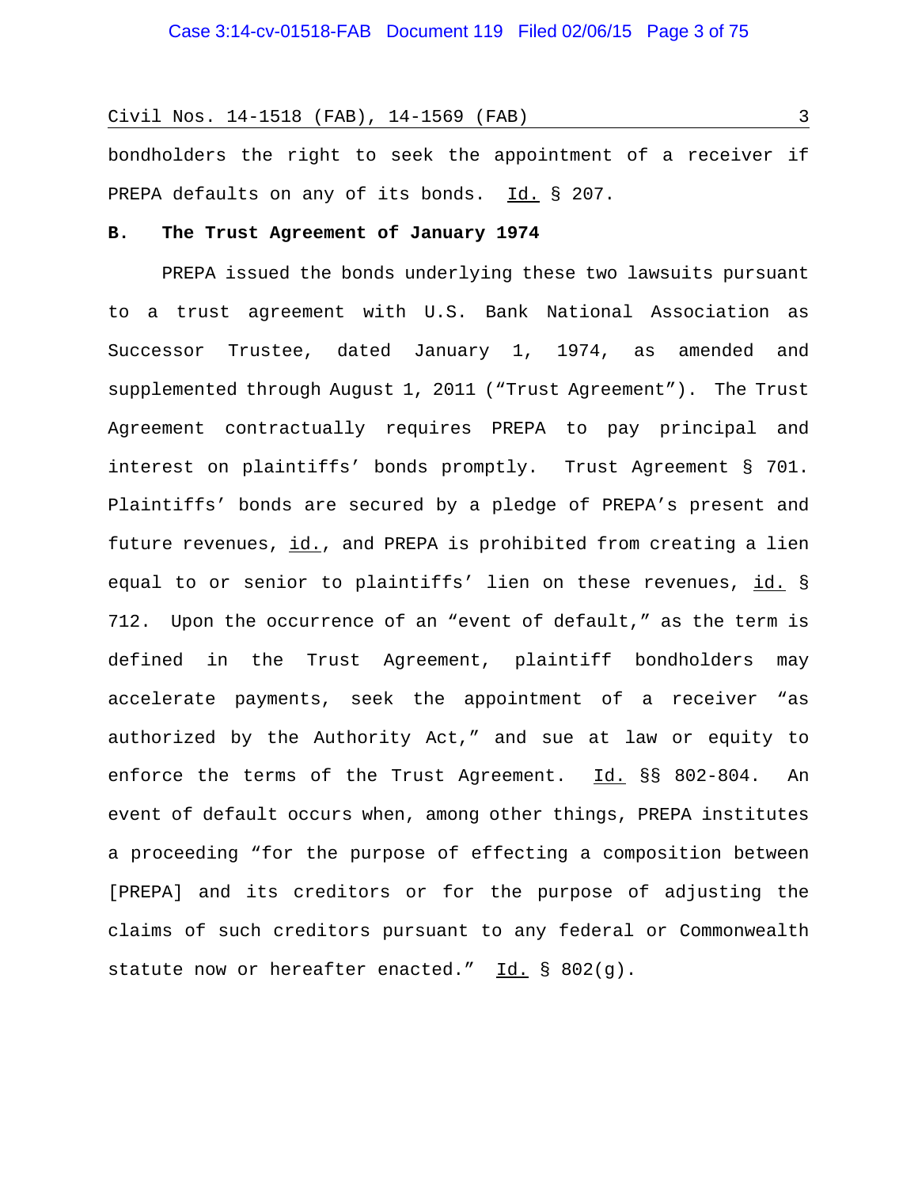bondholders the right to seek the appointment of a receiver if PREPA defaults on any of its bonds. Id. § 207.

**B. The Trust Agreement of January 1974**

PREPA issued the bonds underlying these two lawsuits pursuant to a trust agreement with U.S. Bank National Association as Successor Trustee, dated January 1, 1974, as amended and supplemented through August 1, 2011 ("Trust Agreement"). The Trust Agreement contractually requires PREPA to pay principal and interest on plaintiffs' bonds promptly. Trust Agreement § 701. Plaintiffs' bonds are secured by a pledge of PREPA's present and future revenues, id., and PREPA is prohibited from creating a lien equal to or senior to plaintiffs' lien on these revenues, id. § 712. Upon the occurrence of an "event of default," as the term is defined in the Trust Agreement, plaintiff bondholders may accelerate payments, seek the appointment of a receiver "as authorized by the Authority Act," and sue at law or equity to enforce the terms of the Trust Agreement. Id. §§ 802-804. An event of default occurs when, among other things, PREPA institutes a proceeding "for the purpose of effecting a composition between [PREPA] and its creditors or for the purpose of adjusting the claims of such creditors pursuant to any federal or Commonwealth statute now or hereafter enacted." Id. § 802(g).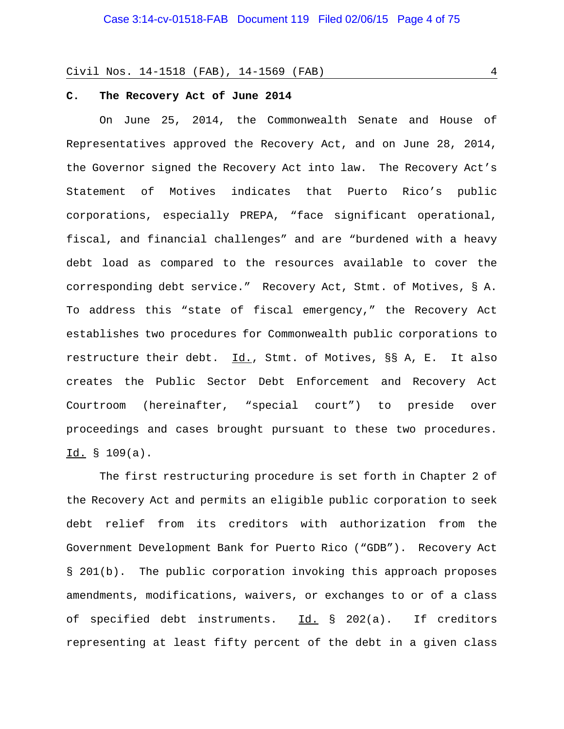### C. The Recovery Act of June 2014

On June 25, 2014, the Commonwealth Senate and House of Representatives approved the Recovery Act, and on June 28, 2014, the Governor signed the Recovery Act into law. The Recovery Act's Statement of Motives indicates that Puerto Rico's public corporations, especially PREPA, "face significant operational, fiscal, and financial challenges" and are "burdened with a heavy debt load as compared to the resources available to cover the corresponding debt service." Recovery Act, Stmt. of Motives, § A. To address this "state of fiscal emergency," the Recovery Act establishes two procedures for Commonwealth public corporations to restructure their debt. Id., Stmt. of Motives, §§ A, E. It also creates the Public Sector Debt Enforcement and Recovery Act Courtroom (hereinafter, "special court") to preside over proceedings and cases brought pursuant to these two procedures. Id. § 109(a).

The first restructuring procedure is set forth in Chapter 2 of the Recovery Act and permits an eligible public corporation to seek debt relief from its creditors with authorization from the Government Development Bank for Puerto Rico ("GDB"). Recovery Act § 201(b). The public corporation invoking this approach proposes amendments, modifications, waivers, or exchanges to or of a class of specified debt instruments. Id. § 202(a). If creditors representing at least fifty percent of the debt in a given class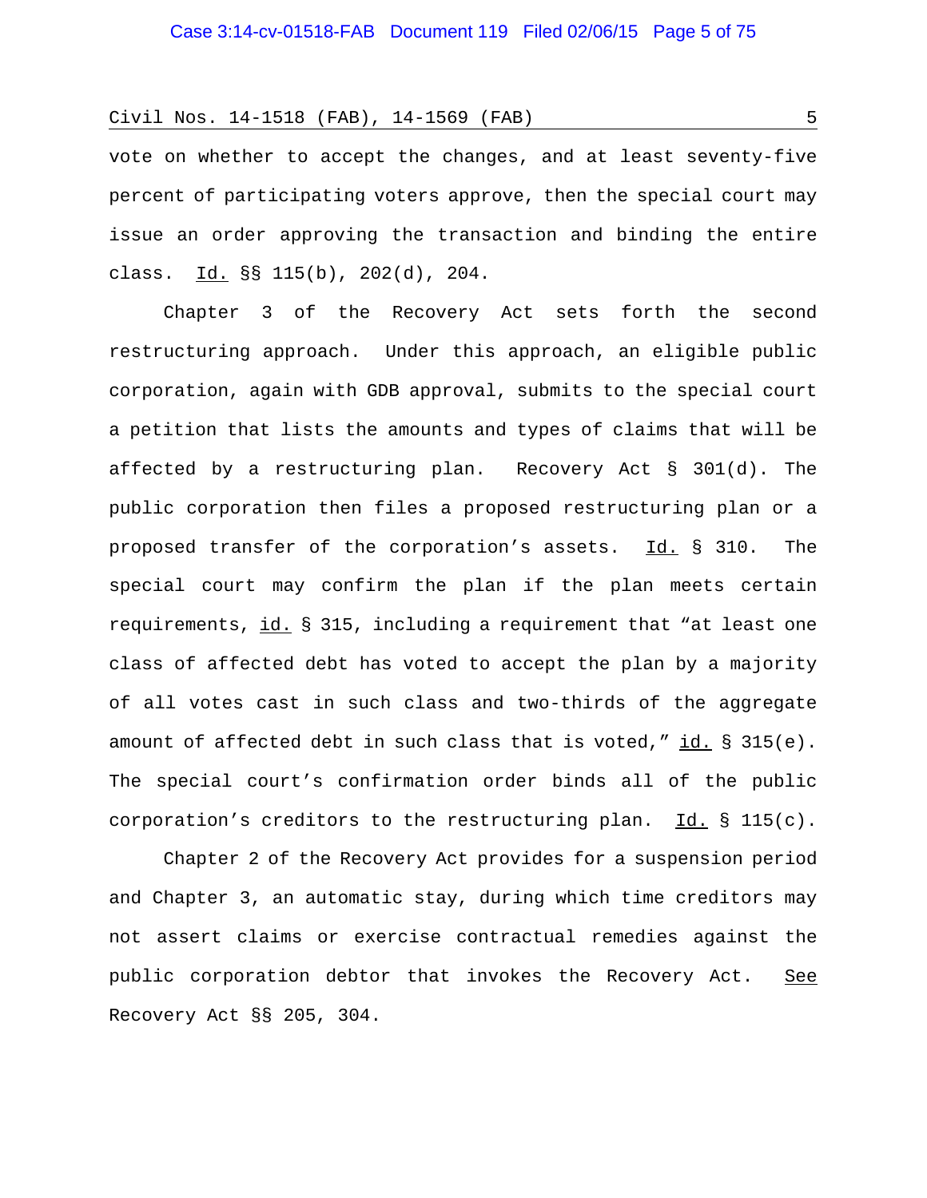vote on whether to accept the changes, and at least seventy-five percent of participating voters approve, then the special court may issue an order approving the transaction and binding the entire class. Id. §§ 115(b), 202(d), 204.

Chapter 3 of the Recovery Act sets forth the second restructuring approach. Under this approach, an eligible public corporation, again with GDB approval, submits to the special court a petition that lists the amounts and types of claims that will be affected by a restructuring plan. Recovery Act § 301(d). The public corporation then files a proposed restructuring plan or a proposed transfer of the corporation's assets. Id. § 310. The special court may confirm the plan if the plan meets certain requirements, id. § 315, including a requirement that "at least one class of affected debt has voted to accept the plan by a majority of all votes cast in such class and two-thirds of the aggregate amount of affected debt in such class that is voted," id. § 315(e). The special court's confirmation order binds all of the public corporation's creditors to the restructuring plan. Id. § 115(c).

Chapter 2 of the Recovery Act provides for a suspension period and Chapter 3, an automatic stay, during which time creditors may not assert claims or exercise contractual remedies against the public corporation debtor that invokes the Recovery Act. See Recovery Act §§ 205, 304.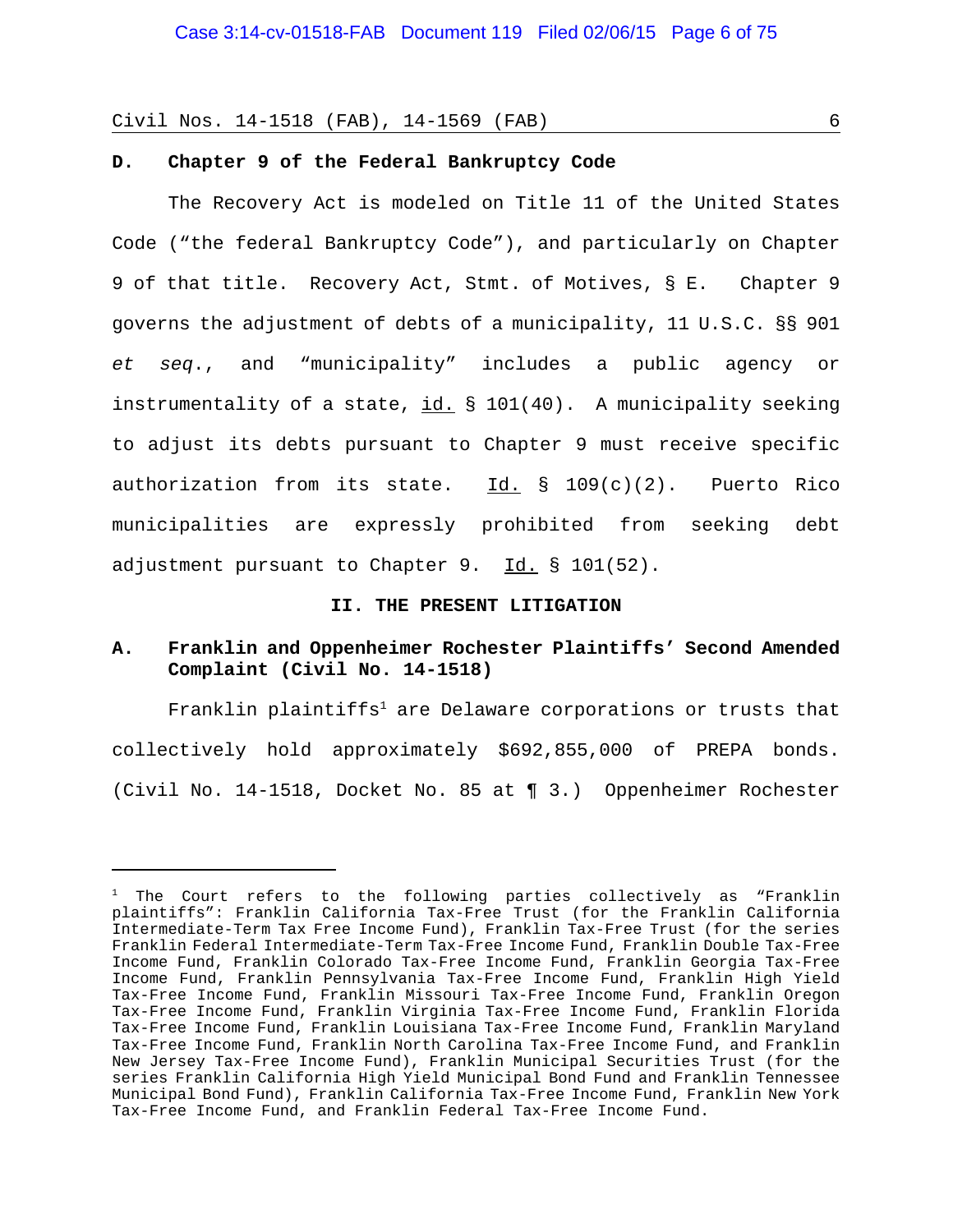**D. Chapter 9 of the Federal Bankruptcy Code**

The Recovery Act is modeled on Title 11 of the United States Code ("the federal Bankruptcy Code"), and particularly on Chapter 9 of that title. Recovery Act, Stmt. of Motives, § E. Chapter 9 governs the adjustment of debts of a municipality, 11 U.S.C. §§ 901 *et seq.*, and "municipality" includes a public agency or instrumentality of a state, id. § 101(40). A municipality seeking to adjust its debts pursuant to Chapter 9 must receive specific authorization from its state. Id. § 109(c)(2). Puerto Rico municipalities are expressly prohibited from seeking debt adjustment pursuant to Chapter 9. Id. § 101(52).

## II. THE PRESENT LITIGATION

**A. Franklin and Oppenheimer Rochester Plaintiffs' Second Amended Complaint (Civil No. 14-1518)**

Franklin plaintiffs[1] are Delaware corporations or trusts that collectively hold approximately $692,855,000 of PREPA bonds. (Civil No. 14-1518, Docket No. 85 at ¶ 3.) Oppenheimer Rochester

---

[1] The Court refers to the following parties collectively as "Franklin plaintiffs": Franklin California Tax-Free Trust (for the Franklin California Intermediate-Term Tax Free Income Fund), Franklin Tax-Free Trust (for the series Franklin Federal Intermediate-Term Tax-Free Income Fund, Franklin Double Tax-Free Income Fund, Franklin Colorado Tax-Free Income Fund, Franklin Georgia Tax-Free Income Fund, Franklin Pennsylvania Tax-Free Income Fund, Franklin High Yield Tax-Free Income Fund, Franklin Missouri Tax-Free Income Fund, Franklin Oregon Tax-Free Income Fund, Franklin Virginia Tax-Free Income Fund, Franklin Florida Tax-Free Income Fund, Franklin Louisiana Tax-Free Income Fund, Franklin Maryland Tax-Free Income Fund, Franklin North Carolina Tax-Free Income Fund, and Franklin New Jersey Tax-Free Income Fund), Franklin Municipal Securities Trust (for the series Franklin California High Yield Municipal Bond Fund and Franklin Tennessee Municipal Bond Fund), Franklin California Tax-Free Income Fund, Franklin New York Tax-Free Income Fund, and Franklin Federal Tax-Free Income Fund.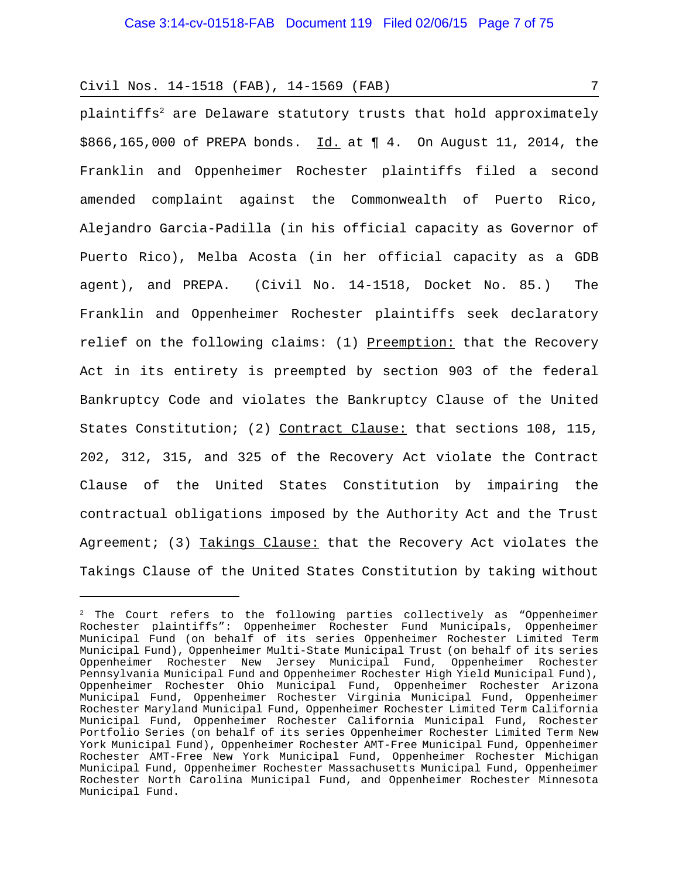plaintiffs[2] are Delaware statutory trusts that hold approximately $866,165,000 of PREPA bonds. Id. at ¶ 4. On August 11, 2014, the Franklin and Oppenheimer Rochester plaintiffs filed a second amended complaint against the Commonwealth of Puerto Rico, Alejandro Garcia-Padilla (in his official capacity as Governor of Puerto Rico), Melba Acosta (in her official capacity as a GDB agent), and PREPA. (Civil No. 14-1518, Docket No. 85.) The Franklin and Oppenheimer Rochester plaintiffs seek declaratory relief on the following claims: (1) Preemption: that the Recovery Act in its entirety is preempted by section 903 of the federal Bankruptcy Code and violates the Bankruptcy Clause of the United States Constitution; (2) Contract Clause: that sections 108, 115, 202, 312, 315, and 325 of the Recovery Act violate the Contract Clause of the United States Constitution by impairing the contractual obligations imposed by the Authority Act and the Trust Agreement; (3) Takings Clause: that the Recovery Act violates the Takings Clause of the United States Constitution by taking without

---

[2] The Court refers to the following parties collectively as "Oppenheimer Rochester plaintiffs": Oppenheimer Rochester Fund Municipals, Oppenheimer Municipal Fund (on behalf of its series Oppenheimer Rochester Limited Term Municipal Fund), Oppenheimer Multi-State Municipal Trust (on behalf of its series Oppenheimer Rochester New Jersey Municipal Fund, Oppenheimer Rochester Pennsylvania Municipal Fund and Oppenheimer Rochester High Yield Municipal Fund), Oppenheimer Rochester Ohio Municipal Fund, Oppenheimer Rochester Arizona Municipal Fund, Oppenheimer Rochester Virginia Municipal Fund, Oppenheimer Rochester Maryland Municipal Fund, Oppenheimer Rochester Limited Term California Municipal Fund, Oppenheimer Rochester California Municipal Fund, Rochester Portfolio Series (on behalf of its series Oppenheimer Rochester Limited Term New York Municipal Fund), Oppenheimer Rochester AMT-Free Municipal Fund, Oppenheimer Rochester AMT-Free New York Municipal Fund, Oppenheimer Rochester Michigan Municipal Fund, Oppenheimer Rochester Massachusetts Municipal Fund, Oppenheimer Rochester North Carolina Municipal Fund, and Oppenheimer Rochester Minnesota Municipal Fund.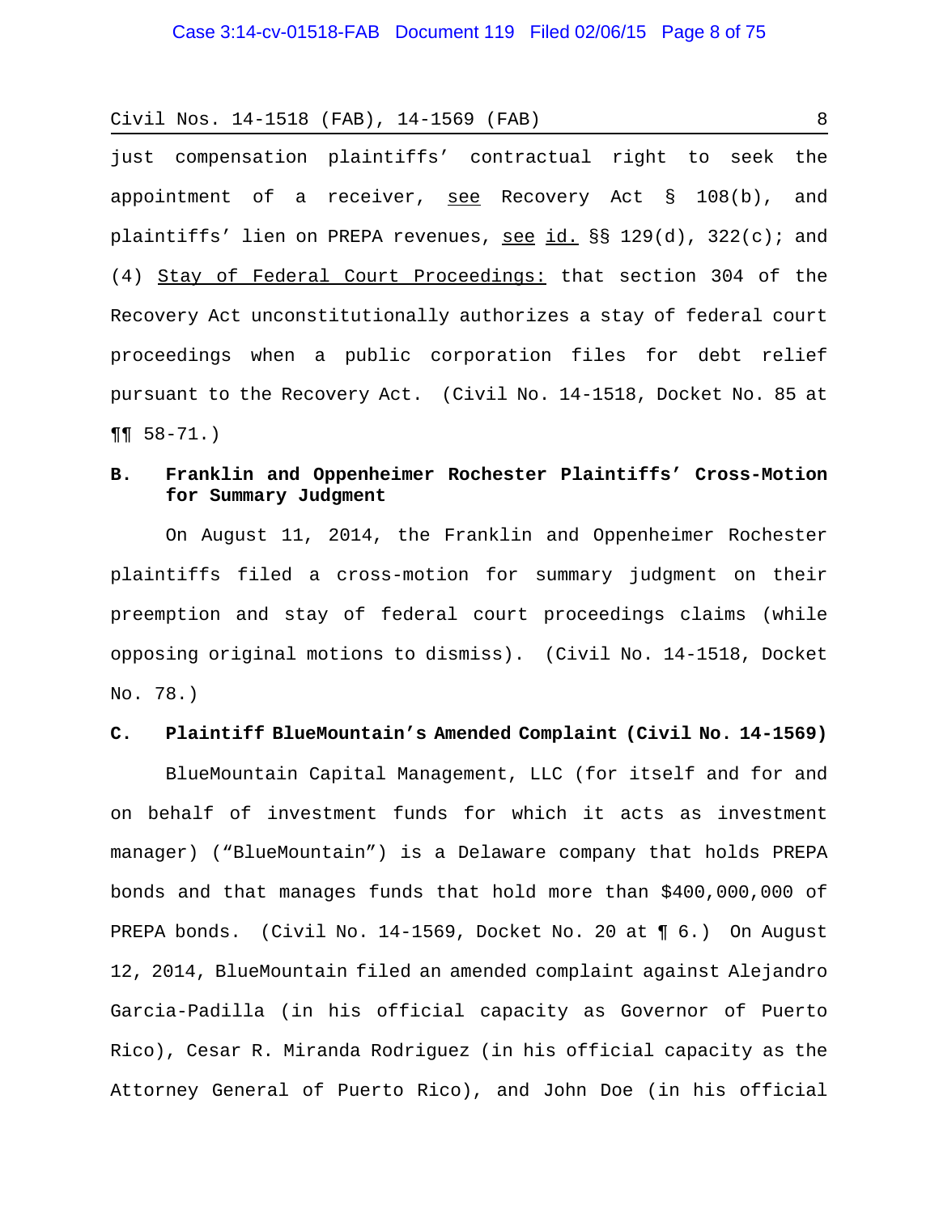just compensation plaintiffs' contractual right to seek the appointment of a receiver, see Recovery Act § 108(b), and plaintiffs' lien on PREPA revenues, see id. §§ 129(d), 322(c); and (4) Stay of Federal Court Proceedings: that section 304 of the Recovery Act unconstitutionally authorizes a stay of federal court proceedings when a public corporation files for debt relief pursuant to the Recovery Act. (Civil No. 14-1518, Docket No. 85 at ¶¶ 58-71.)

**B. Franklin and Oppenheimer Rochester Plaintiffs' Cross-Motion for Summary Judgment**

On August 11, 2014, the Franklin and Oppenheimer Rochester plaintiffs filed a cross-motion for summary judgment on their preemption and stay of federal court proceedings claims (while opposing original motions to dismiss). (Civil No. 14-1518, Docket No. 78.)

**C. Plaintiff BlueMountain's Amended Complaint (Civil No. 14-1569)**

BlueMountain Capital Management, LLC (for itself and for and on behalf of investment funds for which it acts as investment manager) ("BlueMountain") is a Delaware company that holds PREPA bonds and that manages funds that hold more than $400,000,000 of PREPA bonds. (Civil No. 14-1569, Docket No. 20 at ¶ 6.) On August 12, 2014, BlueMountain filed an amended complaint against Alejandro Garcia-Padilla (in his official capacity as Governor of Puerto Rico), Cesar R. Miranda Rodriguez (in his official capacity as the Attorney General of Puerto Rico), and John Doe (in his official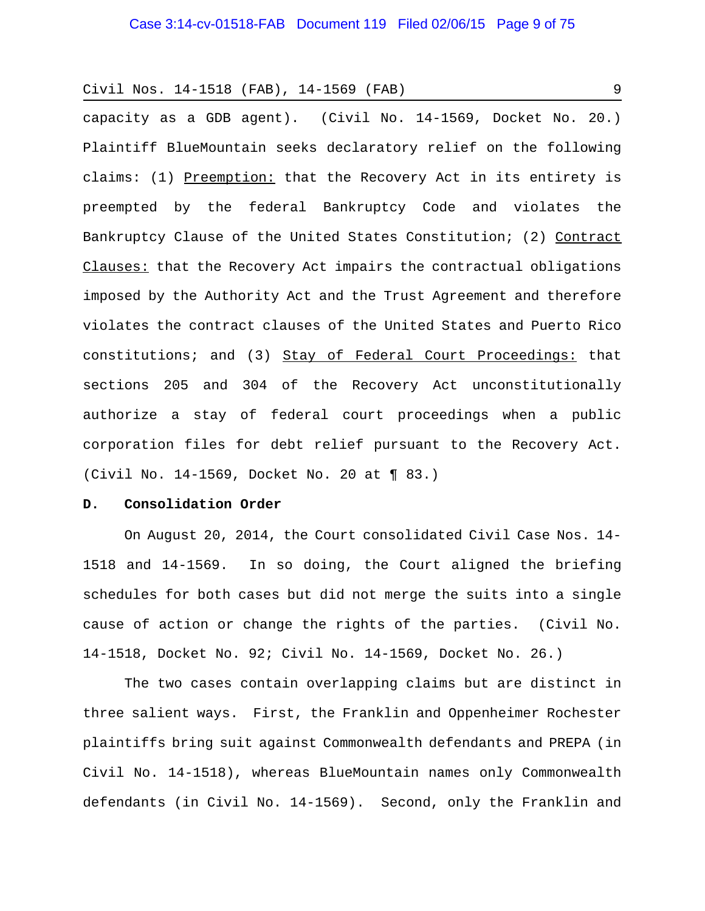capacity as a GDB agent). (Civil No. 14-1569, Docket No. 20.) Plaintiff BlueMountain seeks declaratory relief on the following claims: (1) Preemption: that the Recovery Act in its entirety is preempted by the federal Bankruptcy Code and violates the Bankruptcy Clause of the United States Constitution; (2) Contract Clauses: that the Recovery Act impairs the contractual obligations imposed by the Authority Act and the Trust Agreement and therefore violates the contract clauses of the United States and Puerto Rico constitutions; and (3) Stay of Federal Court Proceedings: that sections 205 and 304 of the Recovery Act unconstitutionally authorize a stay of federal court proceedings when a public corporation files for debt relief pursuant to the Recovery Act. (Civil No. 14-1569, Docket No. 20 at ¶ 83.)

### D. Consolidation Order

On August 20, 2014, the Court consolidated Civil Case Nos. 14-1518 and 14-1569. In so doing, the Court aligned the briefing schedules for both cases but did not merge the suits into a single cause of action or change the rights of the parties. (Civil No. 14-1518, Docket No. 92; Civil No. 14-1569, Docket No. 26.)

The two cases contain overlapping claims but are distinct in three salient ways. First, the Franklin and Oppenheimer Rochester plaintiffs bring suit against Commonwealth defendants and PREPA (in Civil No. 14-1518), whereas BlueMountain names only Commonwealth defendants (in Civil No. 14-1569). Second, only the Franklin and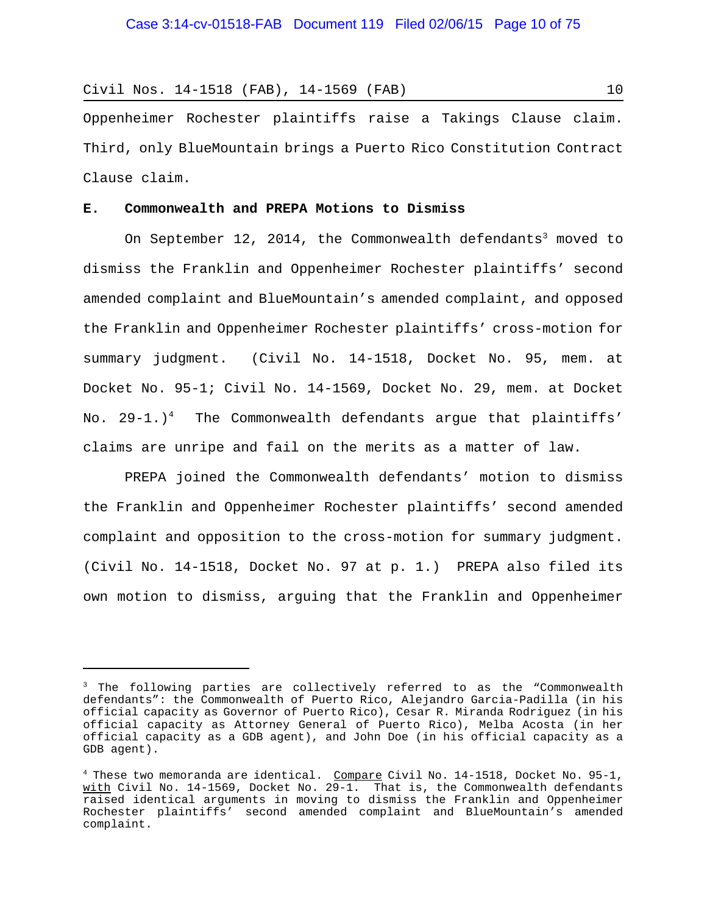Oppenheimer Rochester plaintiffs raise a Takings Clause claim. Third, only BlueMountain brings a Puerto Rico Constitution Contract Clause claim.

**E. Commonwealth and PREPA Motions to Dismiss**

On September 12, 2014, the Commonwealth defendants[3] moved to dismiss the Franklin and Oppenheimer Rochester plaintiffs' second amended complaint and BlueMountain's amended complaint, and opposed the Franklin and Oppenheimer Rochester plaintiffs' cross-motion for summary judgment. (Civil No. 14-1518, Docket No. 95, mem. at Docket No. 95-1; Civil No. 14-1569, Docket No. 29, mem. at Docket No. 29-1.)[4] The Commonwealth defendants argue that plaintiffs' claims are unripe and fail on the merits as a matter of law.

PREPA joined the Commonwealth defendants' motion to dismiss the Franklin and Oppenheimer Rochester plaintiffs' second amended complaint and opposition to the cross-motion for summary judgment. (Civil No. 14-1518, Docket No. 97 at p. 1.) PREPA also filed its own motion to dismiss, arguing that the Franklin and Oppenheimer

---

[3] The following parties are collectively referred to as the "Commonwealth defendants": the Commonwealth of Puerto Rico, Alejandro Garcia-Padilla (in his official capacity as Governor of Puerto Rico), Cesar R. Miranda Rodriguez (in his official capacity as Attorney General of Puerto Rico), Melba Acosta (in her official capacity as a GDB agent), and John Doe (in his official capacity as a GDB agent).

[4] These two memoranda are identical. Compare Civil No. 14-1518, Docket No. 95-1, with Civil No. 14-1569, Docket No. 29-1. That is, the Commonwealth defendants raised identical arguments in moving to dismiss the Franklin and Oppenheimer Rochester plaintiffs' second amended complaint and BlueMountain's amended complaint.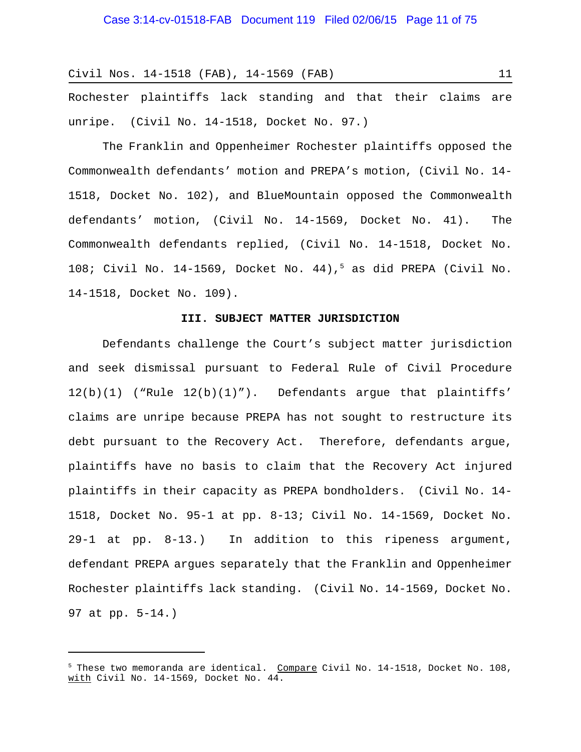Rochester plaintiffs lack standing and that their claims are unripe. (Civil No. 14-1518, Docket No. 97.)

The Franklin and Oppenheimer Rochester plaintiffs opposed the Commonwealth defendants' motion and PREPA's motion, (Civil No. 14-1518, Docket No. 102), and BlueMountain opposed the Commonwealth defendants' motion, (Civil No. 14-1569, Docket No. 41). The Commonwealth defendants replied, (Civil No. 14-1518, Docket No. 108; Civil No. 14-1569, Docket No. 44),[5] as did PREPA (Civil No. 14-1518, Docket No. 109).

### III. SUBJECT MATTER JURISDICTION

Defendants challenge the Court's subject matter jurisdiction and seek dismissal pursuant to Federal Rule of Civil Procedure 12(b)(1) ("Rule 12(b)(1)"). Defendants argue that plaintiffs' claims are unripe because PREPA has not sought to restructure its debt pursuant to the Recovery Act. Therefore, defendants argue, plaintiffs have no basis to claim that the Recovery Act injured plaintiffs in their capacity as PREPA bondholders. (Civil No. 14-1518, Docket No. 95-1 at pp. 8-13; Civil No. 14-1569, Docket No. 29-1 at pp. 8-13.) In addition to this ripeness argument, defendant PREPA argues separately that the Franklin and Oppenheimer Rochester plaintiffs lack standing. (Civil No. 14-1569, Docket No. 97 at pp. 5-14.)

---

[5] These two memoranda are identical. Compare Civil No. 14-1518, Docket No. 108, with Civil No. 14-1569, Docket No. 44.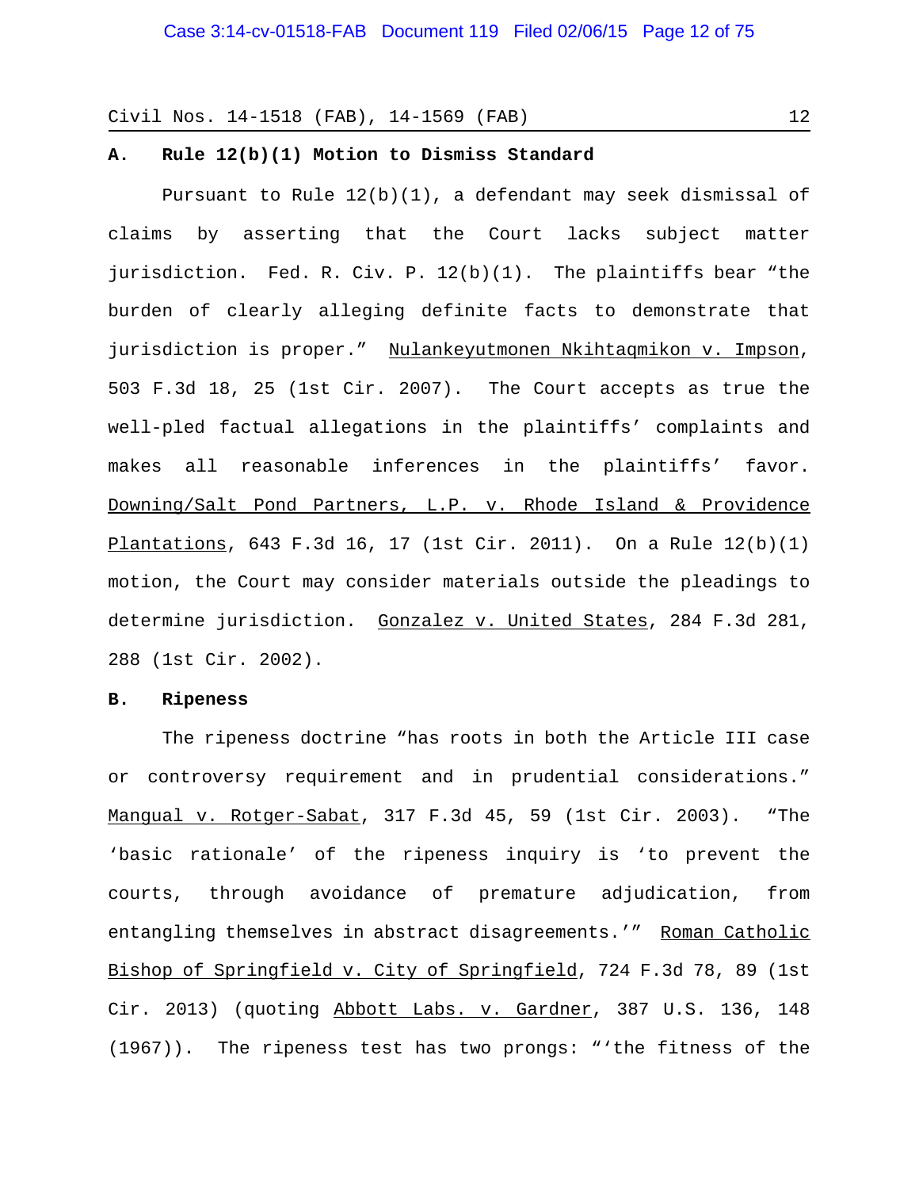### A. Rule 12(b)(1) Motion to Dismiss Standard

Pursuant to Rule 12(b)(1), a defendant may seek dismissal of claims by asserting that the Court lacks subject matter jurisdiction. Fed. R. Civ. P. 12(b)(1). The plaintiffs bear "the burden of clearly alleging definite facts to demonstrate that jurisdiction is proper." Nulankeyutmonen Nkihtaqmikon v. Impson, 503 F.3d 18, 25 (1st Cir. 2007). The Court accepts as true the well-pled factual allegations in the plaintiffs' complaints and makes all reasonable inferences in the plaintiffs' favor. Downing/Salt Pond Partners, L.P. v. Rhode Island & Providence Plantations, 643 F.3d 16, 17 (1st Cir. 2011). On a Rule 12(b)(1) motion, the Court may consider materials outside the pleadings to determine jurisdiction. Gonzalez v. United States, 284 F.3d 281, 288 (1st Cir. 2002).

### B. Ripeness

The ripeness doctrine "has roots in both the Article III case or controversy requirement and in prudential considerations." Mangual v. Rotger-Sabat, 317 F.3d 45, 59 (1st Cir. 2003). "The 'basic rationale' of the ripeness inquiry is 'to prevent the courts, through avoidance of premature adjudication, from entangling themselves in abstract disagreements.'" Roman Catholic Bishop of Springfield v. City of Springfield, 724 F.3d 78, 89 (1st Cir. 2013) (quoting Abbott Labs. v. Gardner, 387 U.S. 136, 148 (1967)). The ripeness test has two prongs: "'the fitness of the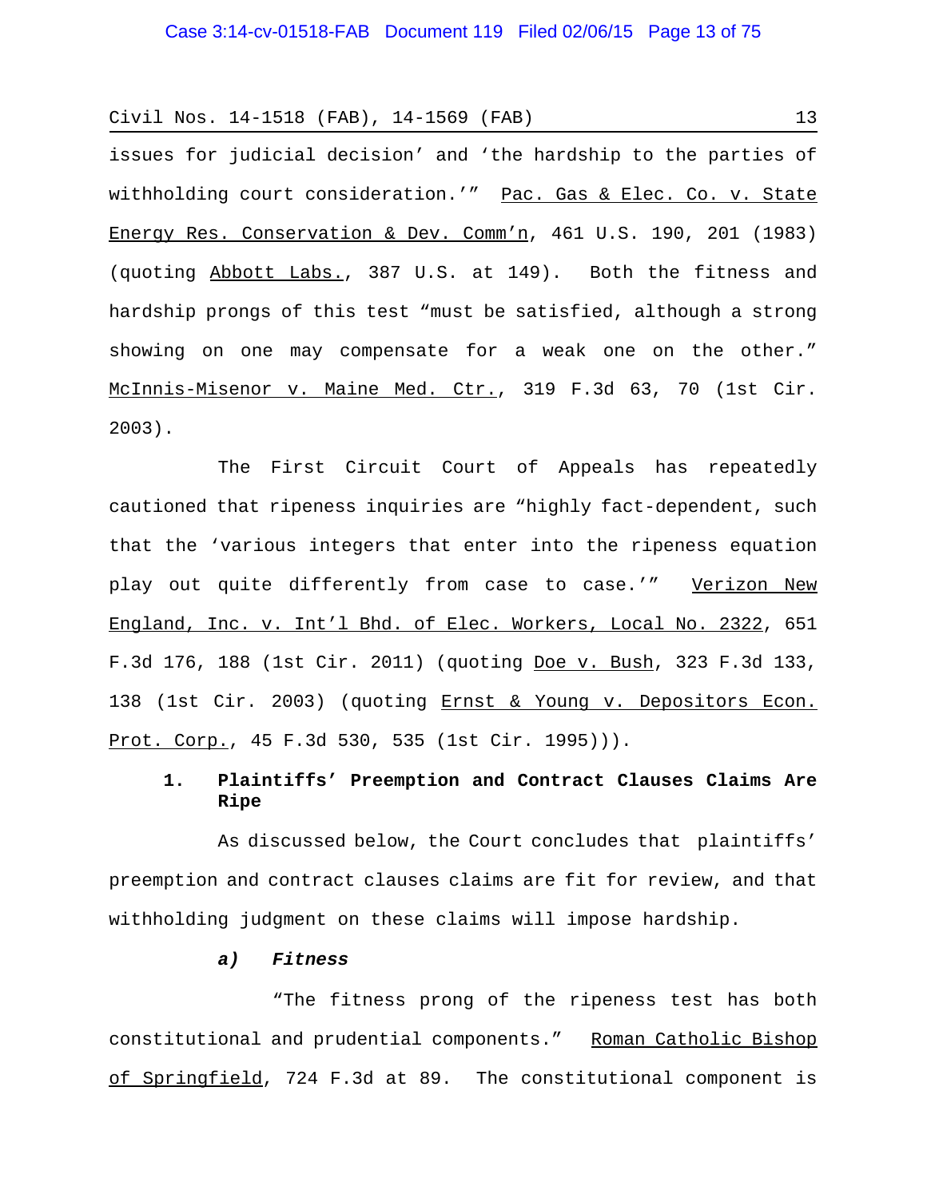issues for judicial decision' and 'the hardship to the parties of withholding court consideration.'" Pac. Gas & Elec. Co. v. State Energy Res. Conservation & Dev. Comm'n, 461 U.S. 190, 201 (1983) (quoting Abbott Labs., 387 U.S. at 149). Both the fitness and hardship prongs of this test "must be satisfied, although a strong showing on one may compensate for a weak one on the other." McInnis-Misenor v. Maine Med. Ctr., 319 F.3d 63, 70 (1st Cir. 2003).

The First Circuit Court of Appeals has repeatedly cautioned that ripeness inquiries are "highly fact-dependent, such that the 'various integers that enter into the ripeness equation play out quite differently from case to case.'" Verizon New England, Inc. v. Int'l Bhd. of Elec. Workers, Local No. 2322, 651 F.3d 176, 188 (1st Cir. 2011) (quoting Doe v. Bush, 323 F.3d 133, 138 (1st Cir. 2003) (quoting Ernst & Young v. Depositors Econ. Prot. Corp., 45 F.3d 530, 535 (1st Cir. 1995))).

### 1. Plaintiffs' Preemption and Contract Clauses Claims Are Ripe

As discussed below, the Court concludes that plaintiffs' preemption and contract clauses claims are fit for review, and that withholding judgment on these claims will impose hardship.

#### *a) Fitness*

"The fitness prong of the ripeness test has both constitutional and prudential components." Roman Catholic Bishop of Springfield, 724 F.3d at 89. The constitutional component is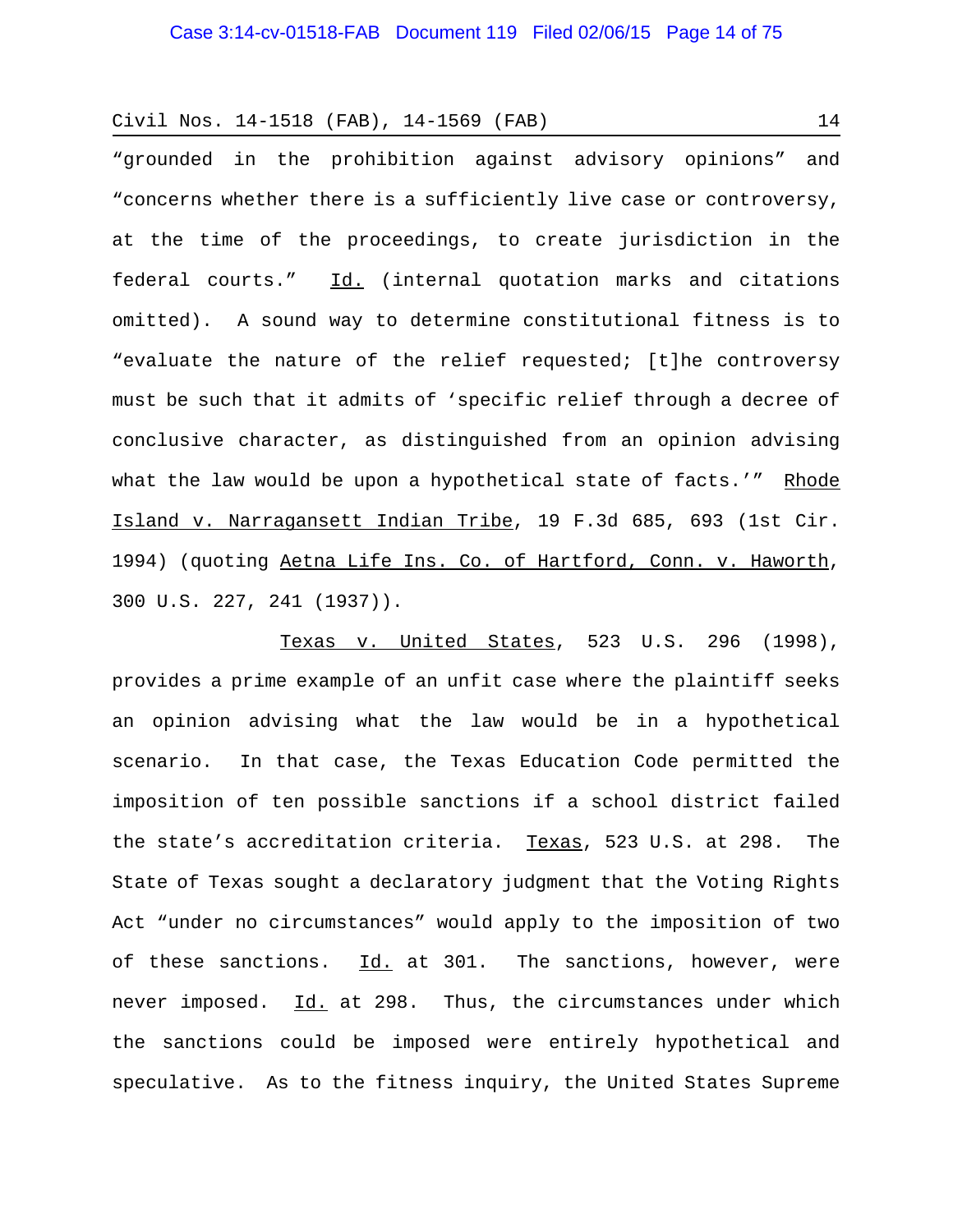"grounded in the prohibition against advisory opinions" and "concerns whether there is a sufficiently live case or controversy, at the time of the proceedings, to create jurisdiction in the federal courts." Id. (internal quotation marks and citations omitted). A sound way to determine constitutional fitness is to "evaluate the nature of the relief requested; [t]he controversy must be such that it admits of 'specific relief through a decree of conclusive character, as distinguished from an opinion advising what the law would be upon a hypothetical state of facts.'" Rhode Island v. Narragansett Indian Tribe, 19 F.3d 685, 693 (1st Cir. 1994) (quoting Aetna Life Ins. Co. of Hartford, Conn. v. Haworth, 300 U.S. 227, 241 (1937)).

Texas v. United States, 523 U.S. 296 (1998), provides a prime example of an unfit case where the plaintiff seeks an opinion advising what the law would be in a hypothetical scenario. In that case, the Texas Education Code permitted the imposition of ten possible sanctions if a school district failed the state's accreditation criteria. Texas, 523 U.S. at 298. The State of Texas sought a declaratory judgment that the Voting Rights Act "under no circumstances" would apply to the imposition of two of these sanctions. Id. at 301. The sanctions, however, were never imposed. Id. at 298. Thus, the circumstances under which the sanctions could be imposed were entirely hypothetical and speculative. As to the fitness inquiry, the United States Supreme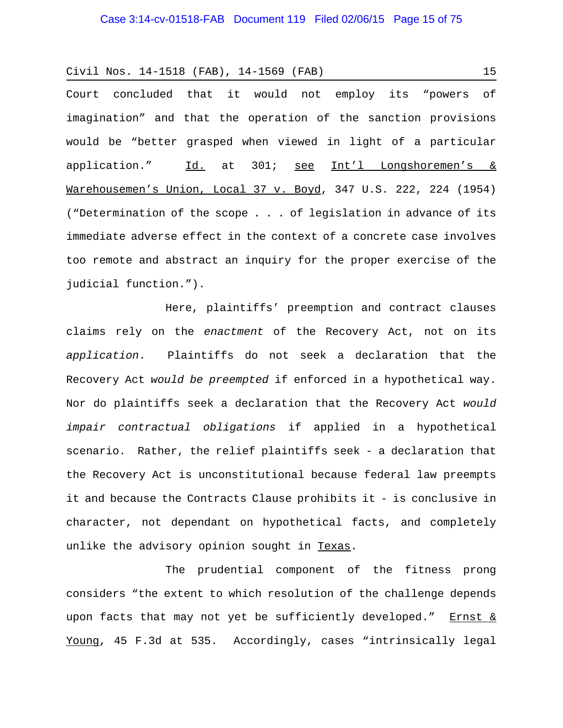Court concluded that it would not employ its "powers of imagination" and that the operation of the sanction provisions would be "better grasped when viewed in light of a particular application." Id. at 301; see Int'l Longshoremen's & Warehousemen's Union, Local 37 v. Boyd, 347 U.S. 222, 224 (1954) ("Determination of the scope . . . of legislation in advance of its immediate adverse effect in the context of a concrete case involves too remote and abstract an inquiry for the proper exercise of the judicial function.").

Here, plaintiffs' preemption and contract clauses claims rely on the *enactment* of the Recovery Act, not on its *application*. Plaintiffs do not seek a declaration that the Recovery Act *would be preempted* if enforced in a hypothetical way. Nor do plaintiffs seek a declaration that the Recovery Act *would impair contractual obligations* if applied in a hypothetical scenario. Rather, the relief plaintiffs seek - a declaration that the Recovery Act is unconstitutional because federal law preempts it and because the Contracts Clause prohibits it - is conclusive in character, not dependant on hypothetical facts, and completely unlike the advisory opinion sought in Texas.

The prudential component of the fitness prong considers "the extent to which resolution of the challenge depends upon facts that may not yet be sufficiently developed." Ernst & Young, 45 F.3d at 535. Accordingly, cases "intrinsically legal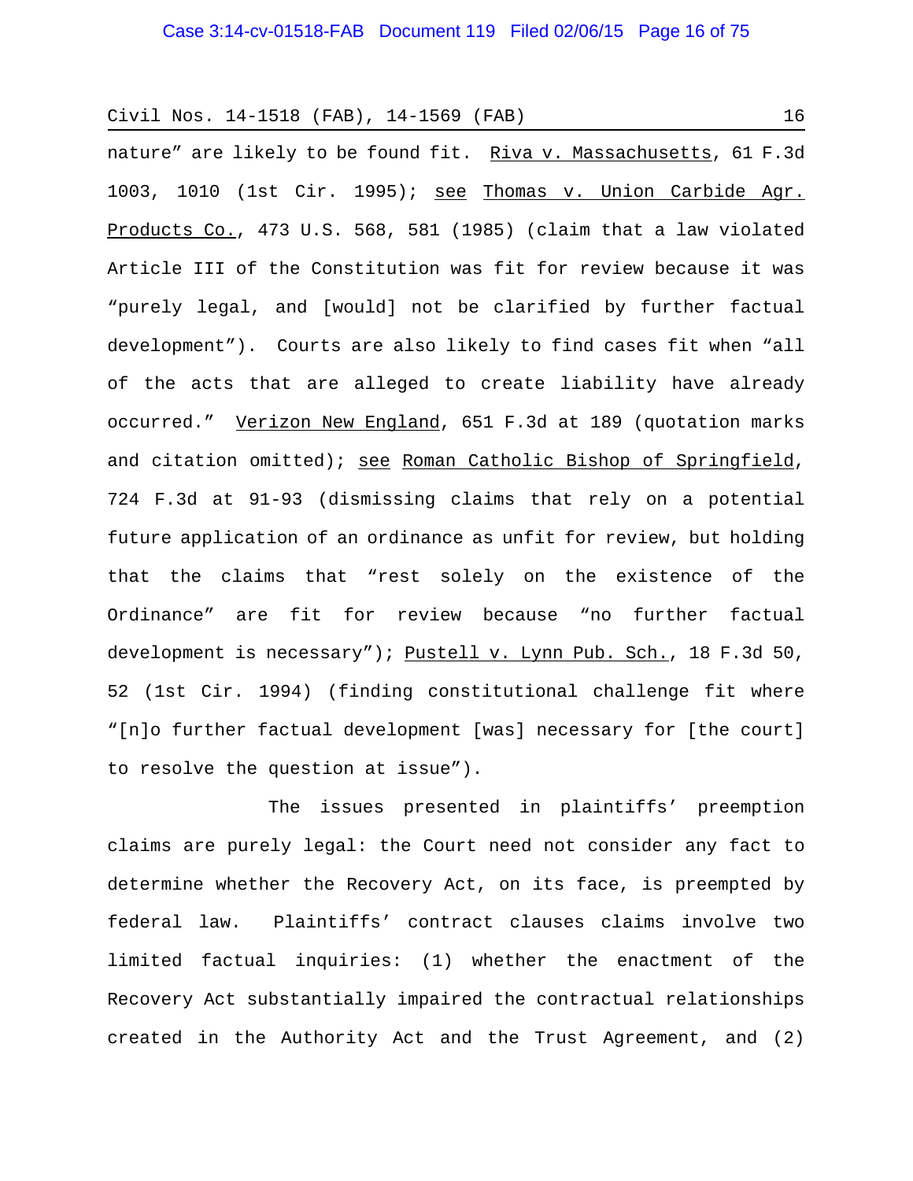nature" are likely to be found fit. Riva v. Massachusetts, 61 F.3d 1003, 1010 (1st Cir. 1995); see Thomas v. Union Carbide Agr. Products Co., 473 U.S. 568, 581 (1985) (claim that a law violated Article III of the Constitution was fit for review because it was "purely legal, and [would] not be clarified by further factual development"). Courts are also likely to find cases fit when "all of the acts that are alleged to create liability have already occurred." Verizon New England, 651 F.3d at 189 (quotation marks and citation omitted); see Roman Catholic Bishop of Springfield, 724 F.3d at 91-93 (dismissing claims that rely on a potential future application of an ordinance as unfit for review, but holding that the claims that "rest solely on the existence of the Ordinance" are fit for review because "no further factual development is necessary"); Pustell v. Lynn Pub. Sch., 18 F.3d 50, 52 (1st Cir. 1994) (finding constitutional challenge fit where "[n]o further factual development [was] necessary for [the court] to resolve the question at issue").

The issues presented in plaintiffs' preemption claims are purely legal: the Court need not consider any fact to determine whether the Recovery Act, on its face, is preempted by federal law. Plaintiffs' contract clauses claims involve two limited factual inquiries: (1) whether the enactment of the Recovery Act substantially impaired the contractual relationships created in the Authority Act and the Trust Agreement, and (2)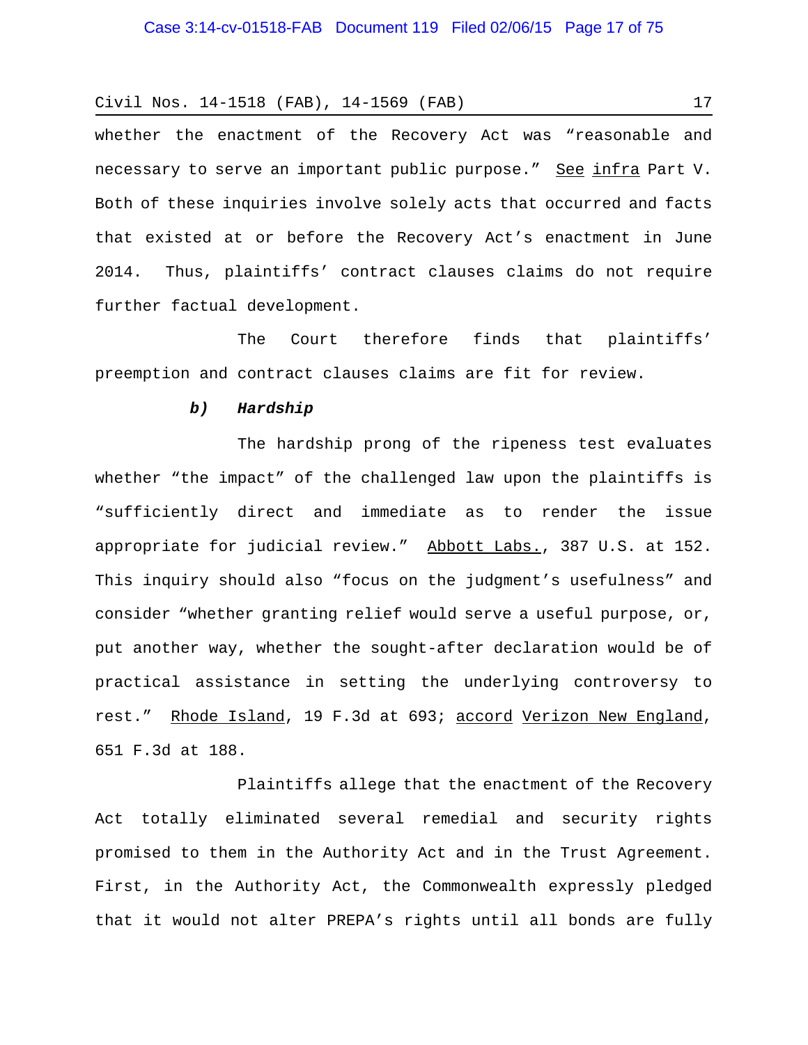whether the enactment of the Recovery Act was "reasonable and necessary to serve an important public purpose." See infra Part V. Both of these inquiries involve solely acts that occurred and facts that existed at or before the Recovery Act's enactment in June 2014. Thus, plaintiffs' contract clauses claims do not require further factual development.

The Court therefore finds that plaintiffs' preemption and contract clauses claims are fit for review.

***b) Hardship***

The hardship prong of the ripeness test evaluates whether "the impact" of the challenged law upon the plaintiffs is "sufficiently direct and immediate as to render the issue appropriate for judicial review." Abbott Labs., 387 U.S. at 152. This inquiry should also "focus on the judgment's usefulness" and consider "whether granting relief would serve a useful purpose, or, put another way, whether the sought-after declaration would be of practical assistance in setting the underlying controversy to rest." Rhode Island, 19 F.3d at 693; accord Verizon New England, 651 F.3d at 188.

Plaintiffs allege that the enactment of the Recovery Act totally eliminated several remedial and security rights promised to them in the Authority Act and in the Trust Agreement. First, in the Authority Act, the Commonwealth expressly pledged that it would not alter PREPA's rights until all bonds are fully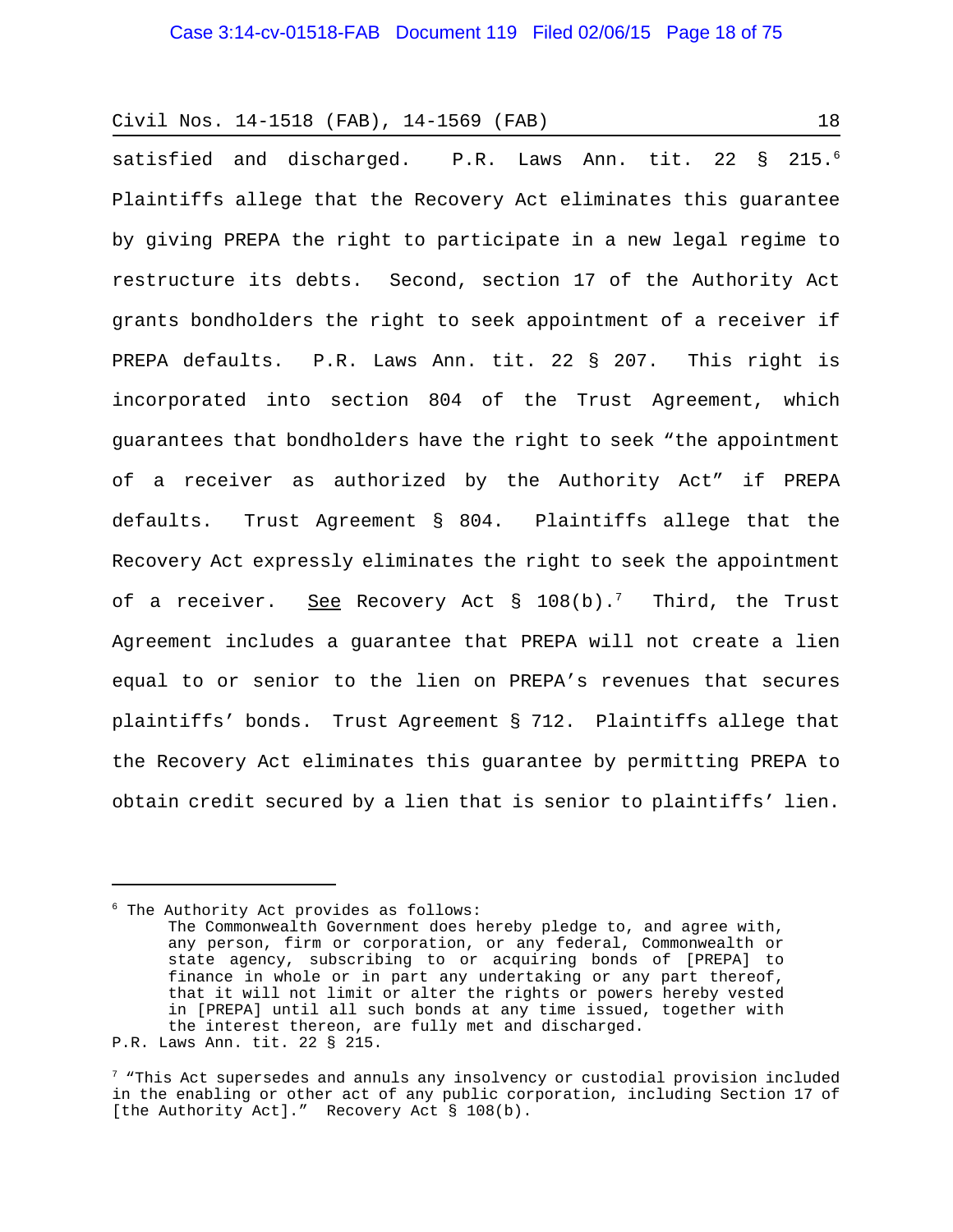satisfied and discharged. P.R. Laws Ann. tit. 22 § 215.[6] Plaintiffs allege that the Recovery Act eliminates this guarantee by giving PREPA the right to participate in a new legal regime to restructure its debts. Second, section 17 of the Authority Act grants bondholders the right to seek appointment of a receiver if PREPA defaults. P.R. Laws Ann. tit. 22 § 207. This right is incorporated into section 804 of the Trust Agreement, which guarantees that bondholders have the right to seek "the appointment of a receiver as authorized by the Authority Act" if PREPA defaults. Trust Agreement § 804. Plaintiffs allege that the Recovery Act expressly eliminates the right to seek the appointment of a receiver. See Recovery Act § 108(b).[7] Third, the Trust Agreement includes a guarantee that PREPA will not create a lien equal to or senior to the lien on PREPA's revenues that secures plaintiffs' bonds. Trust Agreement § 712. Plaintiffs allege that the Recovery Act eliminates this guarantee by permitting PREPA to obtain credit secured by a lien that is senior to plaintiffs' lien.

---

[6] The Authority Act provides as follows:

> The Commonwealth Government does hereby pledge to, and agree with, any person, firm or corporation, or any federal, Commonwealth or state agency, subscribing to or acquiring bonds of [PREPA] to finance in whole or in part any undertaking or any part thereof, that it will not limit or alter the rights or powers hereby vested in [PREPA] until all such bonds at any time issued, together with the interest thereon, are fully met and discharged.

P.R. Laws Ann. tit. 22 § 215.

[7] "This Act supersedes and annuls any insolvency or custodial provision included in the enabling or other act of any public corporation, including Section 17 of [the Authority Act]." Recovery Act § 108(b).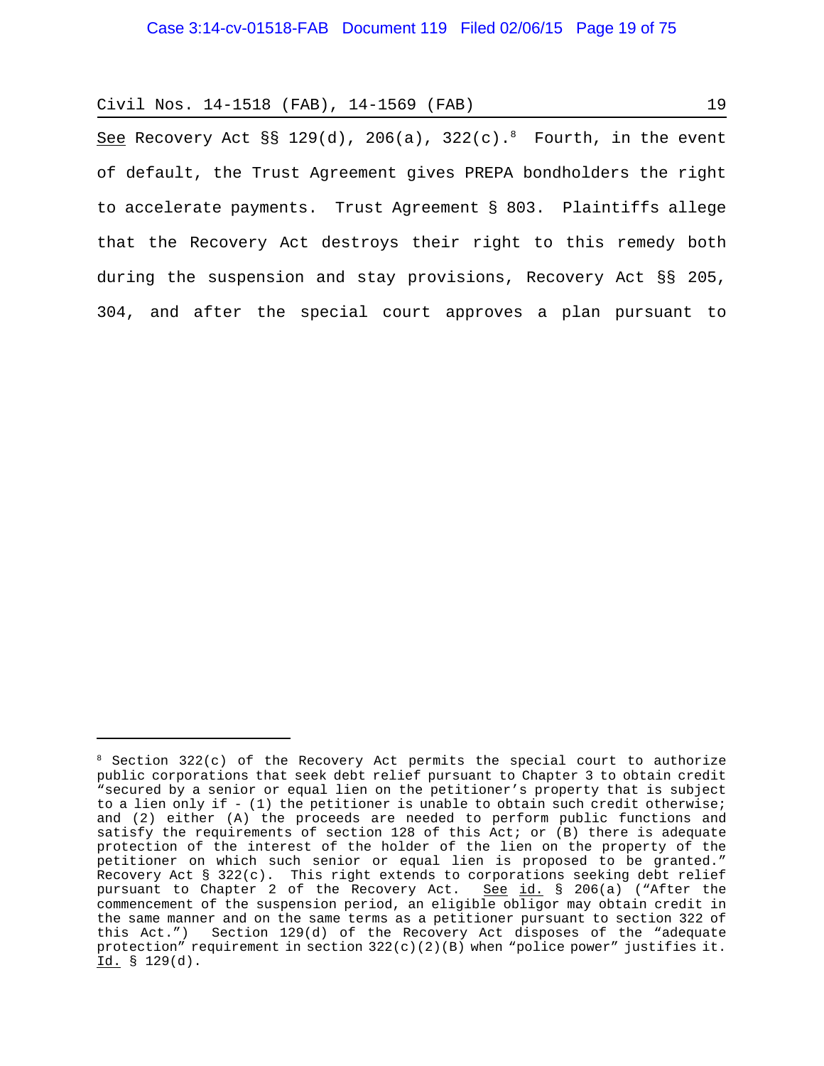See Recovery Act §§ 129(d), 206(a), 322(c).[8] Fourth, in the event of default, the Trust Agreement gives PREPA bondholders the right to accelerate payments. Trust Agreement § 803. Plaintiffs allege that the Recovery Act destroys their right to this remedy both during the suspension and stay provisions, Recovery Act §§ 205, 304, and after the special court approves a plan pursuant to

---

[8] Section 322(c) of the Recovery Act permits the special court to authorize public corporations that seek debt relief pursuant to Chapter 3 to obtain credit "secured by a senior or equal lien on the petitioner's property that is subject to a lien only if - (1) the petitioner is unable to obtain such credit otherwise; and (2) either (A) the proceeds are needed to perform public functions and satisfy the requirements of section 128 of this Act; or (B) there is adequate protection of the interest of the holder of the lien on the property of the petitioner on which such senior or equal lien is proposed to be granted." Recovery Act § 322(c). This right extends to corporations seeking debt relief pursuant to Chapter 2 of the Recovery Act. See id. § 206(a) ("After the commencement of the suspension period, an eligible obligor may obtain credit in the same manner and on the same terms as a petitioner pursuant to section 322 of this Act.") Section 129(d) of the Recovery Act disposes of the "adequate protection" requirement in section 322(c)(2)(B) when "police power" justifies it. Id. § 129(d).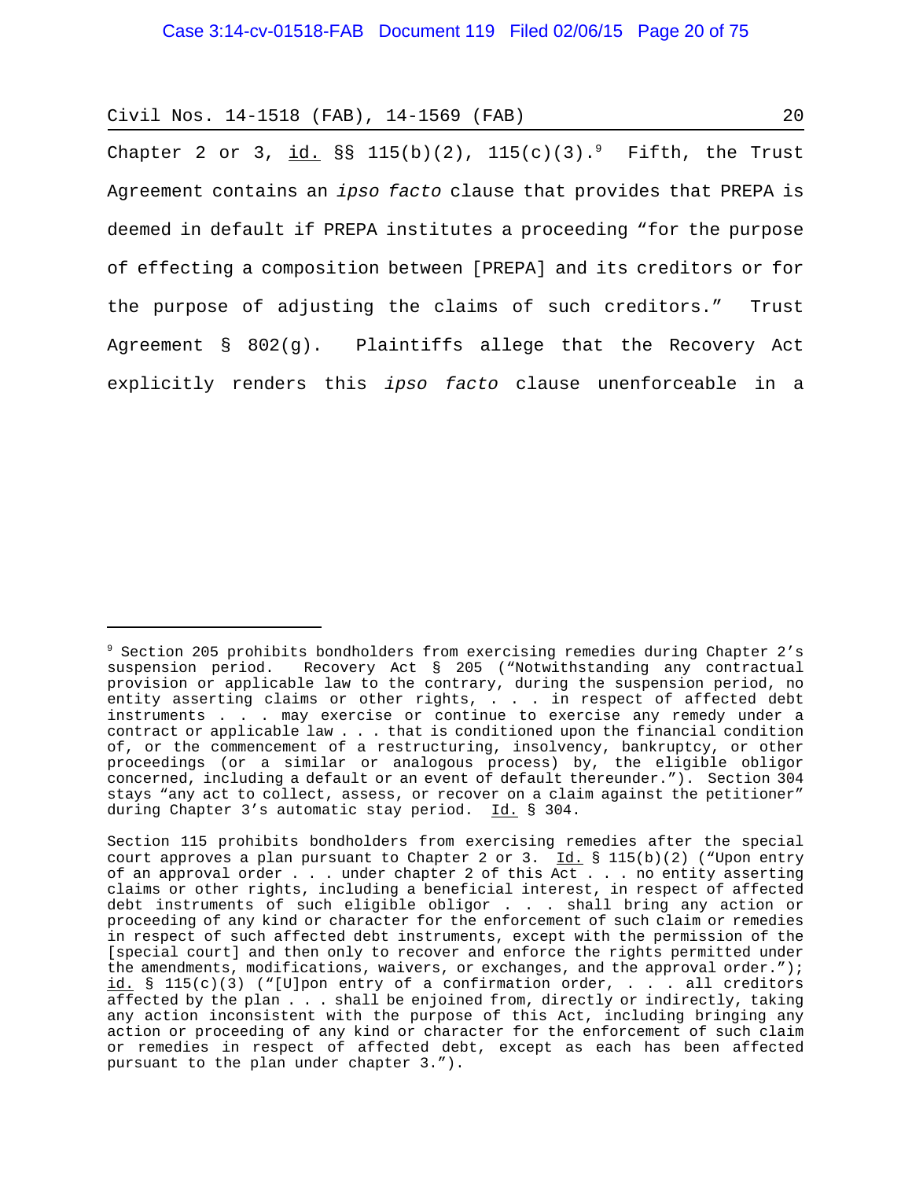Chapter 2 or 3, id. §§ 115(b)(2), 115(c)(3).[9] Fifth, the Trust Agreement contains an *ipso facto* clause that provides that PREPA is deemed in default if PREPA institutes a proceeding "for the purpose of effecting a composition between [PREPA] and its creditors or for the purpose of adjusting the claims of such creditors." Trust Agreement § 802(g). Plaintiffs allege that the Recovery Act explicitly renders this *ipso facto* clause unenforceable in a

---

[9] Section 205 prohibits bondholders from exercising remedies during Chapter 2's suspension period. Recovery Act § 205 ("Notwithstanding any contractual provision or applicable law to the contrary, during the suspension period, no entity asserting claims or other rights, . . . in respect of affected debt instruments . . . may exercise or continue to exercise any remedy under a contract or applicable law . . . that is conditioned upon the financial condition of, or the commencement of a restructuring, insolvency, bankruptcy, or other proceedings (or a similar or analogous process) by, the eligible obligor concerned, including a default or an event of default thereunder."). Section 304 stays "any act to collect, assess, or recover on a claim against the petitioner" during Chapter 3's automatic stay period. Id. § 304.

Section 115 prohibits bondholders from exercising remedies after the special court approves a plan pursuant to Chapter 2 or 3. Id. § 115(b)(2) ("Upon entry of an approval order . . . under chapter 2 of this Act . . . no entity asserting claims or other rights, including a beneficial interest, in respect of affected debt instruments of such eligible obligor . . . shall bring any action or proceeding of any kind or character for the enforcement of such claim or remedies in respect of such affected debt instruments, except with the permission of the [special court] and then only to recover and enforce the rights permitted under the amendments, modifications, waivers, or exchanges, and the approval order."); id. § 115(c)(3) ("[U]pon entry of a confirmation order, . . . all creditors affected by the plan . . . shall be enjoined from, directly or indirectly, taking any action inconsistent with the purpose of this Act, including bringing any action or proceeding of any kind or character for the enforcement of such claim or remedies in respect of affected debt, except as each has been affected pursuant to the plan under chapter 3.").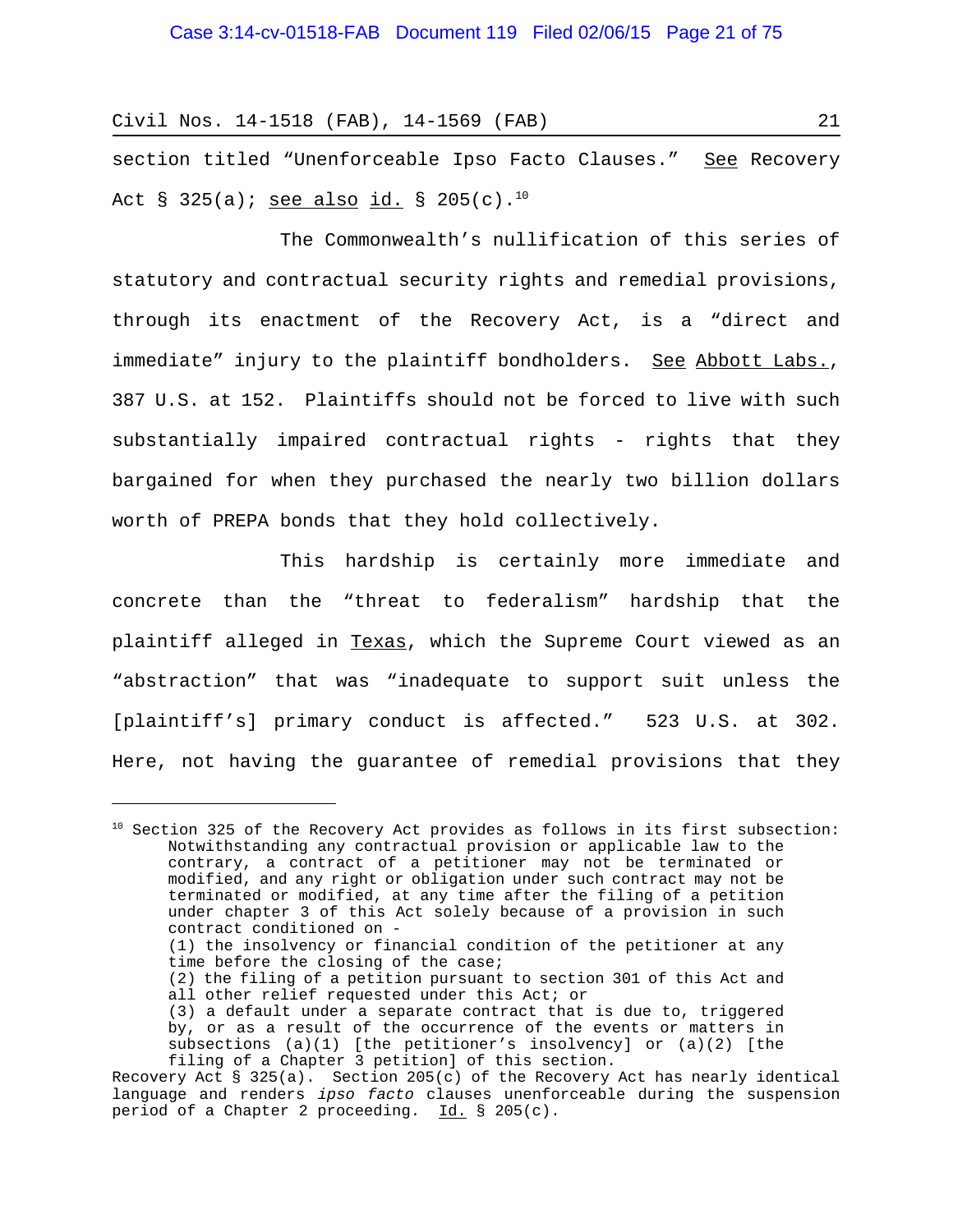section titled "Unenforceable Ipso Facto Clauses." See Recovery Act § 325(a); see also id. § 205(c).[10]

The Commonwealth's nullification of this series of statutory and contractual security rights and remedial provisions, through its enactment of the Recovery Act, is a "direct and immediate" injury to the plaintiff bondholders. See Abbott Labs., 387 U.S. at 152. Plaintiffs should not be forced to live with such substantially impaired contractual rights - rights that they bargained for when they purchased the nearly two billion dollars worth of PREPA bonds that they hold collectively.

This hardship is certainly more immediate and concrete than the "threat to federalism" hardship that the plaintiff alleged in Texas, which the Supreme Court viewed as an "abstraction" that was "inadequate to support suit unless the [plaintiff's] primary conduct is affected." 523 U.S. at 302. Here, not having the guarantee of remedial provisions that they

---

[10] Section 325 of the Recovery Act provides as follows in its first subsection:

> Notwithstanding any contractual provision or applicable law to the contrary, a contract of a petitioner may not be terminated or modified, and any right or obligation under such contract may not be terminated or modified, at any time after the filing of a petition under chapter 3 of this Act solely because of a provision in such contract conditioned on -
>
> (1) the insolvency or financial condition of the petitioner at any time before the closing of the case;
>
> (2) the filing of a petition pursuant to section 301 of this Act and all other relief requested under this Act; or
>
> (3) a default under a separate contract that is due to, triggered by, or as a result of the occurrence of the events or matters in subsections (a)(1) [the petitioner's insolvency] or (a)(2) [the filing of a Chapter 3 petition] of this section.

Recovery Act § 325(a). Section 205(c) of the Recovery Act has nearly identical language and renders *ipso facto* clauses unenforceable during the suspension period of a Chapter 2 proceeding. Id. § 205(c).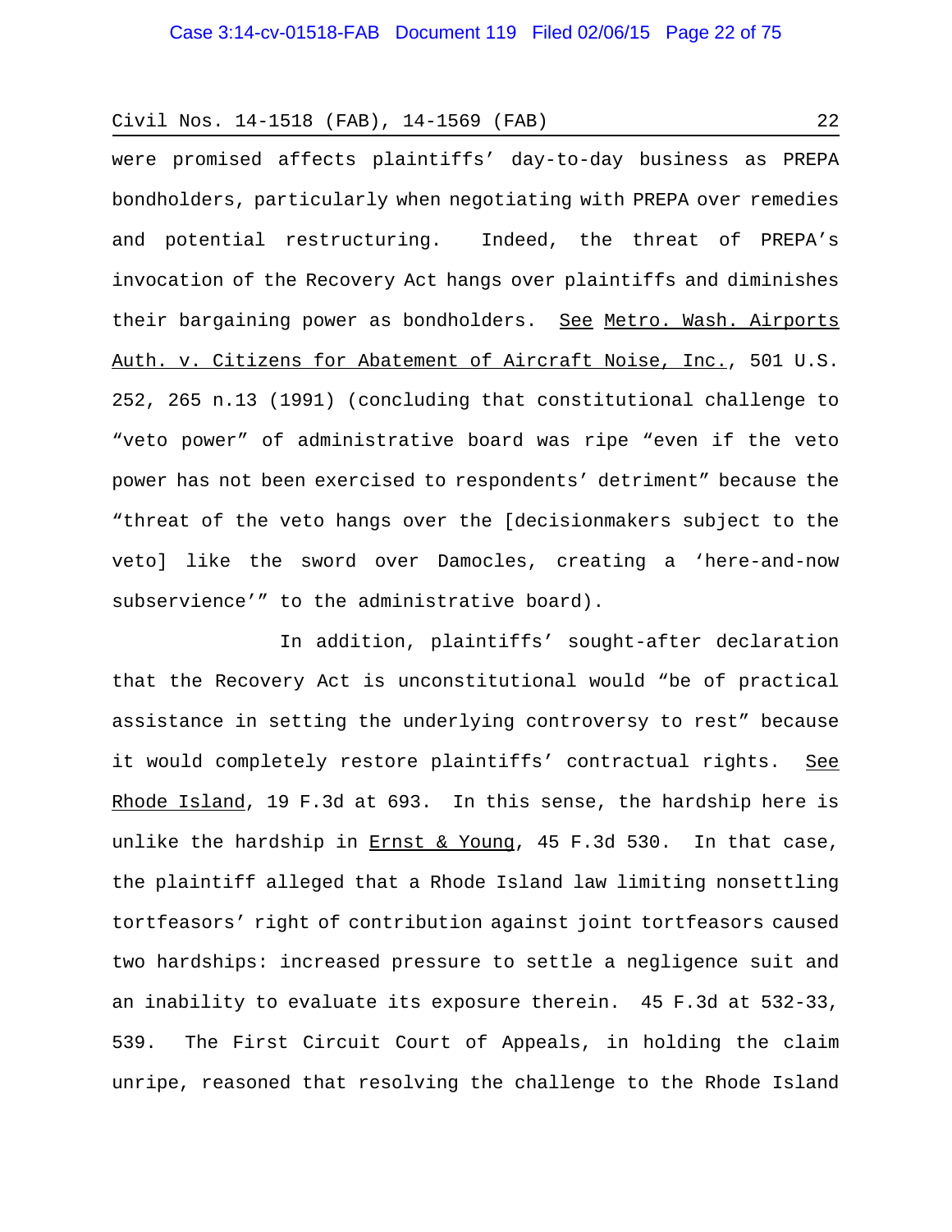were promised affects plaintiffs' day-to-day business as PREPA bondholders, particularly when negotiating with PREPA over remedies and potential restructuring. Indeed, the threat of PREPA's invocation of the Recovery Act hangs over plaintiffs and diminishes their bargaining power as bondholders. See Metro. Wash. Airports Auth. v. Citizens for Abatement of Aircraft Noise, Inc., 501 U.S. 252, 265 n.13 (1991) (concluding that constitutional challenge to "veto power" of administrative board was ripe "even if the veto power has not been exercised to respondents' detriment" because the "threat of the veto hangs over the [decisionmakers subject to the veto] like the sword over Damocles, creating a 'here-and-now subservience'" to the administrative board).

In addition, plaintiffs' sought-after declaration that the Recovery Act is unconstitutional would "be of practical assistance in setting the underlying controversy to rest" because it would completely restore plaintiffs' contractual rights. See Rhode Island, 19 F.3d at 693. In this sense, the hardship here is unlike the hardship in Ernst & Young, 45 F.3d 530. In that case, the plaintiff alleged that a Rhode Island law limiting nonsettling tortfeasors' right of contribution against joint tortfeasors caused two hardships: increased pressure to settle a negligence suit and an inability to evaluate its exposure therein. 45 F.3d at 532-33, 539. The First Circuit Court of Appeals, in holding the claim unripe, reasoned that resolving the challenge to the Rhode Island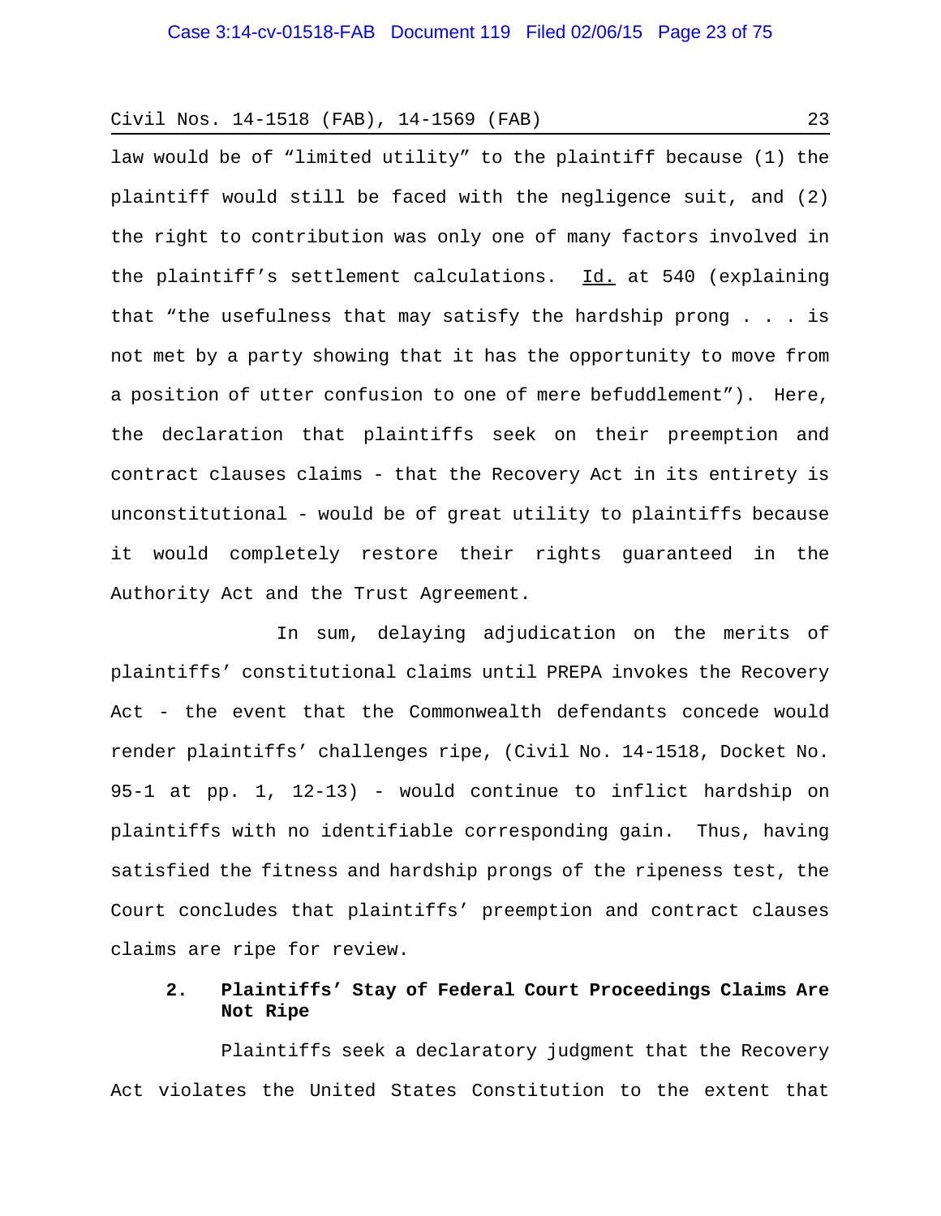law would be of "limited utility" to the plaintiff because (1) the plaintiff would still be faced with the negligence suit, and (2) the right to contribution was only one of many factors involved in the plaintiff's settlement calculations. Id. at 540 (explaining that "the usefulness that may satisfy the hardship prong . . . is not met by a party showing that it has the opportunity to move from a position of utter confusion to one of mere befuddlement"). Here, the declaration that plaintiffs seek on their preemption and contract clauses claims - that the Recovery Act in its entirety is unconstitutional - would be of great utility to plaintiffs because it would completely restore their rights guaranteed in the Authority Act and the Trust Agreement.

In sum, delaying adjudication on the merits of plaintiffs' constitutional claims until PREPA invokes the Recovery Act - the event that the Commonwealth defendants concede would render plaintiffs' challenges ripe, (Civil No. 14-1518, Docket No. 95-1 at pp. 1, 12-13) - would continue to inflict hardship on plaintiffs with no identifiable corresponding gain. Thus, having satisfied the fitness and hardship prongs of the ripeness test, the Court concludes that plaintiffs' preemption and contract clauses claims are ripe for review.

### 2. Plaintiffs' Stay of Federal Court Proceedings Claims Are Not Ripe

Plaintiffs seek a declaratory judgment that the Recovery Act violates the United States Constitution to the extent that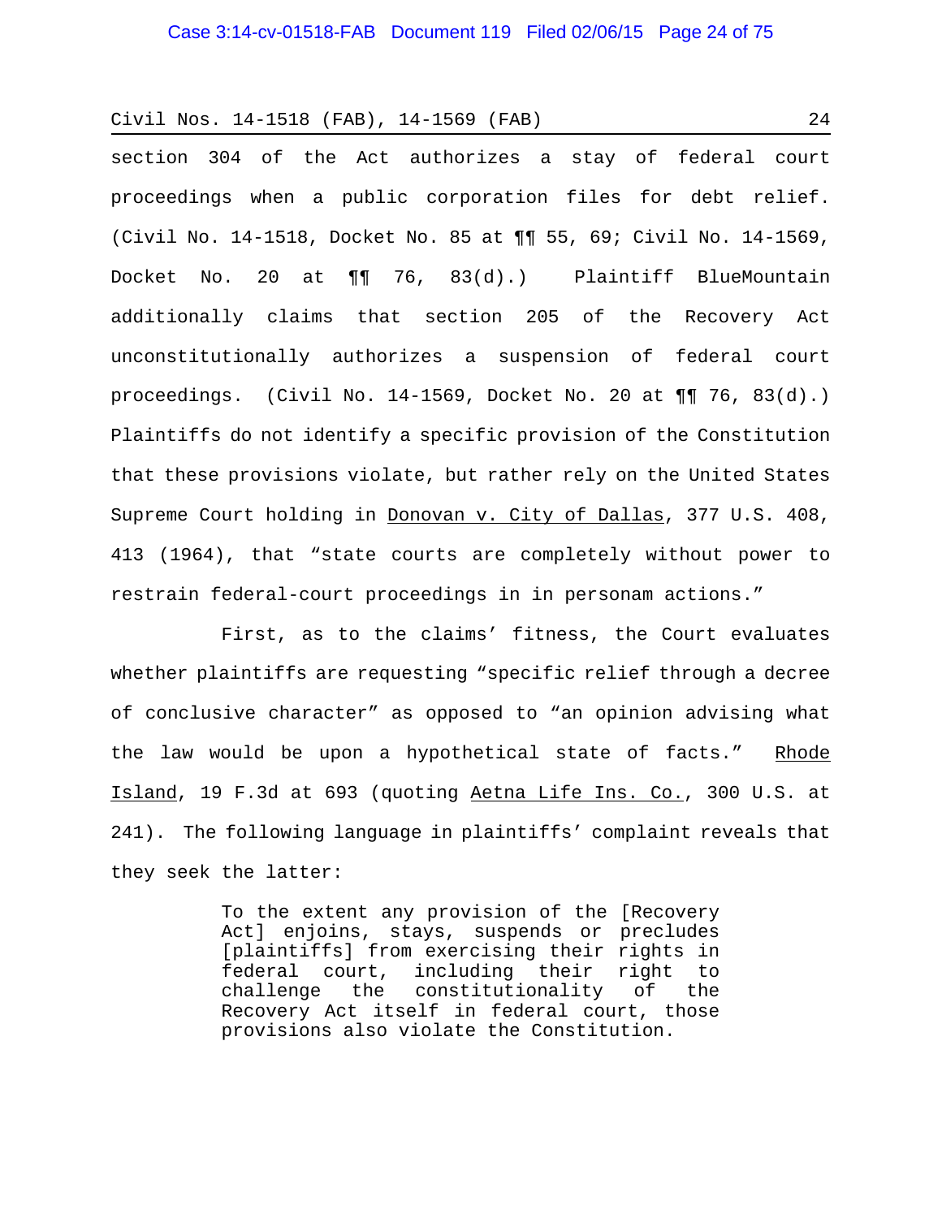section 304 of the Act authorizes a stay of federal court proceedings when a public corporation files for debt relief. (Civil No. 14-1518, Docket No. 85 at ¶¶ 55, 69; Civil No. 14-1569, Docket No. 20 at ¶¶ 76, 83(d).) Plaintiff BlueMountain additionally claims that section 205 of the Recovery Act unconstitutionally authorizes a suspension of federal court proceedings. (Civil No. 14-1569, Docket No. 20 at ¶¶ 76, 83(d).) Plaintiffs do not identify a specific provision of the Constitution that these provisions violate, but rather rely on the United States Supreme Court holding in Donovan v. City of Dallas, 377 U.S. 408, 413 (1964), that "state courts are completely without power to restrain federal-court proceedings in in personam actions."

First, as to the claims' fitness, the Court evaluates whether plaintiffs are requesting "specific relief through a decree of conclusive character" as opposed to "an opinion advising what the law would be upon a hypothetical state of facts." Rhode Island, 19 F.3d at 693 (quoting Aetna Life Ins. Co., 300 U.S. at 241). The following language in plaintiffs' complaint reveals that they seek the latter:

> To the extent any provision of the [Recovery Act] enjoins, stays, suspends or precludes [plaintiffs] from exercising their rights in federal court, including their right to challenge the constitutionality of the Recovery Act itself in federal court, those provisions also violate the Constitution.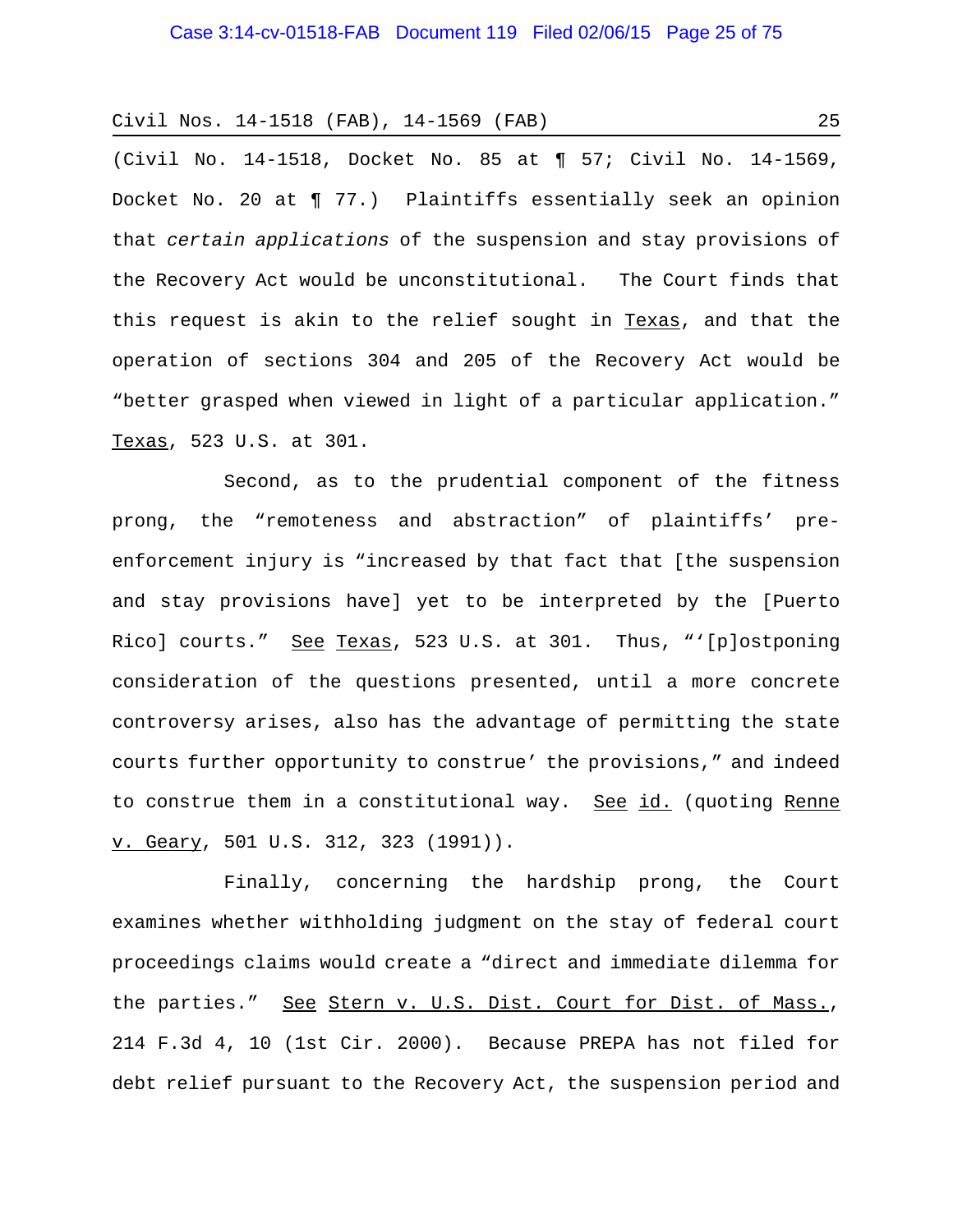(Civil No. 14-1518, Docket No. 85 at ¶ 57; Civil No. 14-1569, Docket No. 20 at ¶ 77.) Plaintiffs essentially seek an opinion that *certain applications* of the suspension and stay provisions of the Recovery Act would be unconstitutional. The Court finds that this request is akin to the relief sought in Texas, and that the operation of sections 304 and 205 of the Recovery Act would be "better grasped when viewed in light of a particular application." Texas, 523 U.S. at 301.

Second, as to the prudential component of the fitness prong, the "remoteness and abstraction" of plaintiffs' pre-enforcement injury is "increased by that fact that [the suspension and stay provisions have] yet to be interpreted by the [Puerto Rico] courts." See Texas, 523 U.S. at 301. Thus, "'[p]ostponing consideration of the questions presented, until a more concrete controversy arises, also has the advantage of permitting the state courts further opportunity to construe' the provisions," and indeed to construe them in a constitutional way. See id. (quoting Renne v. Geary, 501 U.S. 312, 323 (1991)).

Finally, concerning the hardship prong, the Court examines whether withholding judgment on the stay of federal court proceedings claims would create a "direct and immediate dilemma for the parties." See Stern v. U.S. Dist. Court for Dist. of Mass., 214 F.3d 4, 10 (1st Cir. 2000). Because PREPA has not filed for debt relief pursuant to the Recovery Act, the suspension period and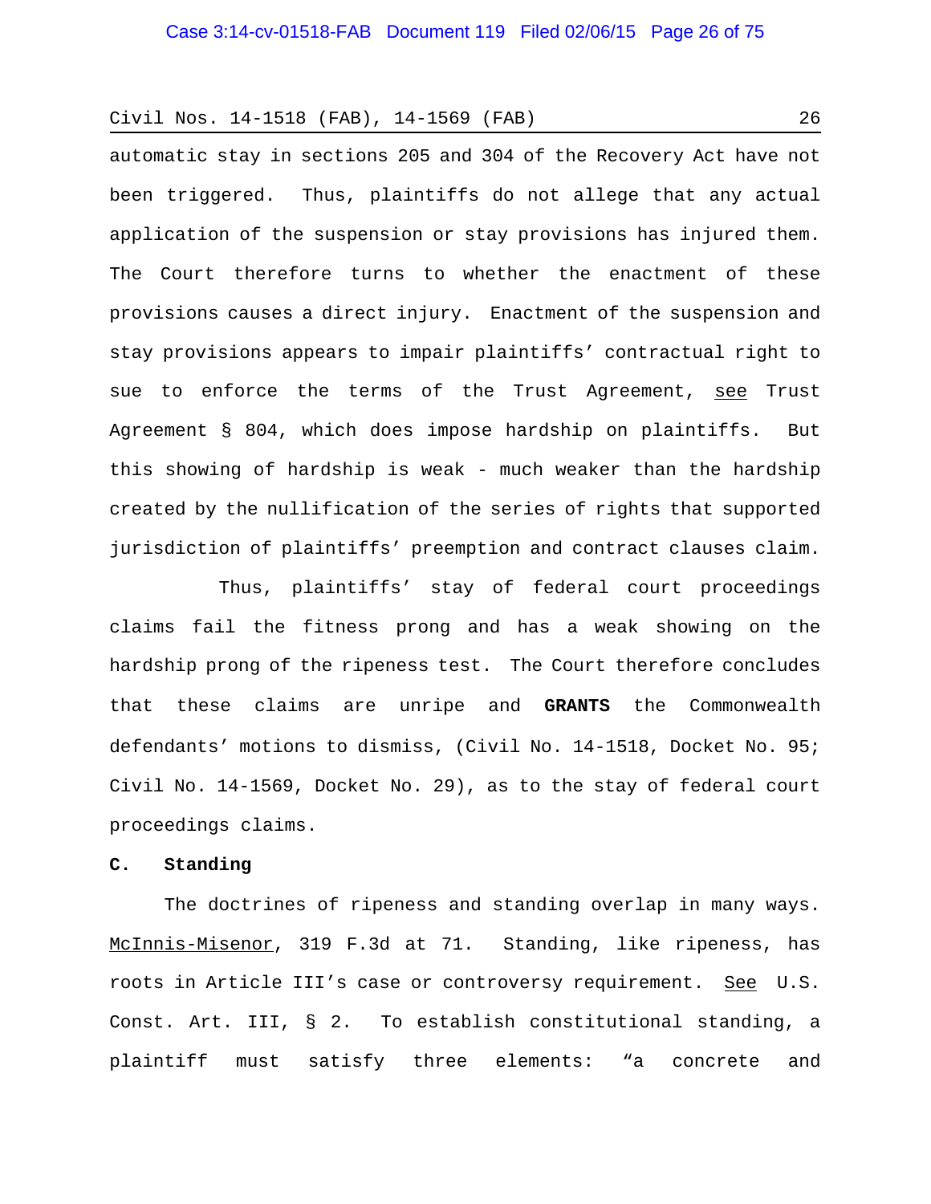automatic stay in sections 205 and 304 of the Recovery Act have not been triggered. Thus, plaintiffs do not allege that any actual application of the suspension or stay provisions has injured them. The Court therefore turns to whether the enactment of these provisions causes a direct injury. Enactment of the suspension and stay provisions appears to impair plaintiffs' contractual right to sue to enforce the terms of the Trust Agreement, see Trust Agreement § 804, which does impose hardship on plaintiffs. But this showing of hardship is weak - much weaker than the hardship created by the nullification of the series of rights that supported jurisdiction of plaintiffs' preemption and contract clauses claim.

Thus, plaintiffs' stay of federal court proceedings claims fail the fitness prong and has a weak showing on the hardship prong of the ripeness test. The Court therefore concludes that these claims are unripe and **GRANTS** the Commonwealth defendants' motions to dismiss, (Civil No. 14-1518, Docket No. 95; Civil No. 14-1569, Docket No. 29), as to the stay of federal court proceedings claims.

### C. Standing

The doctrines of ripeness and standing overlap in many ways. McInnis-Misenor, 319 F.3d at 71. Standing, like ripeness, has roots in Article III's case or controversy requirement. See U.S. Const. Art. III, § 2. To establish constitutional standing, a plaintiff must satisfy three elements: "a concrete and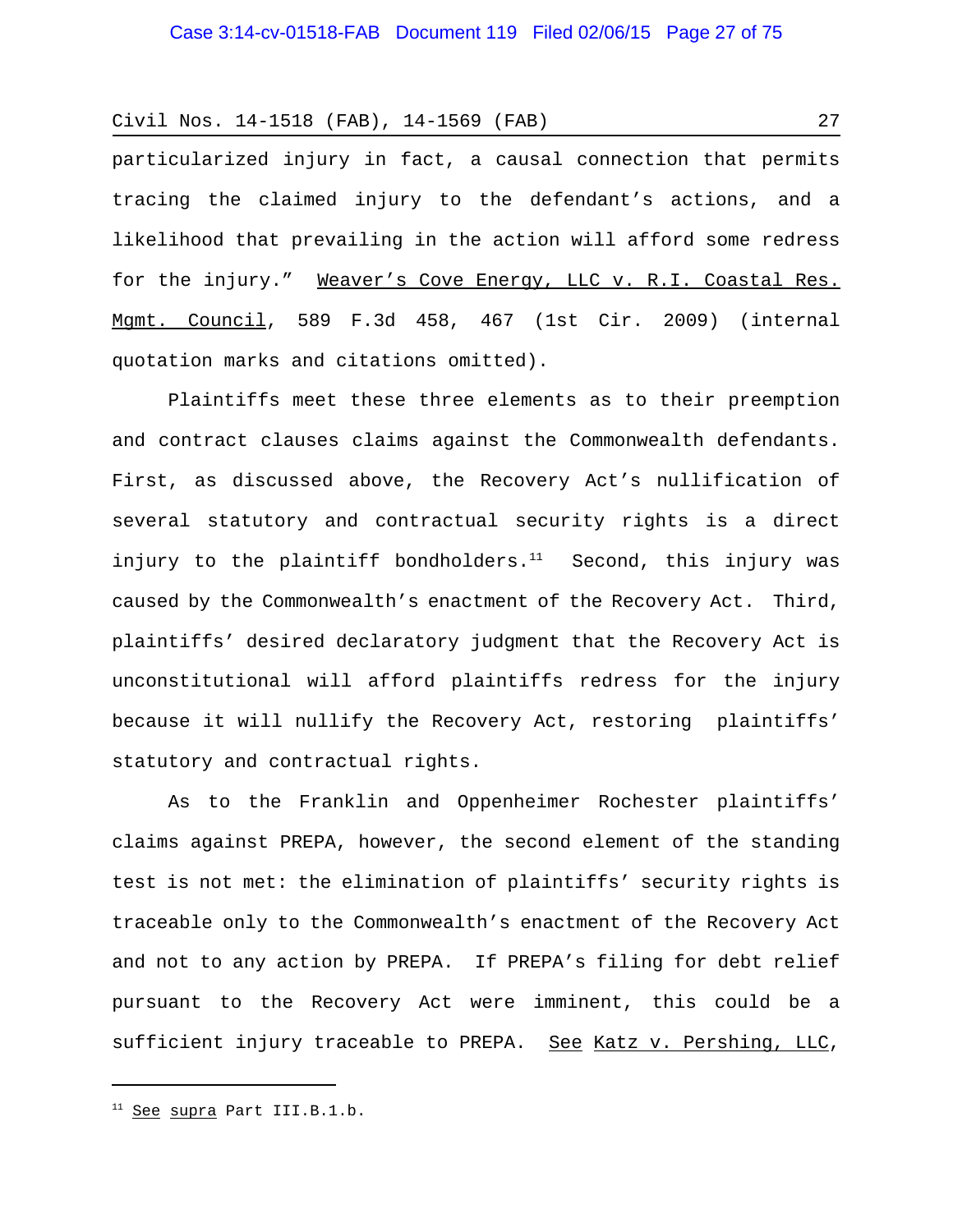particularized injury in fact, a causal connection that permits tracing the claimed injury to the defendant's actions, and a likelihood that prevailing in the action will afford some redress for the injury." Weaver's Cove Energy, LLC v. R.I. Coastal Res. Mgmt. Council, 589 F.3d 458, 467 (1st Cir. 2009) (internal quotation marks and citations omitted).

Plaintiffs meet these three elements as to their preemption and contract clauses claims against the Commonwealth defendants. First, as discussed above, the Recovery Act's nullification of several statutory and contractual security rights is a direct injury to the plaintiff bondholders.[11] Second, this injury was caused by the Commonwealth's enactment of the Recovery Act. Third, plaintiffs' desired declaratory judgment that the Recovery Act is unconstitutional will afford plaintiffs redress for the injury because it will nullify the Recovery Act, restoring plaintiffs' statutory and contractual rights.

As to the Franklin and Oppenheimer Rochester plaintiffs' claims against PREPA, however, the second element of the standing test is not met: the elimination of plaintiffs' security rights is traceable only to the Commonwealth's enactment of the Recovery Act and not to any action by PREPA. If PREPA's filing for debt relief pursuant to the Recovery Act were imminent, this could be a sufficient injury traceable to PREPA. See Katz v. Pershing, LLC,

[11] See supra Part III.B.1.b.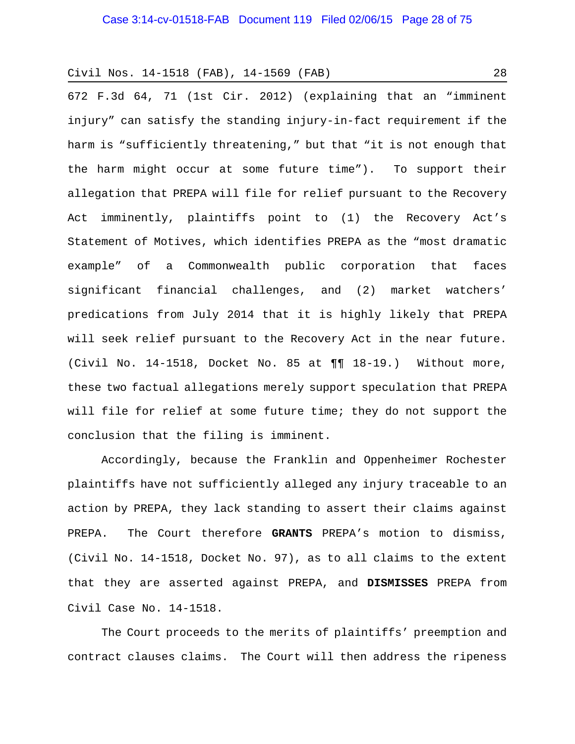672 F.3d 64, 71 (1st Cir. 2012) (explaining that an "imminent injury" can satisfy the standing injury-in-fact requirement if the harm is "sufficiently threatening," but that "it is not enough that the harm might occur at some future time"). To support their allegation that PREPA will file for relief pursuant to the Recovery Act imminently, plaintiffs point to (1) the Recovery Act's Statement of Motives, which identifies PREPA as the "most dramatic example" of a Commonwealth public corporation that faces significant financial challenges, and (2) market watchers' predications from July 2014 that it is highly likely that PREPA will seek relief pursuant to the Recovery Act in the near future. (Civil No. 14-1518, Docket No. 85 at ¶¶ 18-19.) Without more, these two factual allegations merely support speculation that PREPA will file for relief at some future time; they do not support the conclusion that the filing is imminent.

Accordingly, because the Franklin and Oppenheimer Rochester plaintiffs have not sufficiently alleged any injury traceable to an action by PREPA, they lack standing to assert their claims against PREPA. The Court therefore **GRANTS** PREPA's motion to dismiss, (Civil No. 14-1518, Docket No. 97), as to all claims to the extent that they are asserted against PREPA, and **DISMISSES** PREPA from Civil Case No. 14-1518.

The Court proceeds to the merits of plaintiffs' preemption and contract clauses claims. The Court will then address the ripeness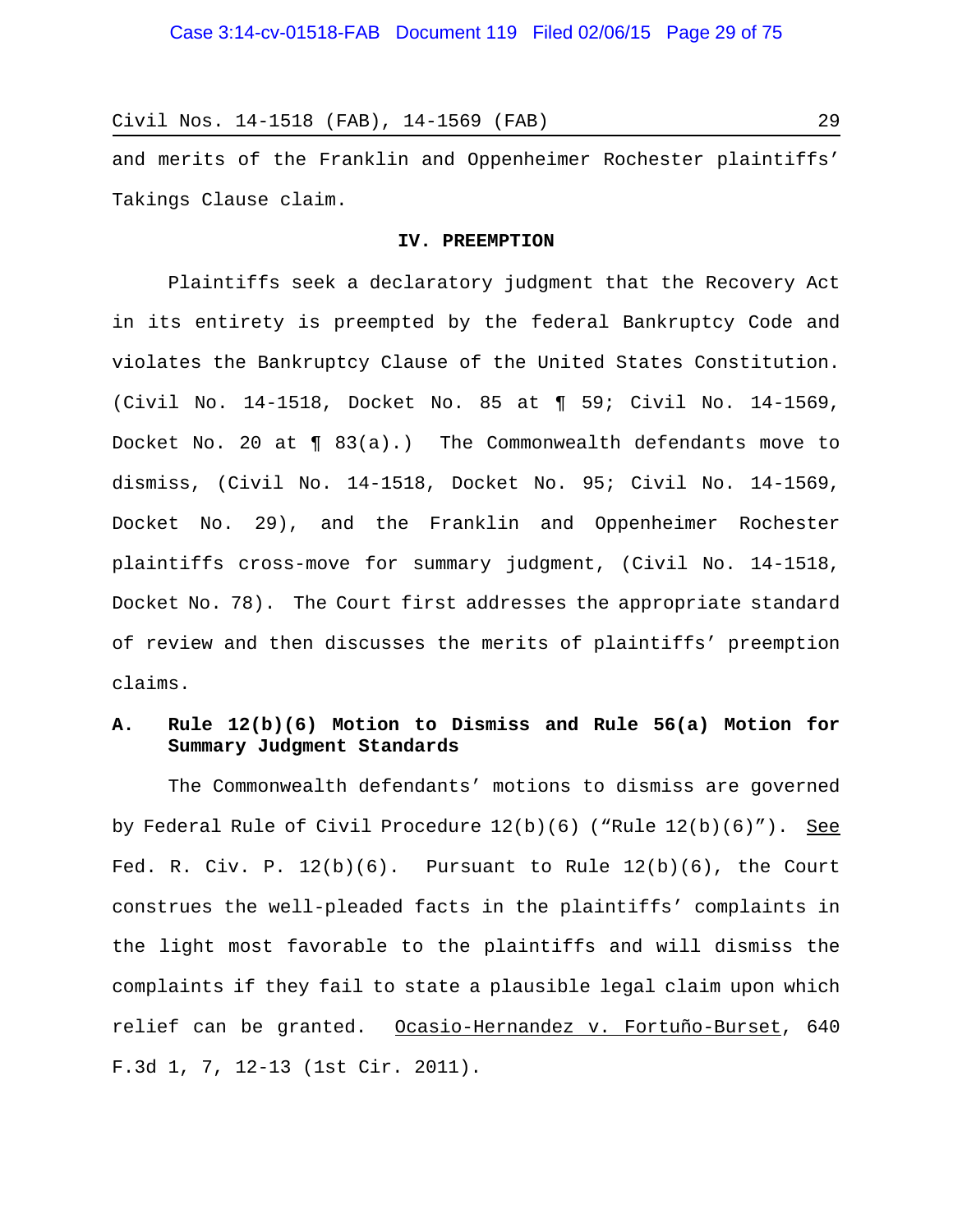and merits of the Franklin and Oppenheimer Rochester plaintiffs' Takings Clause claim.

## IV. PREEMPTION

Plaintiffs seek a declaratory judgment that the Recovery Act in its entirety is preempted by the federal Bankruptcy Code and violates the Bankruptcy Clause of the United States Constitution. (Civil No. 14-1518, Docket No. 85 at ¶ 59; Civil No. 14-1569, Docket No. 20 at ¶ 83(a).) The Commonwealth defendants move to dismiss, (Civil No. 14-1518, Docket No. 95; Civil No. 14-1569, Docket No. 29), and the Franklin and Oppenheimer Rochester plaintiffs cross-move for summary judgment, (Civil No. 14-1518, Docket No. 78). The Court first addresses the appropriate standard of review and then discusses the merits of plaintiffs' preemption claims.

### A. Rule 12(b)(6) Motion to Dismiss and Rule 56(a) Motion for Summary Judgment Standards

The Commonwealth defendants' motions to dismiss are governed by Federal Rule of Civil Procedure 12(b)(6) ("Rule 12(b)(6)"). See Fed. R. Civ. P. 12(b)(6). Pursuant to Rule 12(b)(6), the Court construes the well-pleaded facts in the plaintiffs' complaints in the light most favorable to the plaintiffs and will dismiss the complaints if they fail to state a plausible legal claim upon which relief can be granted. Ocasio-Hernandez v. Fortuño-Burset, 640 F.3d 1, 7, 12-13 (1st Cir. 2011).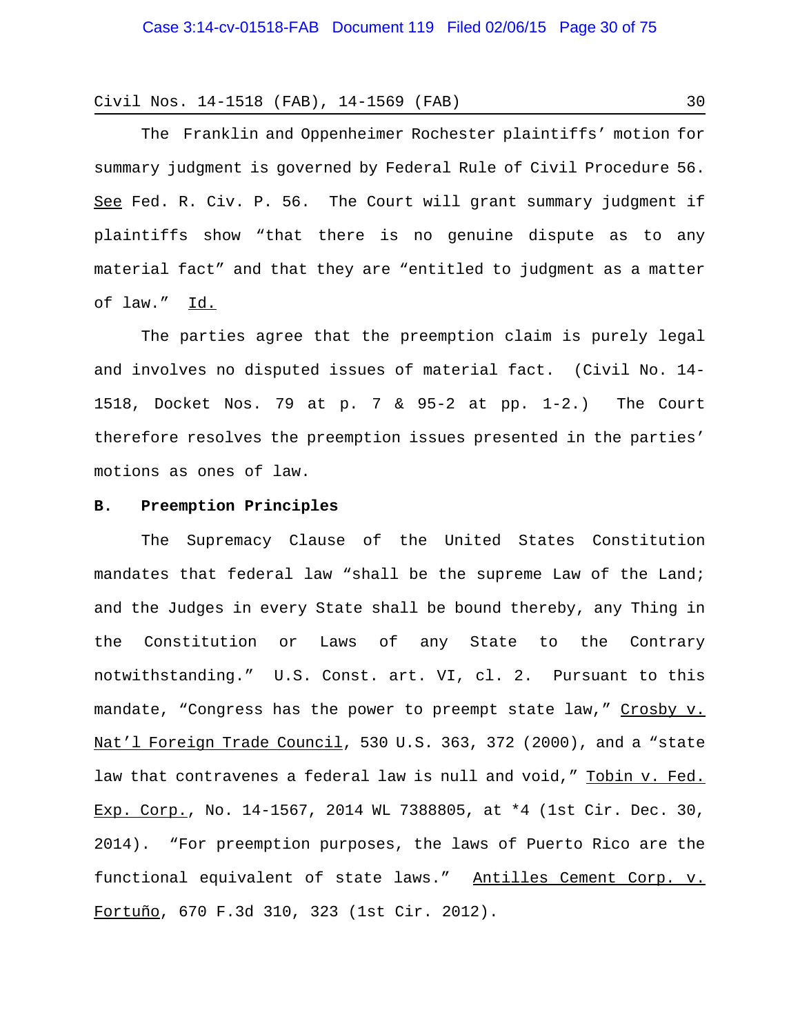The Franklin and Oppenheimer Rochester plaintiffs' motion for summary judgment is governed by Federal Rule of Civil Procedure 56. See Fed. R. Civ. P. 56. The Court will grant summary judgment if plaintiffs show "that there is no genuine dispute as to any material fact" and that they are "entitled to judgment as a matter of law." Id.

The parties agree that the preemption claim is purely legal and involves no disputed issues of material fact. (Civil No. 14-1518, Docket Nos. 79 at p. 7 & 95-2 at pp. 1-2.) The Court therefore resolves the preemption issues presented in the parties' motions as ones of law.

**B. Preemption Principles**

The Supremacy Clause of the United States Constitution mandates that federal law "shall be the supreme Law of the Land; and the Judges in every State shall be bound thereby, any Thing in the Constitution or Laws of any State to the Contrary notwithstanding." U.S. Const. art. VI, cl. 2. Pursuant to this mandate, "Congress has the power to preempt state law," Crosby v. Nat'l Foreign Trade Council, 530 U.S. 363, 372 (2000), and a "state law that contravenes a federal law is null and void," Tobin v. Fed. Exp. Corp., No. 14-1567, 2014 WL 7388805, at *4 (1st Cir. Dec. 30, 2014). "For preemption purposes, the laws of Puerto Rico are the functional equivalent of state laws." Antilles Cement Corp. v. Fortuño, 670 F.3d 310, 323 (1st Cir. 2012).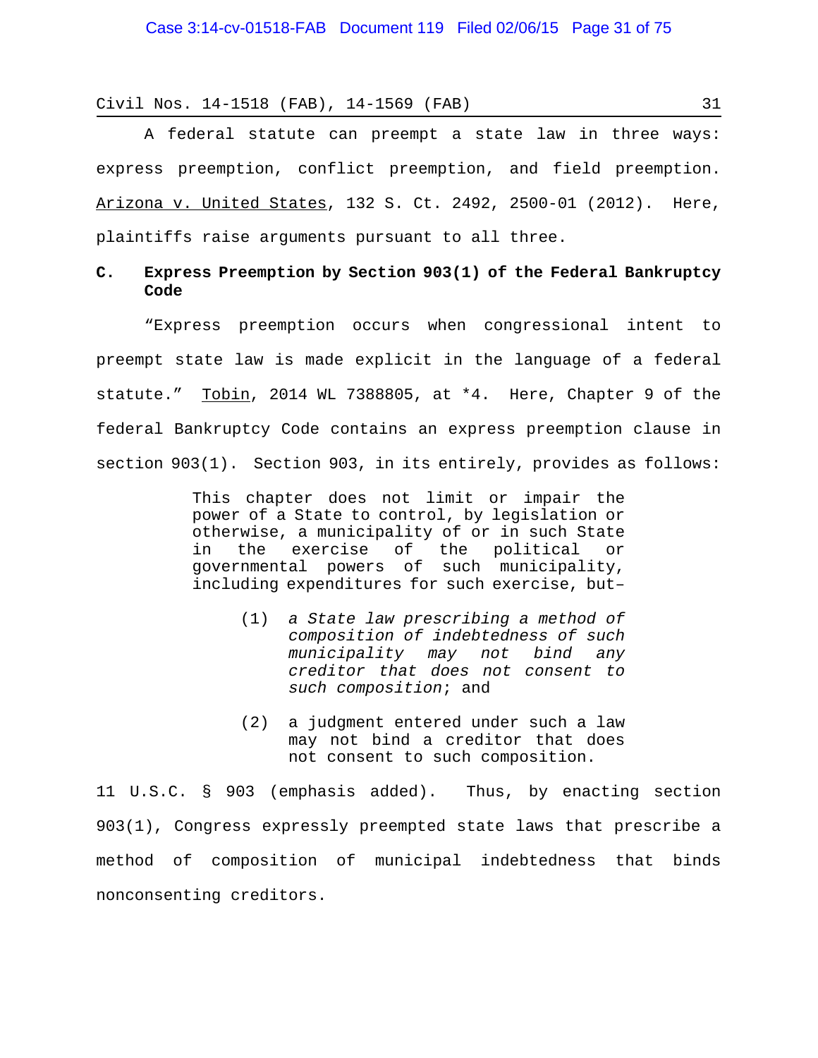A federal statute can preempt a state law in three ways: express preemption, conflict preemption, and field preemption. Arizona v. United States, 132 S. Ct. 2492, 2500-01 (2012). Here, plaintiffs raise arguments pursuant to all three.

### C. Express Preemption by Section 903(1) of the Federal Bankruptcy Code

"Express preemption occurs when congressional intent to preempt state law is made explicit in the language of a federal statute." Tobin, 2014 WL 7388805, at *4. Here, Chapter 9 of the federal Bankruptcy Code contains an express preemption clause in section 903(1). Section 903, in its entirely, provides as follows:

> This chapter does not limit or impair the power of a State to control, by legislation or otherwise, a municipality of or in such State in the exercise of the political or governmental powers of such municipality, including expenditures for such exercise, but–
>
> (1) *a State law prescribing a method of composition of indebtedness of such municipality may not bind any creditor that does not consent to such composition*; and
>
> (2) a judgment entered under such a law may not bind a creditor that does not consent to such composition.

11 U.S.C. § 903 (emphasis added). Thus, by enacting section 903(1), Congress expressly preempted state laws that prescribe a method of composition of municipal indebtedness that binds nonconsenting creditors.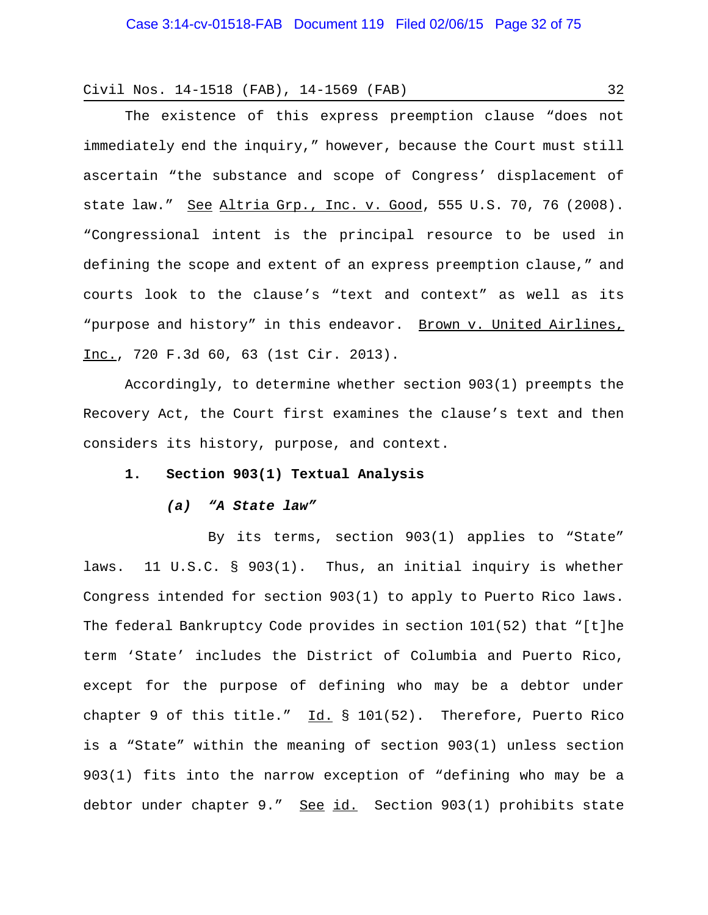The existence of this express preemption clause "does not immediately end the inquiry," however, because the Court must still ascertain "the substance and scope of Congress' displacement of state law." See Altria Grp., Inc. v. Good, 555 U.S. 70, 76 (2008). "Congressional intent is the principal resource to be used in defining the scope and extent of an express preemption clause," and courts look to the clause's "text and context" as well as its "purpose and history" in this endeavor. Brown v. United Airlines, Inc., 720 F.3d 60, 63 (1st Cir. 2013).

Accordingly, to determine whether section 903(1) preempts the Recovery Act, the Court first examines the clause's text and then considers its history, purpose, and context.

**1. Section 903(1) Textual Analysis**

***(a) "A State law"***

By its terms, section 903(1) applies to "State" laws. 11 U.S.C. § 903(1). Thus, an initial inquiry is whether Congress intended for section 903(1) to apply to Puerto Rico laws. The federal Bankruptcy Code provides in section 101(52) that "[t]he term 'State' includes the District of Columbia and Puerto Rico, except for the purpose of defining who may be a debtor under chapter 9 of this title." Id. § 101(52). Therefore, Puerto Rico is a "State" within the meaning of section 903(1) unless section 903(1) fits into the narrow exception of "defining who may be a debtor under chapter 9." See id. Section 903(1) prohibits state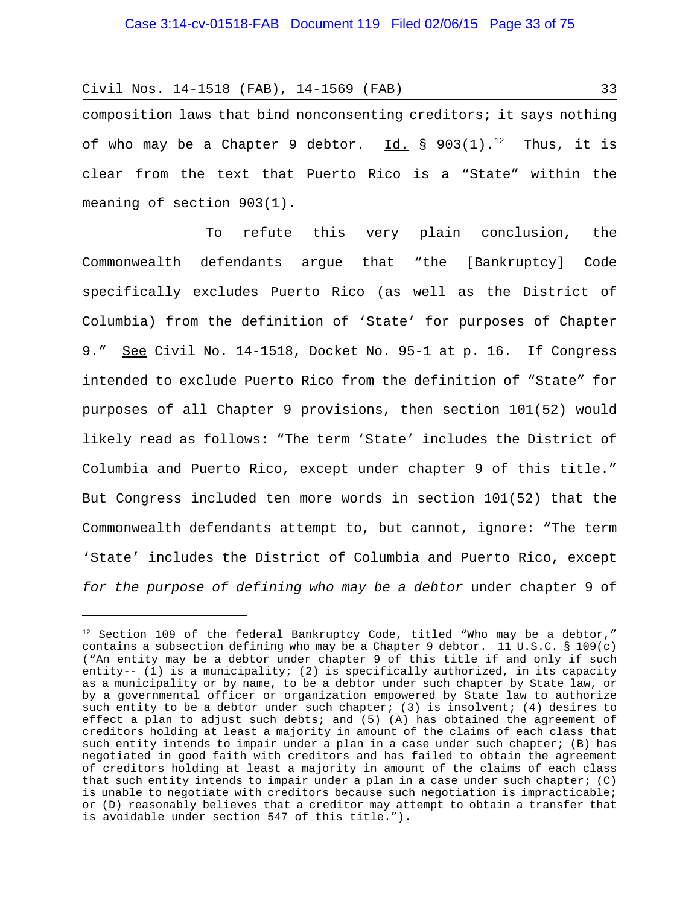composition laws that bind nonconsenting creditors; it says nothing of who may be a Chapter 9 debtor. Id. § 903(1).[12] Thus, it is clear from the text that Puerto Rico is a "State" within the meaning of section 903(1).

To refute this very plain conclusion, the Commonwealth defendants argue that "the [Bankruptcy] Code specifically excludes Puerto Rico (as well as the District of Columbia) from the definition of 'State' for purposes of Chapter 9." See Civil No. 14-1518, Docket No. 95-1 at p. 16. If Congress intended to exclude Puerto Rico from the definition of "State" for purposes of all Chapter 9 provisions, then section 101(52) would likely read as follows: "The term 'State' includes the District of Columbia and Puerto Rico, except under chapter 9 of this title." But Congress included ten more words in section 101(52) that the Commonwealth defendants attempt to, but cannot, ignore: "The term 'State' includes the District of Columbia and Puerto Rico, except *for the purpose of defining who may be a debtor* under chapter 9 of

---

[12] Section 109 of the federal Bankruptcy Code, titled "Who may be a debtor," contains a subsection defining who may be a Chapter 9 debtor. 11 U.S.C. § 109(c) ("An entity may be a debtor under chapter 9 of this title if and only if such entity-- (1) is a municipality; (2) is specifically authorized, in its capacity as a municipality or by name, to be a debtor under such chapter by State law, or by a governmental officer or organization empowered by State law to authorize such entity to be a debtor under such chapter; (3) is insolvent; (4) desires to effect a plan to adjust such debts; and (5) (A) has obtained the agreement of creditors holding at least a majority in amount of the claims of each class that such entity intends to impair under a plan in a case under such chapter; (B) has negotiated in good faith with creditors and has failed to obtain the agreement of creditors holding at least a majority in amount of the claims of each class that such entity intends to impair under a plan in a case under such chapter; (C) is unable to negotiate with creditors because such negotiation is impracticable; or (D) reasonably believes that a creditor may attempt to obtain a transfer that is avoidable under section 547 of this title.").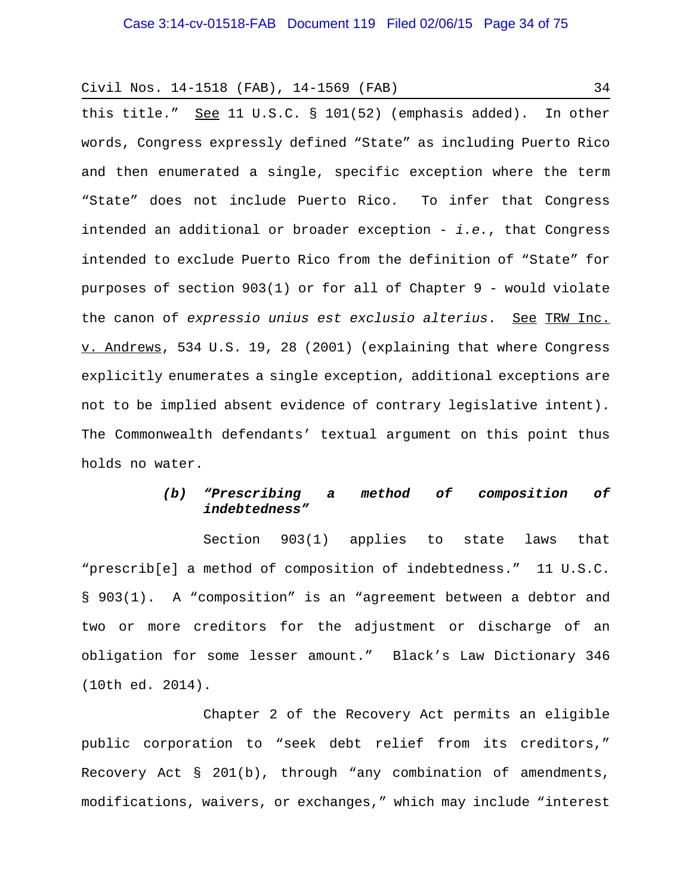this title." See 11 U.S.C. § 101(52) (emphasis added). In other words, Congress expressly defined "State" as including Puerto Rico and then enumerated a single, specific exception where the term "State" does not include Puerto Rico. To infer that Congress intended an additional or broader exception - *i.e.*, that Congress intended to exclude Puerto Rico from the definition of "State" for purposes of section 903(1) or for all of Chapter 9 - would violate the canon of *expressio unius est exclusio alterius*. See TRW Inc. v. Andrews, 534 U.S. 19, 28 (2001) (explaining that where Congress explicitly enumerates a single exception, additional exceptions are not to be implied absent evidence of contrary legislative intent). The Commonwealth defendants' textual argument on this point thus holds no water.

***(b) "Prescribing a method of composition of indebtedness"***

Section 903(1) applies to state laws that "prescrib[e] a method of composition of indebtedness." 11 U.S.C. § 903(1). A "composition" is an "agreement between a debtor and two or more creditors for the adjustment or discharge of an obligation for some lesser amount." Black's Law Dictionary 346 (10th ed. 2014).

Chapter 2 of the Recovery Act permits an eligible public corporation to "seek debt relief from its creditors," Recovery Act § 201(b), through "any combination of amendments, modifications, waivers, or exchanges," which may include "interest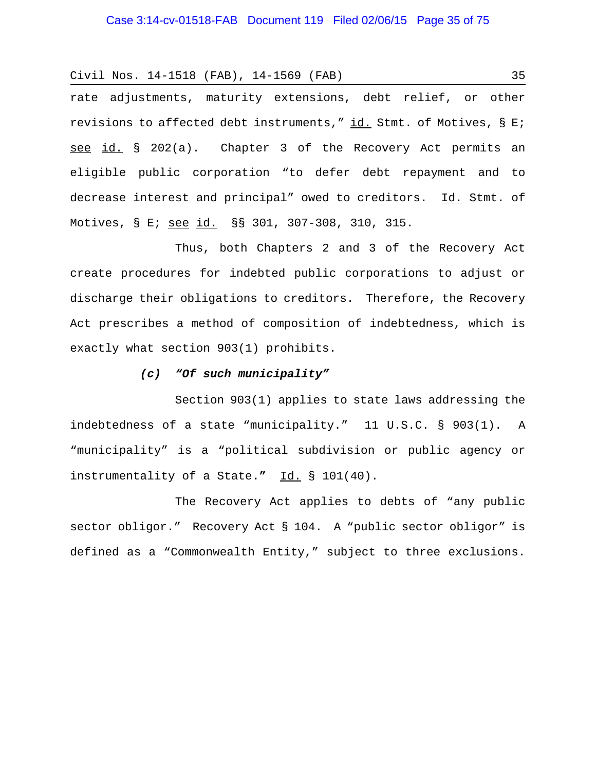rate adjustments, maturity extensions, debt relief, or other revisions to affected debt instruments," id. Stmt. of Motives, § E; see id. § 202(a). Chapter 3 of the Recovery Act permits an eligible public corporation "to defer debt repayment and to decrease interest and principal" owed to creditors. Id. Stmt. of Motives, § E; see id. §§ 301, 307-308, 310, 315.

Thus, both Chapters 2 and 3 of the Recovery Act create procedures for indebted public corporations to adjust or discharge their obligations to creditors. Therefore, the Recovery Act prescribes a method of composition of indebtedness, which is exactly what section 903(1) prohibits.

***(c) "Of such municipality"***

Section 903(1) applies to state laws addressing the indebtedness of a state "municipality." 11 U.S.C. § 903(1). A "municipality" is a "political subdivision or public agency or instrumentality of a State." Id. § 101(40).

The Recovery Act applies to debts of "any public sector obligor." Recovery Act § 104. A "public sector obligor" is defined as a "Commonwealth Entity," subject to three exclusions.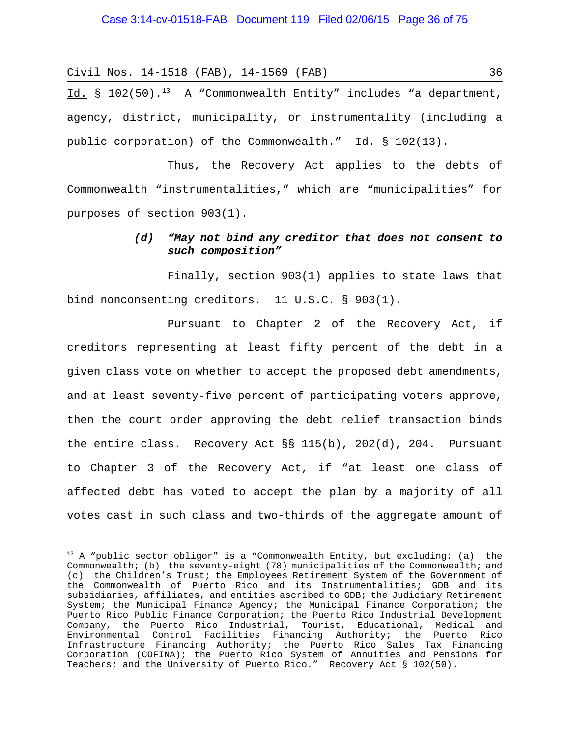Id. § 102(50).[13] A "Commonwealth Entity" includes "a department, agency, district, municipality, or instrumentality (including a public corporation) of the Commonwealth." Id. § 102(13).

Thus, the Recovery Act applies to the debts of Commonwealth "instrumentalities," which are "municipalities" for purposes of section 903(1).

#### *(d) "May not bind any creditor that does not consent to such composition"*

Finally, section 903(1) applies to state laws that bind nonconsenting creditors. 11 U.S.C. § 903(1).

Pursuant to Chapter 2 of the Recovery Act, if creditors representing at least fifty percent of the debt in a given class vote on whether to accept the proposed debt amendments, and at least seventy-five percent of participating voters approve, then the court order approving the debt relief transaction binds the entire class. Recovery Act §§ 115(b), 202(d), 204. Pursuant to Chapter 3 of the Recovery Act, if "at least one class of affected debt has voted to accept the plan by a majority of all votes cast in such class and two-thirds of the aggregate amount of

---

[13] A "public sector obligor" is a "Commonwealth Entity, but excluding: (a) the Commonwealth; (b) the seventy-eight (78) municipalities of the Commonwealth; and (c) the Children's Trust; the Employees Retirement System of the Government of the Commonwealth of Puerto Rico and its Instrumentalities; GDB and its subsidiaries, affiliates, and entities ascribed to GDB; the Judiciary Retirement System; the Municipal Finance Agency; the Municipal Finance Corporation; the Puerto Rico Public Finance Corporation; the Puerto Rico Industrial Development Company, the Puerto Rico Industrial, Tourist, Educational, Medical and Environmental Control Facilities Financing Authority; the Puerto Rico Infrastructure Financing Authority; the Puerto Rico Sales Tax Financing Corporation (COFINA); the Puerto Rico System of Annuities and Pensions for Teachers; and the University of Puerto Rico." Recovery Act § 102(50).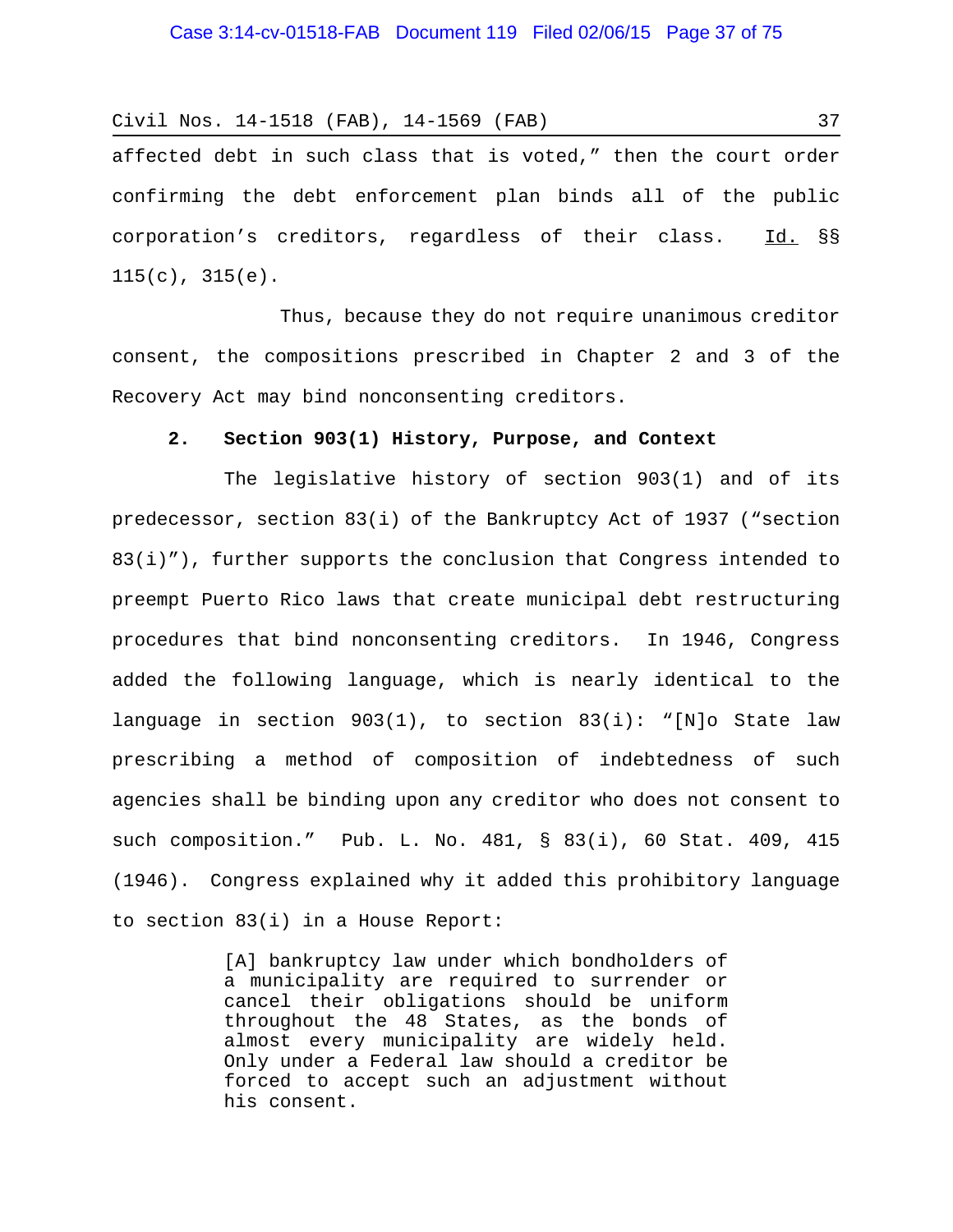affected debt in such class that is voted," then the court order confirming the debt enforcement plan binds all of the public corporation's creditors, regardless of their class. Id. §§ 115(c), 315(e).

Thus, because they do not require unanimous creditor consent, the compositions prescribed in Chapter 2 and 3 of the Recovery Act may bind nonconsenting creditors.

### 2. Section 903(1) History, Purpose, and Context

The legislative history of section 903(1) and of its predecessor, section 83(i) of the Bankruptcy Act of 1937 ("section 83(i)"), further supports the conclusion that Congress intended to preempt Puerto Rico laws that create municipal debt restructuring procedures that bind nonconsenting creditors. In 1946, Congress added the following language, which is nearly identical to the language in section 903(1), to section 83(i): "[N]o State law prescribing a method of composition of indebtedness of such agencies shall be binding upon any creditor who does not consent to such composition." Pub. L. No. 481, § 83(i), 60 Stat. 409, 415 (1946). Congress explained why it added this prohibitory language to section 83(i) in a House Report:

> [A] bankruptcy law under which bondholders of a municipality are required to surrender or cancel their obligations should be uniform throughout the 48 States, as the bonds of almost every municipality are widely held. Only under a Federal law should a creditor be forced to accept such an adjustment without his consent.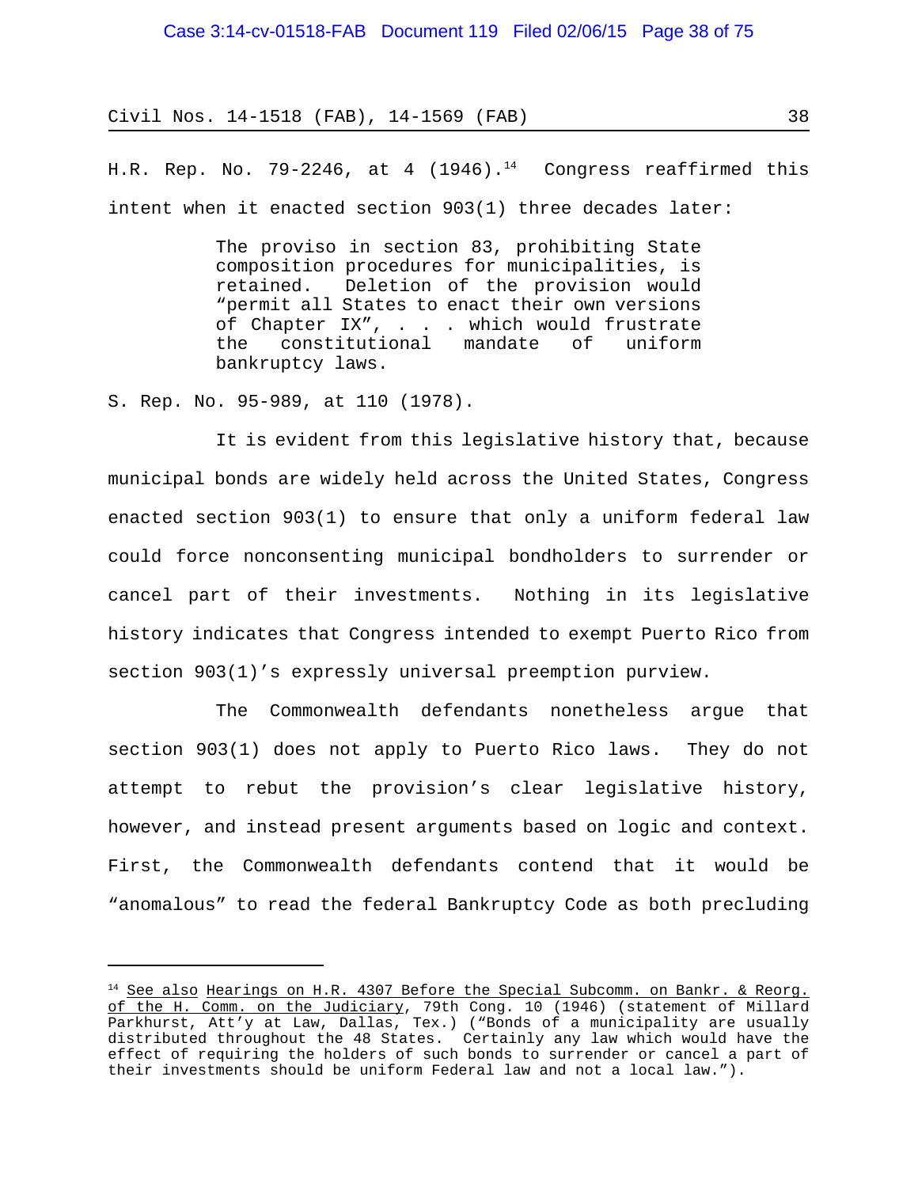H.R. Rep. No. 79-2246, at 4 (1946).[14] Congress reaffirmed this intent when it enacted section 903(1) three decades later:

> The proviso in section 83, prohibiting State composition procedures for municipalities, is retained. Deletion of the provision would "permit all States to enact their own versions of Chapter IX", . . . which would frustrate the constitutional mandate of uniform bankruptcy laws.

S. Rep. No. 95-989, at 110 (1978).

It is evident from this legislative history that, because municipal bonds are widely held across the United States, Congress enacted section 903(1) to ensure that only a uniform federal law could force nonconsenting municipal bondholders to surrender or cancel part of their investments. Nothing in its legislative history indicates that Congress intended to exempt Puerto Rico from section 903(1)'s expressly universal preemption purview.

The Commonwealth defendants nonetheless argue that section 903(1) does not apply to Puerto Rico laws. They do not attempt to rebut the provision's clear legislative history, however, and instead present arguments based on logic and context. First, the Commonwealth defendants contend that it would be "anomalous" to read the federal Bankruptcy Code as both precluding

---

[14] See also Hearings on H.R. 4307 Before the Special Subcomm. on Bankr. & Reorg. of the H. Comm. on the Judiciary, 79th Cong. 10 (1946) (statement of Millard Parkhurst, Att'y at Law, Dallas, Tex.) ("Bonds of a municipality are usually distributed throughout the 48 States. Certainly any law which would have the effect of requiring the holders of such bonds to surrender or cancel a part of their investments should be uniform Federal law and not a local law.").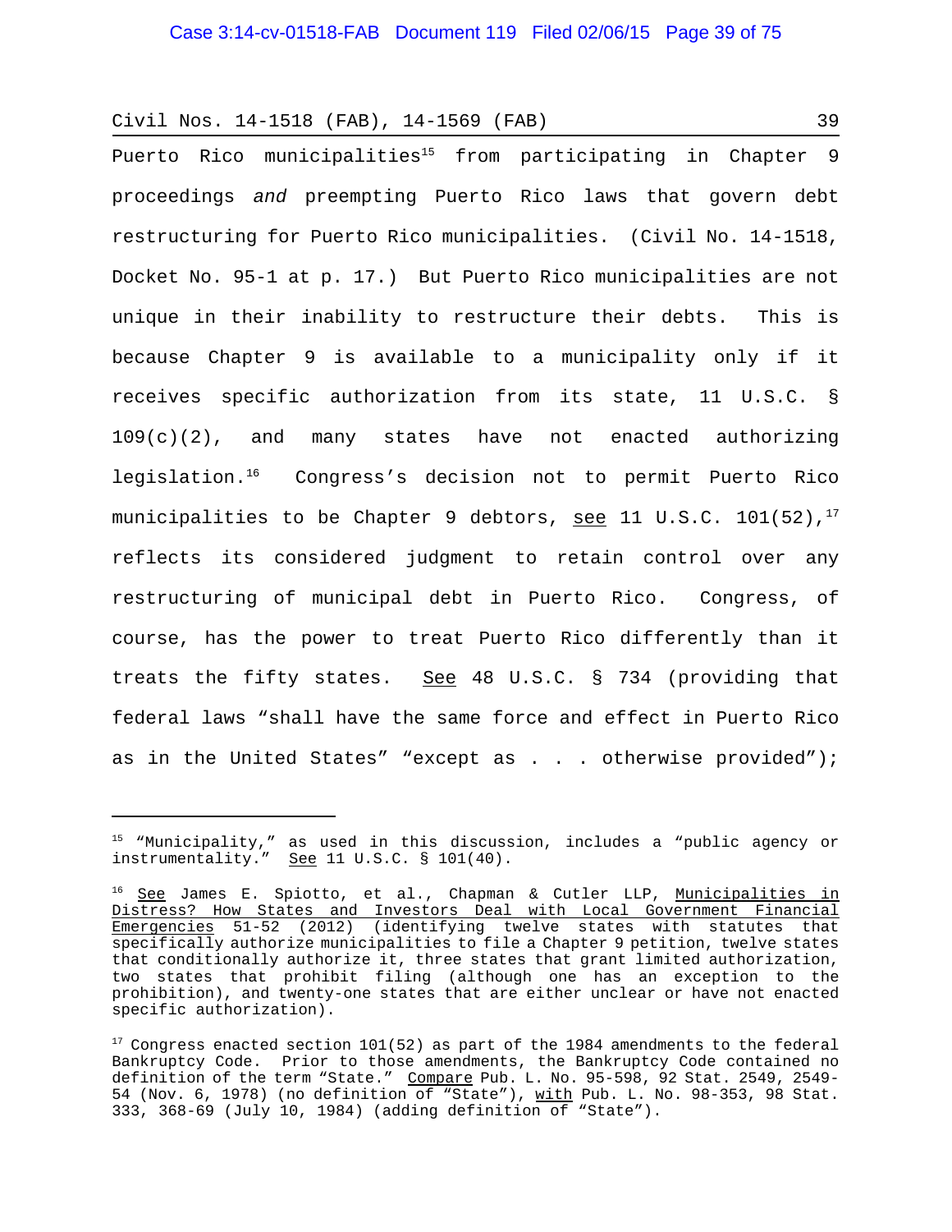Puerto Rico municipalities[15] from participating in Chapter 9 proceedings *and* preempting Puerto Rico laws that govern debt restructuring for Puerto Rico municipalities. (Civil No. 14-1518, Docket No. 95-1 at p. 17.) But Puerto Rico municipalities are not unique in their inability to restructure their debts. This is because Chapter 9 is available to a municipality only if it receives specific authorization from its state, 11 U.S.C. § 109(c)(2), and many states have not enacted authorizing legislation.[16] Congress's decision not to permit Puerto Rico municipalities to be Chapter 9 debtors, see 11 U.S.C. 101(52),[17] reflects its considered judgment to retain control over any restructuring of municipal debt in Puerto Rico. Congress, of course, has the power to treat Puerto Rico differently than it treats the fifty states. See 48 U.S.C. § 734 (providing that federal laws "shall have the same force and effect in Puerto Rico as in the United States" "except as . . . otherwise provided");

---

[15] "Municipality," as used in this discussion, includes a "public agency or instrumentality." See 11 U.S.C. § 101(40).

[16] See James E. Spiotto, et al., Chapman & Cutler LLP, Municipalities in Distress? How States and Investors Deal with Local Government Financial Emergencies 51-52 (2012) (identifying twelve states with statutes that specifically authorize municipalities to file a Chapter 9 petition, twelve states that conditionally authorize it, three states that grant limited authorization, two states that prohibit filing (although one has an exception to the prohibition), and twenty-one states that are either unclear or have not enacted specific authorization).

[17] Congress enacted section 101(52) as part of the 1984 amendments to the federal Bankruptcy Code. Prior to those amendments, the Bankruptcy Code contained no definition of the term "State." Compare Pub. L. No. 95-598, 92 Stat. 2549, 2549-54 (Nov. 6, 1978) (no definition of "State"), with Pub. L. No. 98-353, 98 Stat. 333, 368-69 (July 10, 1984) (adding definition of "State").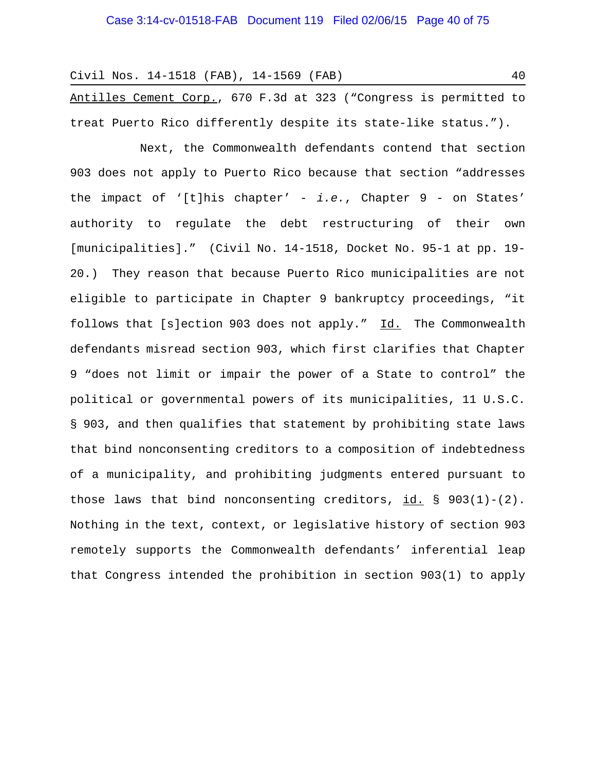Antilles Cement Corp., 670 F.3d at 323 ("Congress is permitted to treat Puerto Rico differently despite its state-like status.").

Next, the Commonwealth defendants contend that section 903 does not apply to Puerto Rico because that section "addresses the impact of '[t]his chapter' - *i.e.*, Chapter 9 - on States' authority to regulate the debt restructuring of their own [municipalities]." (Civil No. 14-1518, Docket No. 95-1 at pp. 19-20.) They reason that because Puerto Rico municipalities are not eligible to participate in Chapter 9 bankruptcy proceedings, "it follows that [s]ection 903 does not apply." Id. The Commonwealth defendants misread section 903, which first clarifies that Chapter 9 "does not limit or impair the power of a State to control" the political or governmental powers of its municipalities, 11 U.S.C. § 903, and then qualifies that statement by prohibiting state laws that bind nonconsenting creditors to a composition of indebtedness of a municipality, and prohibiting judgments entered pursuant to those laws that bind nonconsenting creditors, id. § 903(1)-(2). Nothing in the text, context, or legislative history of section 903 remotely supports the Commonwealth defendants' inferential leap that Congress intended the prohibition in section 903(1) to apply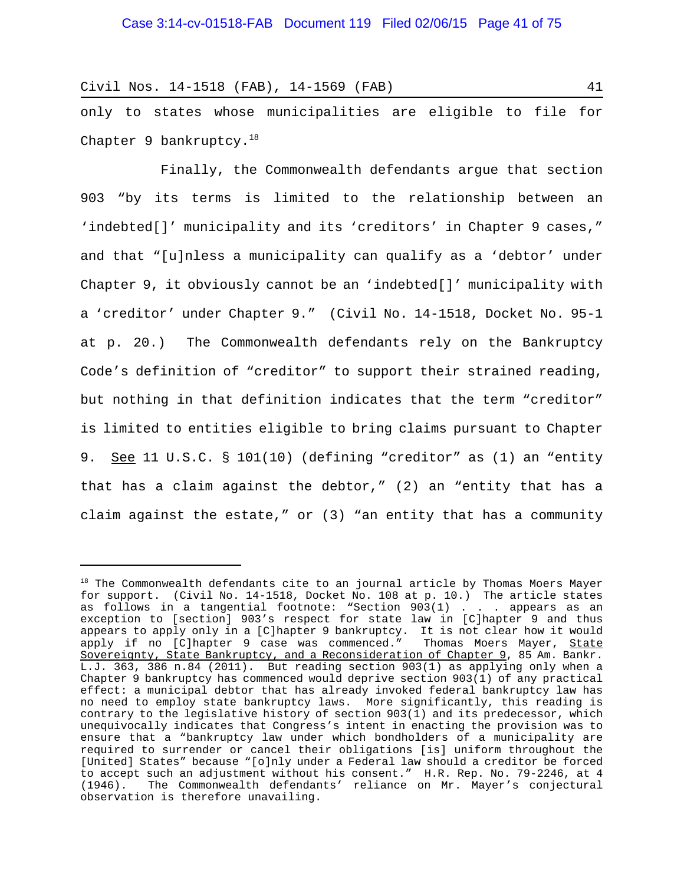only to states whose municipalities are eligible to file for Chapter 9 bankruptcy.[18]

Finally, the Commonwealth defendants argue that section 903 "by its terms is limited to the relationship between an 'indebted[]' municipality and its 'creditors' in Chapter 9 cases," and that "[u]nless a municipality can qualify as a 'debtor' under Chapter 9, it obviously cannot be an 'indebted[]' municipality with a 'creditor' under Chapter 9." (Civil No. 14-1518, Docket No. 95-1 at p. 20.) The Commonwealth defendants rely on the Bankruptcy Code's definition of "creditor" to support their strained reading, but nothing in that definition indicates that the term "creditor" is limited to entities eligible to bring claims pursuant to Chapter 9. See 11 U.S.C. § 101(10) (defining "creditor" as (1) an "entity that has a claim against the debtor," (2) an "entity that has a claim against the estate," or (3) "an entity that has a community

---

[18] The Commonwealth defendants cite to an journal article by Thomas Moers Mayer for support. (Civil No. 14-1518, Docket No. 108 at p. 10.) The article states as follows in a tangential footnote: "Section 903(1) . . . appears as an exception to [section] 903's respect for state law in [C]hapter 9 and thus appears to apply only in a [C]hapter 9 bankruptcy. It is not clear how it would apply if no [C]hapter 9 case was commenced." Thomas Moers Mayer, State Sovereignty, State Bankruptcy, and a Reconsideration of Chapter 9, 85 Am. Bankr. L.J. 363, 386 n.84 (2011). But reading section 903(1) as applying only when a Chapter 9 bankruptcy has commenced would deprive section 903(1) of any practical effect: a municipal debtor that has already invoked federal bankruptcy law has no need to employ state bankruptcy laws. More significantly, this reading is contrary to the legislative history of section 903(1) and its predecessor, which unequivocally indicates that Congress's intent in enacting the provision was to ensure that a "bankruptcy law under which bondholders of a municipality are required to surrender or cancel their obligations [is] uniform throughout the [United] States" because "[o]nly under a Federal law should a creditor be forced to accept such an adjustment without his consent." H.R. Rep. No. 79-2246, at 4 (1946). The Commonwealth defendants' reliance on Mr. Mayer's conjectural observation is therefore unavailing.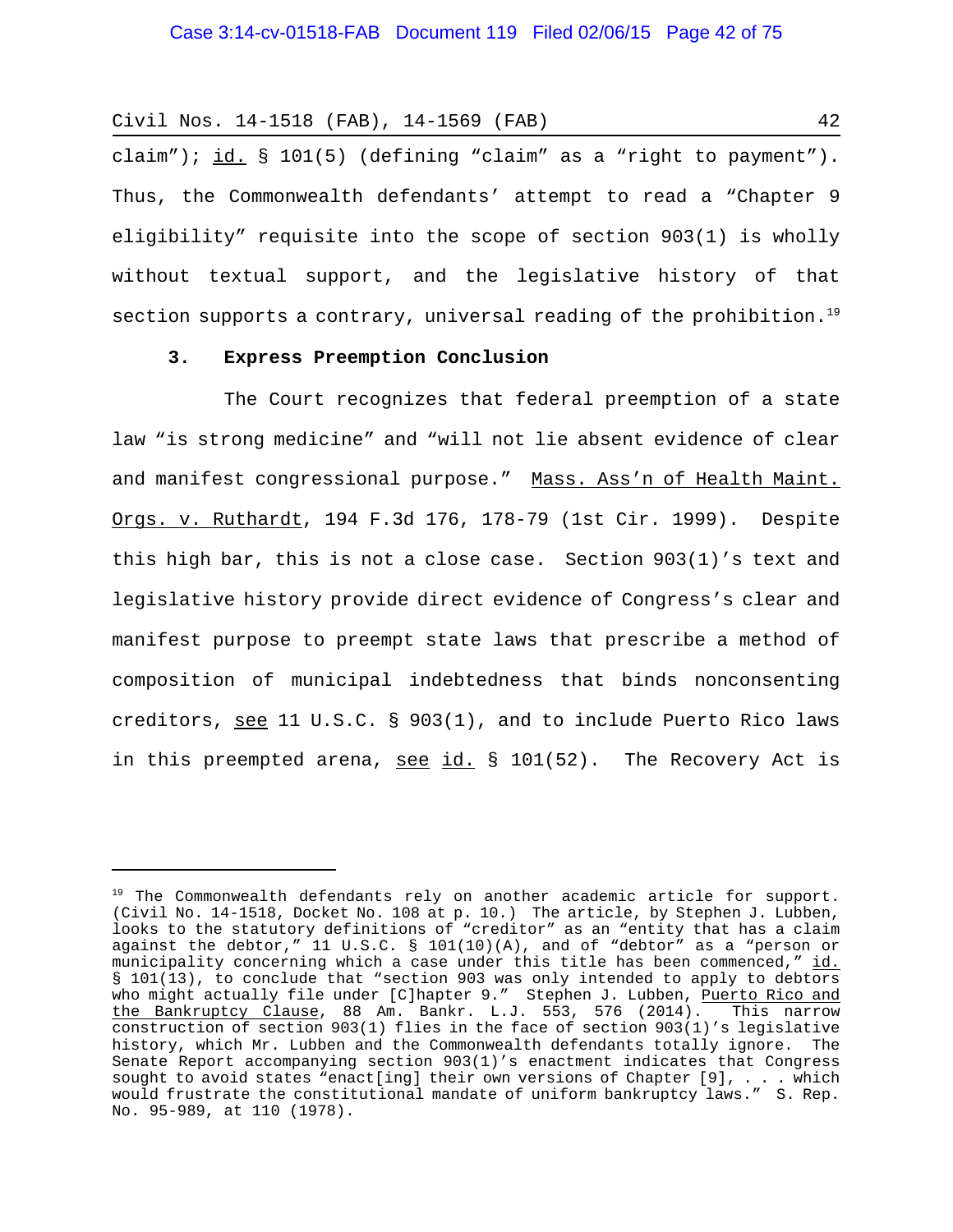claim"); id. § 101(5) (defining "claim" as a "right to payment"). Thus, the Commonwealth defendants' attempt to read a "Chapter 9 eligibility" requisite into the scope of section 903(1) is wholly without textual support, and the legislative history of that section supports a contrary, universal reading of the prohibition.[19]

### 3. Express Preemption Conclusion

The Court recognizes that federal preemption of a state law "is strong medicine" and "will not lie absent evidence of clear and manifest congressional purpose." Mass. Ass'n of Health Maint. Orgs. v. Ruthardt, 194 F.3d 176, 178-79 (1st Cir. 1999). Despite this high bar, this is not a close case. Section 903(1)'s text and legislative history provide direct evidence of Congress's clear and manifest purpose to preempt state laws that prescribe a method of composition of municipal indebtedness that binds nonconsenting creditors, see 11 U.S.C. § 903(1), and to include Puerto Rico laws in this preempted arena, see id. § 101(52). The Recovery Act is

---

[19] The Commonwealth defendants rely on another academic article for support. (Civil No. 14-1518, Docket No. 108 at p. 10.) The article, by Stephen J. Lubben, looks to the statutory definitions of "creditor" as an "entity that has a claim against the debtor," 11 U.S.C. § 101(10)(A), and of "debtor" as a "person or municipality concerning which a case under this title has been commenced," id. § 101(13), to conclude that "section 903 was only intended to apply to debtors who might actually file under [C]hapter 9." Stephen J. Lubben, Puerto Rico and the Bankruptcy Clause, 88 Am. Bankr. L.J. 553, 576 (2014). This narrow construction of section 903(1) flies in the face of section 903(1)'s legislative history, which Mr. Lubben and the Commonwealth defendants totally ignore. The Senate Report accompanying section 903(1)'s enactment indicates that Congress sought to avoid states "enact[ing] their own versions of Chapter [9], . . . which would frustrate the constitutional mandate of uniform bankruptcy laws." S. Rep. No. 95-989, at 110 (1978).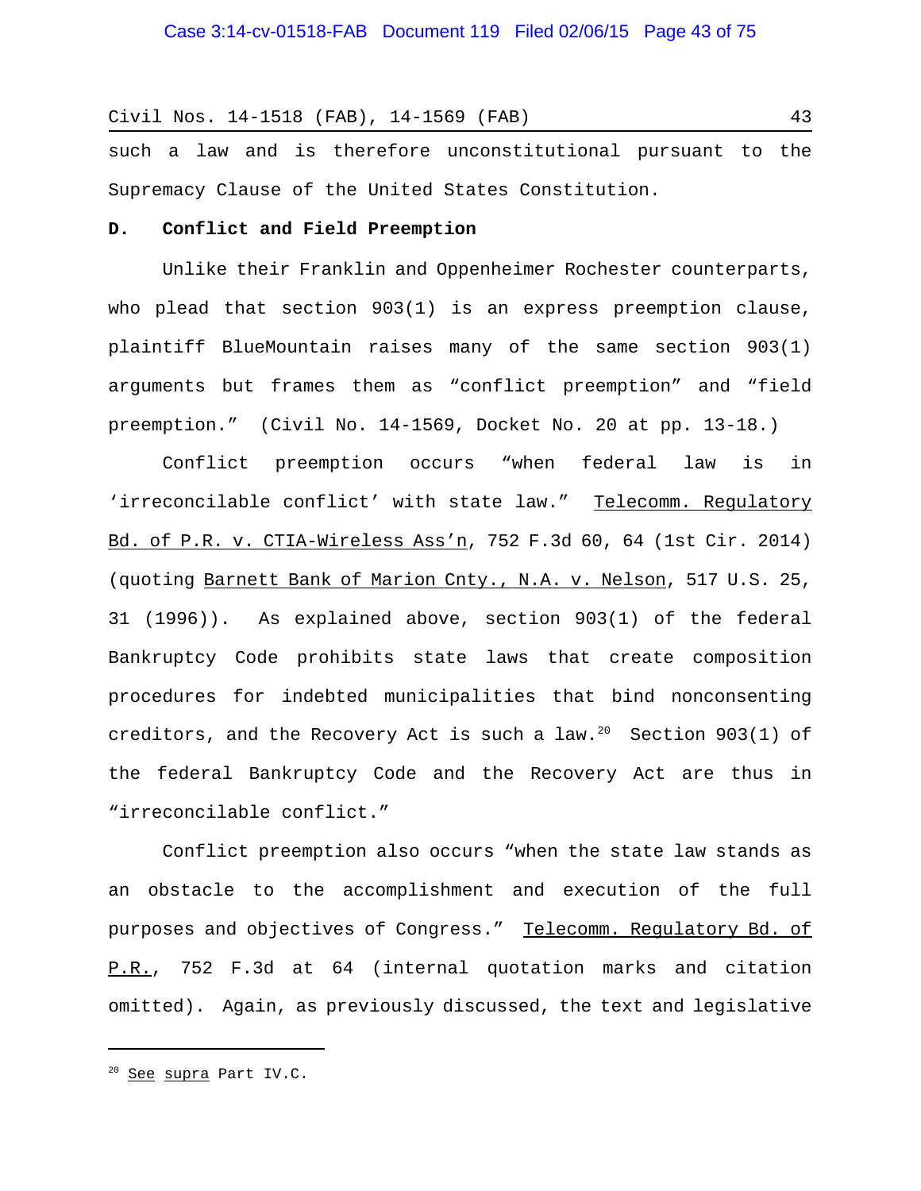such a law and is therefore unconstitutional pursuant to the Supremacy Clause of the United States Constitution.

**D. Conflict and Field Preemption**

Unlike their Franklin and Oppenheimer Rochester counterparts, who plead that section 903(1) is an express preemption clause, plaintiff BlueMountain raises many of the same section 903(1) arguments but frames them as "conflict preemption" and "field preemption." (Civil No. 14-1569, Docket No. 20 at pp. 13-18.)

Conflict preemption occurs "when federal law is in 'irreconcilable conflict' with state law." Telecomm. Regulatory Bd. of P.R. v. CTIA-Wireless Ass'n, 752 F.3d 60, 64 (1st Cir. 2014) (quoting Barnett Bank of Marion Cnty., N.A. v. Nelson, 517 U.S. 25, 31 (1996)). As explained above, section 903(1) of the federal Bankruptcy Code prohibits state laws that create composition procedures for indebted municipalities that bind nonconsenting creditors, and the Recovery Act is such a law.[20] Section 903(1) of the federal Bankruptcy Code and the Recovery Act are thus in "irreconcilable conflict."

Conflict preemption also occurs "when the state law stands as an obstacle to the accomplishment and execution of the full purposes and objectives of Congress." Telecomm. Regulatory Bd. of P.R., 752 F.3d at 64 (internal quotation marks and citation omitted). Again, as previously discussed, the text and legislative

---

[20] See supra Part IV.C.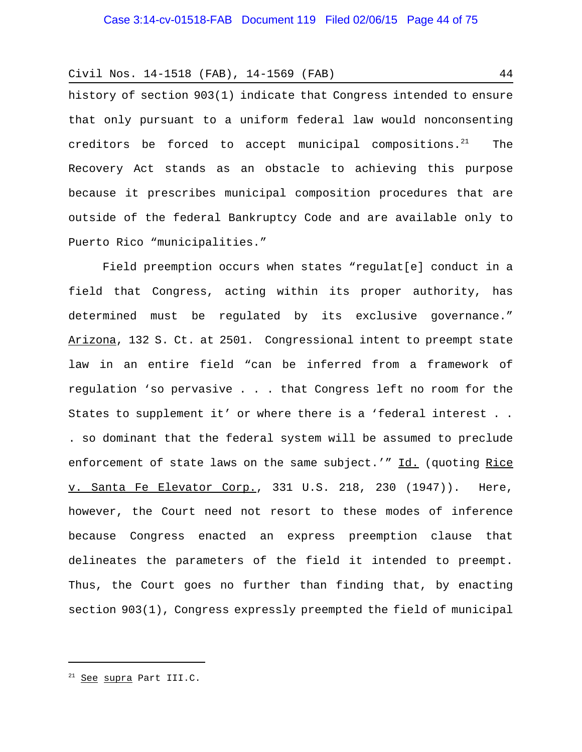history of section 903(1) indicate that Congress intended to ensure that only pursuant to a uniform federal law would nonconsenting creditors be forced to accept municipal compositions.[21] The Recovery Act stands as an obstacle to achieving this purpose because it prescribes municipal composition procedures that are outside of the federal Bankruptcy Code and are available only to Puerto Rico "municipalities."

Field preemption occurs when states "regulat[e] conduct in a field that Congress, acting within its proper authority, has determined must be regulated by its exclusive governance." Arizona, 132 S. Ct. at 2501. Congressional intent to preempt state law in an entire field "can be inferred from a framework of regulation 'so pervasive . . . that Congress left no room for the States to supplement it' or where there is a 'federal interest . . . so dominant that the federal system will be assumed to preclude enforcement of state laws on the same subject.'" Id. (quoting Rice v. Santa Fe Elevator Corp., 331 U.S. 218, 230 (1947)). Here, however, the Court need not resort to these modes of inference because Congress enacted an express preemption clause that delineates the parameters of the field it intended to preempt. Thus, the Court goes no further than finding that, by enacting section 903(1), Congress expressly preempted the field of municipal

---

[21] See supra Part III.C.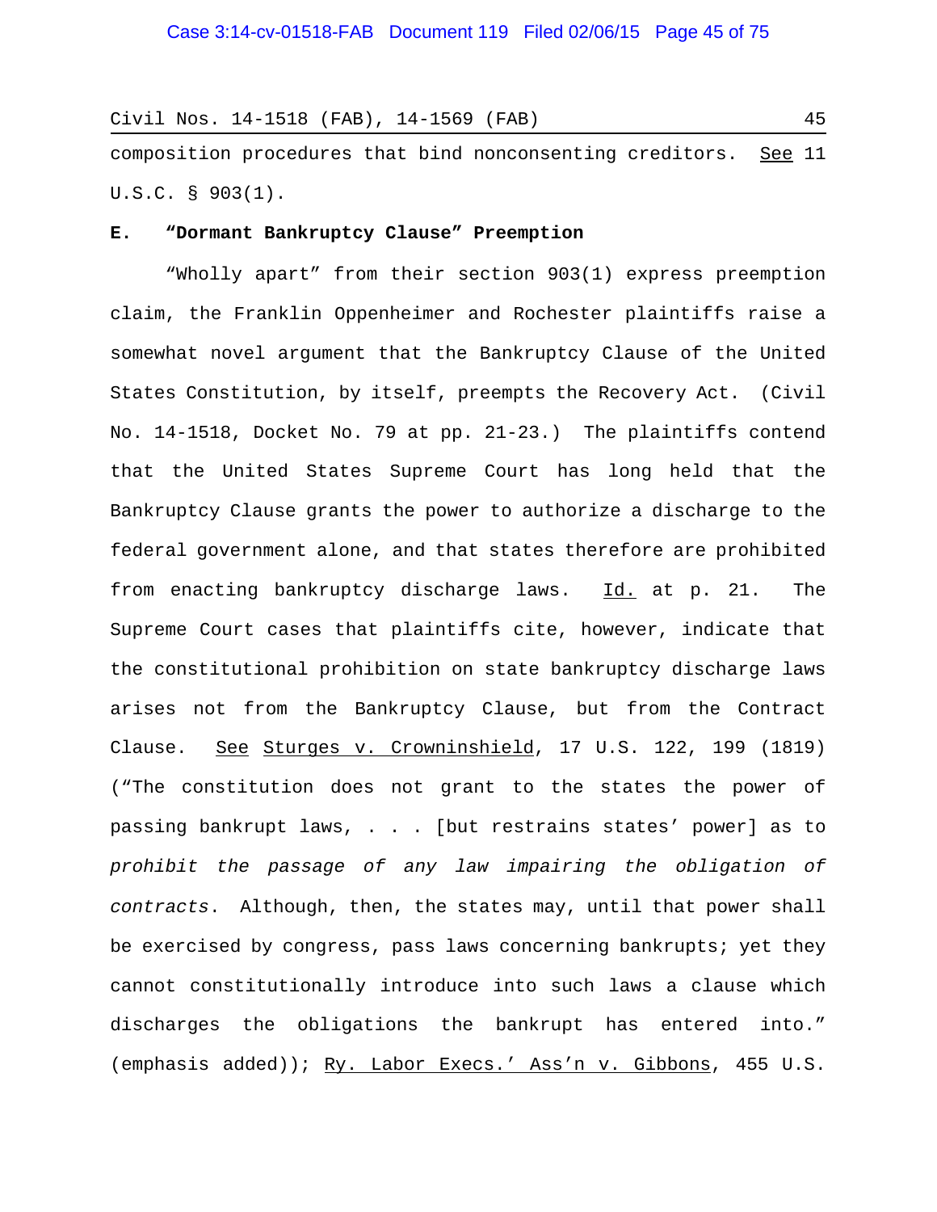composition procedures that bind nonconsenting creditors. See 11 U.S.C. § 903(1).

### E. "Dormant Bankruptcy Clause" Preemption

"Wholly apart" from their section 903(1) express preemption claim, the Franklin Oppenheimer and Rochester plaintiffs raise a somewhat novel argument that the Bankruptcy Clause of the United States Constitution, by itself, preempts the Recovery Act. (Civil No. 14-1518, Docket No. 79 at pp. 21-23.) The plaintiffs contend that the United States Supreme Court has long held that the Bankruptcy Clause grants the power to authorize a discharge to the federal government alone, and that states therefore are prohibited from enacting bankruptcy discharge laws. Id. at p. 21. The Supreme Court cases that plaintiffs cite, however, indicate that the constitutional prohibition on state bankruptcy discharge laws arises not from the Bankruptcy Clause, but from the Contract Clause. See Sturges v. Crowninshield, 17 U.S. 122, 199 (1819) ("The constitution does not grant to the states the power of passing bankrupt laws, . . . [but restrains states' power] as to *prohibit the passage of any law impairing the obligation of contracts*. Although, then, the states may, until that power shall be exercised by congress, pass laws concerning bankrupts; yet they cannot constitutionally introduce into such laws a clause which discharges the obligations the bankrupt has entered into." (emphasis added)); Ry. Labor Execs.' Ass'n v. Gibbons, 455 U.S.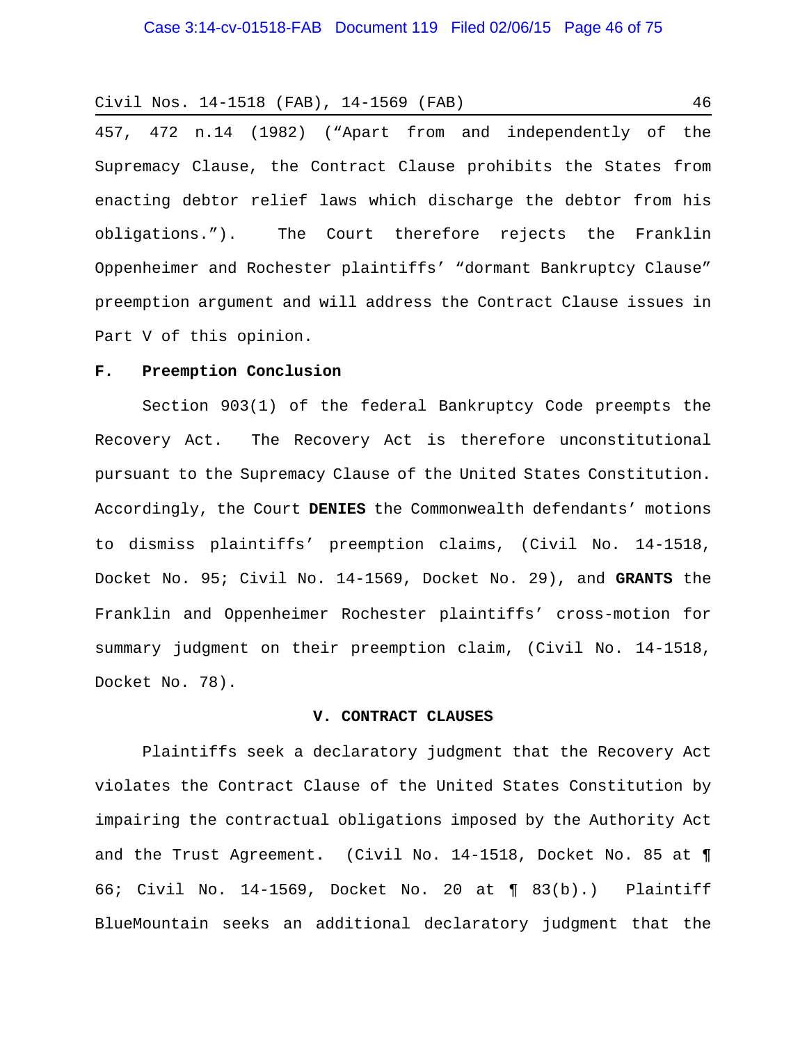457, 472 n.14 (1982) ("Apart from and independently of the Supremacy Clause, the Contract Clause prohibits the States from enacting debtor relief laws which discharge the debtor from his obligations."). The Court therefore rejects the Franklin Oppenheimer and Rochester plaintiffs' "dormant Bankruptcy Clause" preemption argument and will address the Contract Clause issues in Part V of this opinion.

### F. Preemption Conclusion

Section 903(1) of the federal Bankruptcy Code preempts the Recovery Act. The Recovery Act is therefore unconstitutional pursuant to the Supremacy Clause of the United States Constitution. Accordingly, the Court **DENIES** the Commonwealth defendants' motions to dismiss plaintiffs' preemption claims, (Civil No. 14-1518, Docket No. 95; Civil No. 14-1569, Docket No. 29), and **GRANTS** the Franklin and Oppenheimer Rochester plaintiffs' cross-motion for summary judgment on their preemption claim, (Civil No. 14-1518, Docket No. 78).

## V. CONTRACT CLAUSES

Plaintiffs seek a declaratory judgment that the Recovery Act violates the Contract Clause of the United States Constitution by impairing the contractual obligations imposed by the Authority Act and the Trust Agreement. (Civil No. 14-1518, Docket No. 85 at ¶ 66; Civil No. 14-1569, Docket No. 20 at ¶ 83(b).) Plaintiff BlueMountain seeks an additional declaratory judgment that the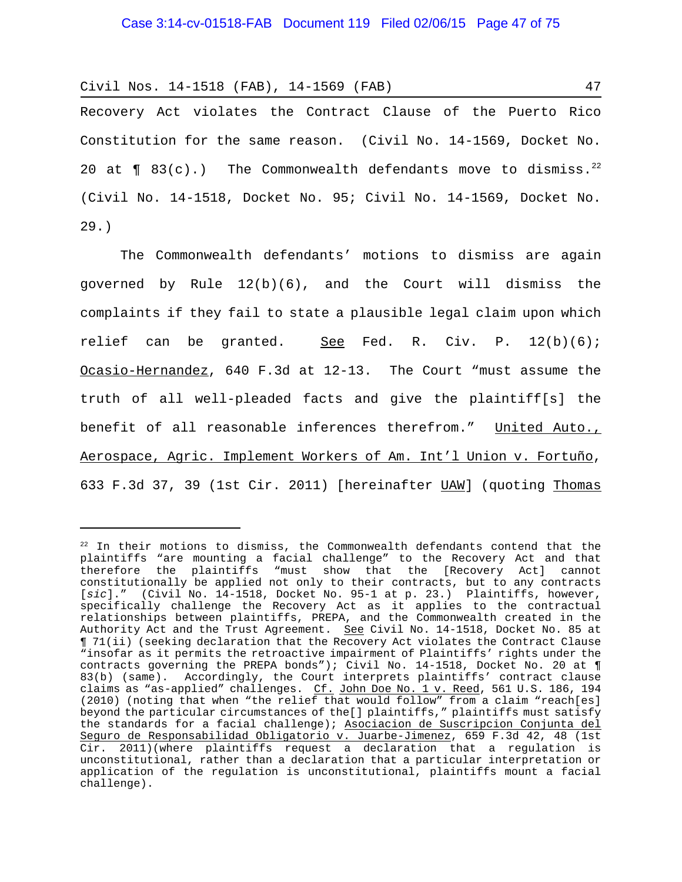Recovery Act violates the Contract Clause of the Puerto Rico Constitution for the same reason. (Civil No. 14-1569, Docket No. 20 at ¶ 83(c).) The Commonwealth defendants move to dismiss.[22] (Civil No. 14-1518, Docket No. 95; Civil No. 14-1569, Docket No. 29.)

The Commonwealth defendants' motions to dismiss are again governed by Rule 12(b)(6), and the Court will dismiss the complaints if they fail to state a plausible legal claim upon which relief can be granted. See Fed. R. Civ. P. 12(b)(6); Ocasio-Hernandez, 640 F.3d at 12-13. The Court "must assume the truth of all well-pleaded facts and give the plaintiff[s] the benefit of all reasonable inferences therefrom." United Auto., Aerospace, Agric. Implement Workers of Am. Int'l Union v. Fortuño, 633 F.3d 37, 39 (1st Cir. 2011) [hereinafter UAW] (quoting Thomas

---

[22] In their motions to dismiss, the Commonwealth defendants contend that the plaintiffs "are mounting a facial challenge" to the Recovery Act and that therefore the plaintiffs "must show that the [Recovery Act] cannot constitutionally be applied not only to their contracts, but to any contracts [*sic*]." (Civil No. 14-1518, Docket No. 95-1 at p. 23.) Plaintiffs, however, specifically challenge the Recovery Act as it applies to the contractual relationships between plaintiffs, PREPA, and the Commonwealth created in the Authority Act and the Trust Agreement. See Civil No. 14-1518, Docket No. 85 at ¶ 71(ii) (seeking declaration that the Recovery Act violates the Contract Clause "insofar as it permits the retroactive impairment of Plaintiffs' rights under the contracts governing the PREPA bonds"); Civil No. 14-1518, Docket No. 20 at ¶ 83(b) (same). Accordingly, the Court interprets plaintiffs' contract clause claims as "as-applied" challenges. Cf. John Doe No. 1 v. Reed, 561 U.S. 186, 194 (2010) (noting that when "the relief that would follow" from a claim "reach[es] beyond the particular circumstances of the[] plaintiffs," plaintiffs must satisfy the standards for a facial challenge); Asociacion de Suscripcion Conjunta del Seguro de Responsabilidad Obligatorio v. Juarbe-Jimenez, 659 F.3d 42, 48 (1st Cir. 2011)(where plaintiffs request a declaration that a regulation is unconstitutional, rather than a declaration that a particular interpretation or application of the regulation is unconstitutional, plaintiffs mount a facial challenge).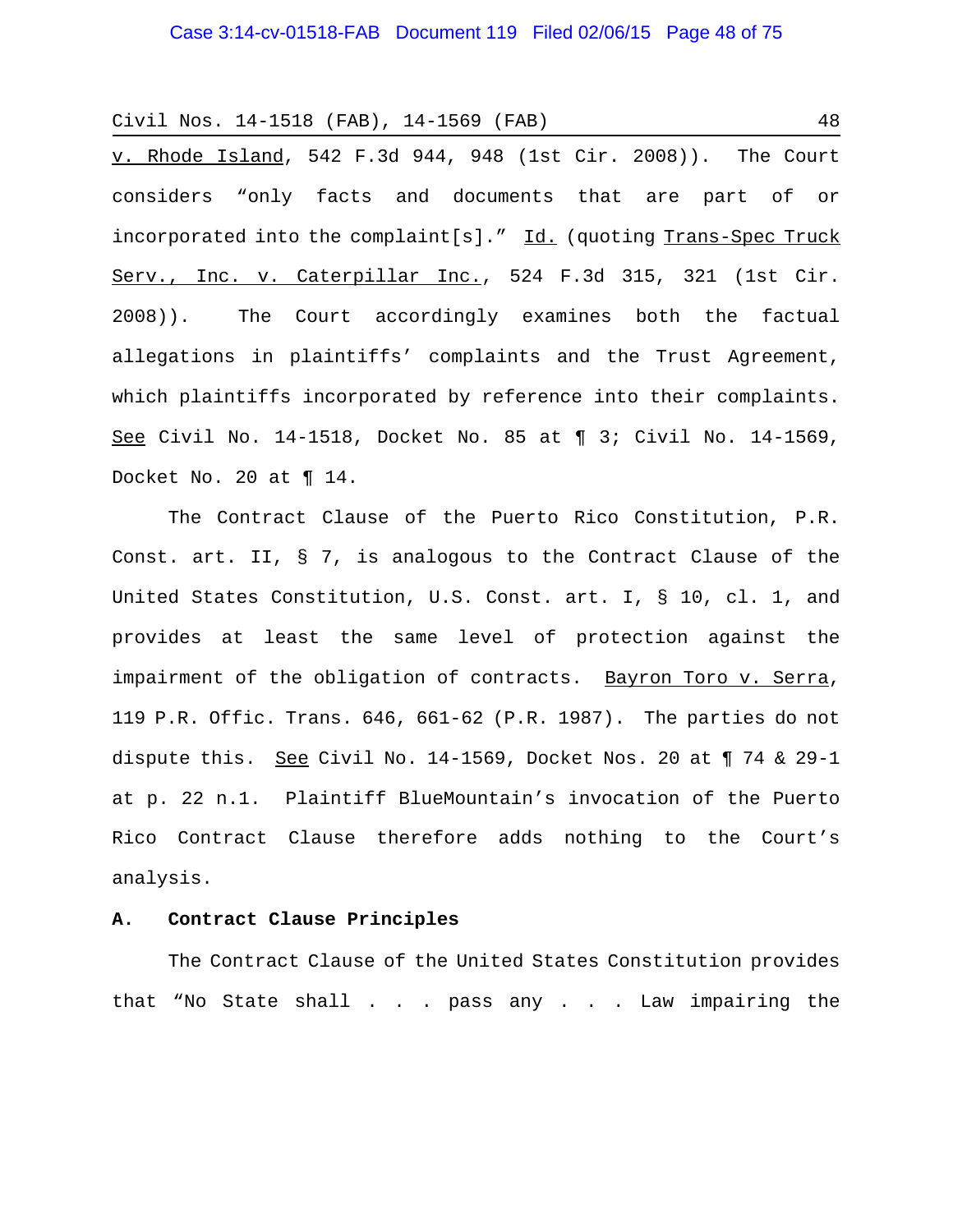v. Rhode Island, 542 F.3d 944, 948 (1st Cir. 2008)). The Court considers "only facts and documents that are part of or incorporated into the complaint[s]." Id. (quoting Trans-Spec Truck Serv., Inc. v. Caterpillar Inc., 524 F.3d 315, 321 (1st Cir. 2008)). The Court accordingly examines both the factual allegations in plaintiffs' complaints and the Trust Agreement, which plaintiffs incorporated by reference into their complaints. See Civil No. 14-1518, Docket No. 85 at ¶ 3; Civil No. 14-1569, Docket No. 20 at ¶ 14.

The Contract Clause of the Puerto Rico Constitution, P.R. Const. art. II, § 7, is analogous to the Contract Clause of the United States Constitution, U.S. Const. art. I, § 10, cl. 1, and provides at least the same level of protection against the impairment of the obligation of contracts. Bayron Toro v. Serra, 119 P.R. Offic. Trans. 646, 661-62 (P.R. 1987). The parties do not dispute this. See Civil No. 14-1569, Docket Nos. 20 at ¶ 74 & 29-1 at p. 22 n.1. Plaintiff BlueMountain's invocation of the Puerto Rico Contract Clause therefore adds nothing to the Court's analysis.

**A. Contract Clause Principles**

The Contract Clause of the United States Constitution provides that "No State shall . . . pass any . . . Law impairing the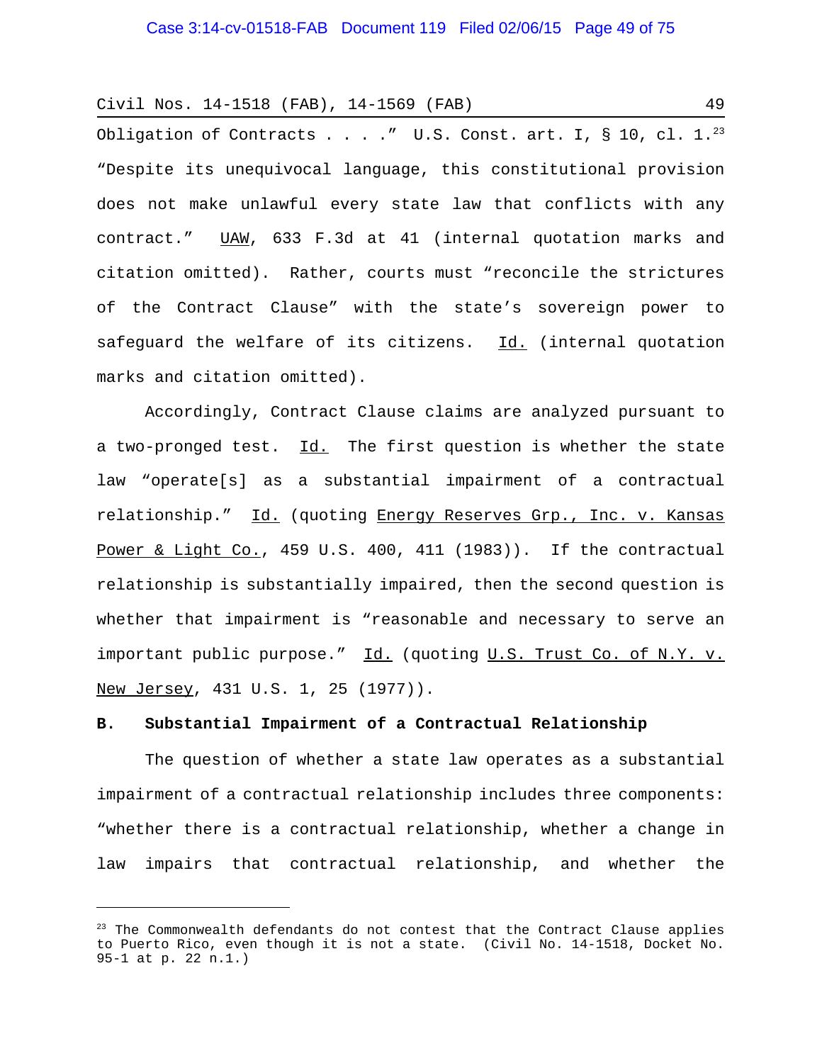Obligation of Contracts . . . ." U.S. Const. art. I, § 10, cl. 1.[23] "Despite its unequivocal language, this constitutional provision does not make unlawful every state law that conflicts with any contract." UAW, 633 F.3d at 41 (internal quotation marks and citation omitted). Rather, courts must "reconcile the strictures of the Contract Clause" with the state's sovereign power to safeguard the welfare of its citizens. Id. (internal quotation marks and citation omitted).

Accordingly, Contract Clause claims are analyzed pursuant to a two-pronged test. Id. The first question is whether the state law "operate[s] as a substantial impairment of a contractual relationship." Id. (quoting Energy Reserves Grp., Inc. v. Kansas Power & Light Co., 459 U.S. 400, 411 (1983)). If the contractual relationship is substantially impaired, then the second question is whether that impairment is "reasonable and necessary to serve an important public purpose." Id. (quoting U.S. Trust Co. of N.Y. v. New Jersey, 431 U.S. 1, 25 (1977)).

**B. Substantial Impairment of a Contractual Relationship**

The question of whether a state law operates as a substantial impairment of a contractual relationship includes three components: "whether there is a contractual relationship, whether a change in law impairs that contractual relationship, and whether the

---

[23] The Commonwealth defendants do not contest that the Contract Clause applies to Puerto Rico, even though it is not a state. (Civil No. 14-1518, Docket No. 95-1 at p. 22 n.1.)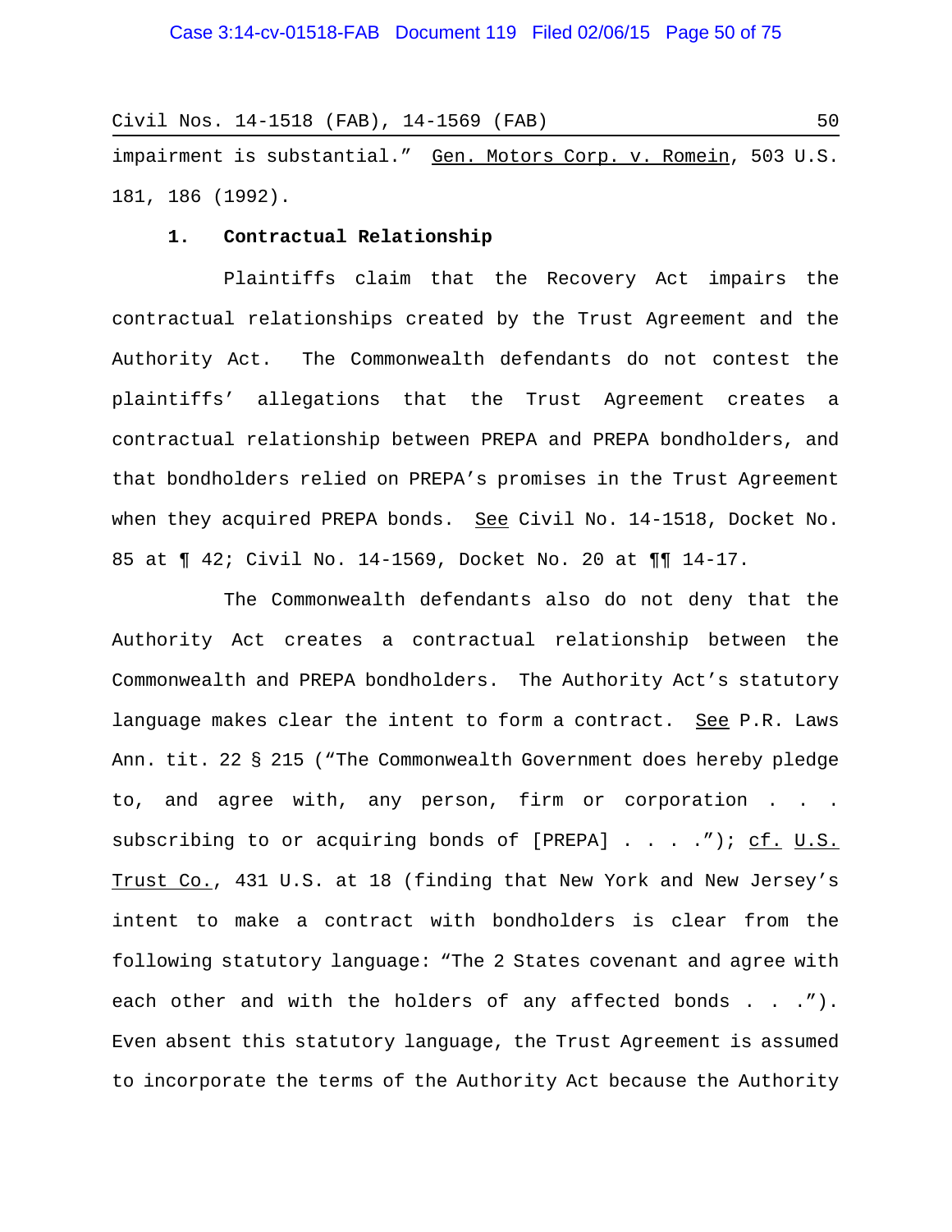impairment is substantial." Gen. Motors Corp. v. Romein, 503 U.S. 181, 186 (1992).

**1. Contractual Relationship**

Plaintiffs claim that the Recovery Act impairs the contractual relationships created by the Trust Agreement and the Authority Act. The Commonwealth defendants do not contest the plaintiffs' allegations that the Trust Agreement creates a contractual relationship between PREPA and PREPA bondholders, and that bondholders relied on PREPA's promises in the Trust Agreement when they acquired PREPA bonds. See Civil No. 14-1518, Docket No. 85 at ¶ 42; Civil No. 14-1569, Docket No. 20 at ¶¶ 14-17.

The Commonwealth defendants also do not deny that the Authority Act creates a contractual relationship between the Commonwealth and PREPA bondholders. The Authority Act's statutory language makes clear the intent to form a contract. See P.R. Laws Ann. tit. 22 § 215 ("The Commonwealth Government does hereby pledge to, and agree with, any person, firm or corporation . . . subscribing to or acquiring bonds of [PREPA] . . . ."); cf. U.S. Trust Co., 431 U.S. at 18 (finding that New York and New Jersey's intent to make a contract with bondholders is clear from the following statutory language: "The 2 States covenant and agree with each other and with the holders of any affected bonds . . ."). Even absent this statutory language, the Trust Agreement is assumed to incorporate the terms of the Authority Act because the Authority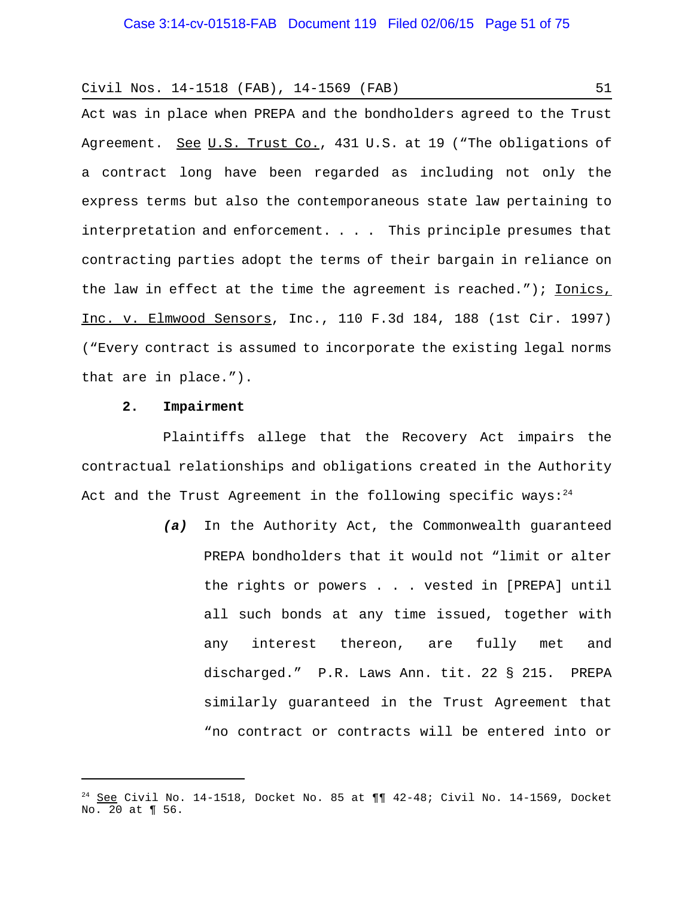Act was in place when PREPA and the bondholders agreed to the Trust Agreement. See U.S. Trust Co., 431 U.S. at 19 ("The obligations of a contract long have been regarded as including not only the express terms but also the contemporaneous state law pertaining to interpretation and enforcement. . . . This principle presumes that contracting parties adopt the terms of their bargain in reliance on the law in effect at the time the agreement is reached."); Ionics, Inc. v. Elmwood Sensors, Inc., 110 F.3d 184, 188 (1st Cir. 1997) ("Every contract is assumed to incorporate the existing legal norms that are in place.").

**2. Impairment**

Plaintiffs allege that the Recovery Act impairs the contractual relationships and obligations created in the Authority Act and the Trust Agreement in the following specific ways:[24]

> ***(a)*** In the Authority Act, the Commonwealth guaranteed PREPA bondholders that it would not "limit or alter the rights or powers . . . vested in [PREPA] until all such bonds at any time issued, together with any interest thereon, are fully met and discharged." P.R. Laws Ann. tit. 22 § 215. PREPA similarly guaranteed in the Trust Agreement that "no contract or contracts will be entered into or

---

[24] See Civil No. 14-1518, Docket No. 85 at ¶¶ 42-48; Civil No. 14-1569, Docket No. 20 at ¶ 56.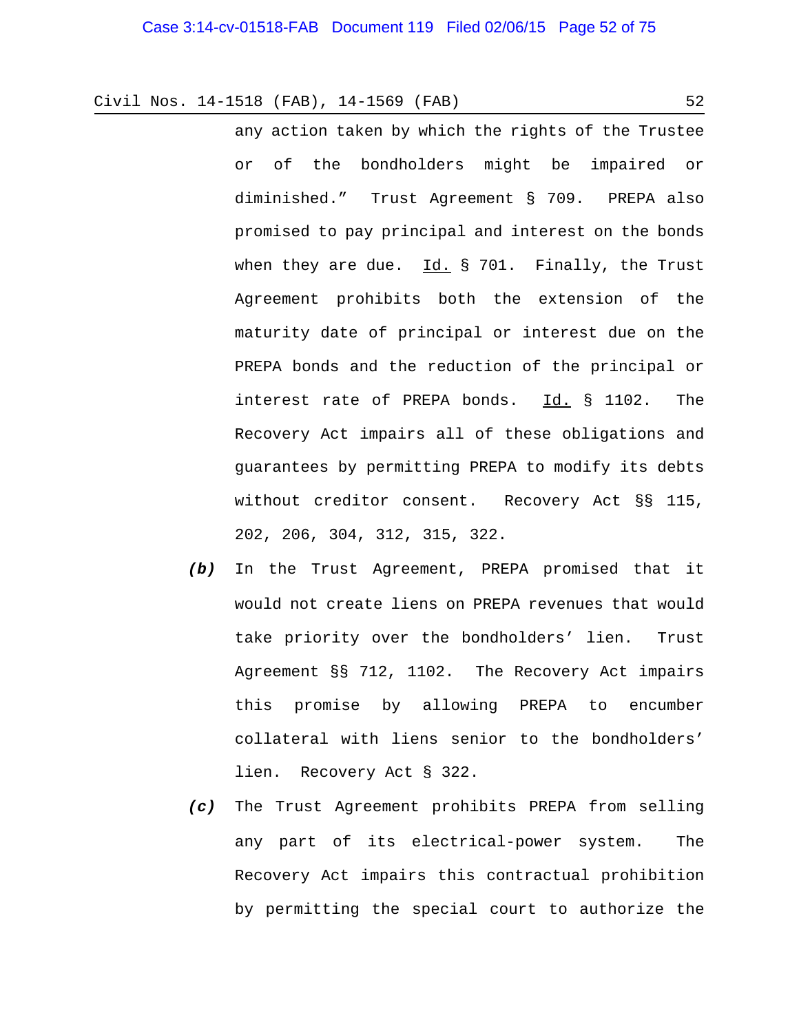any action taken by which the rights of the Trustee or of the bondholders might be impaired or diminished." Trust Agreement § 709. PREPA also promised to pay principal and interest on the bonds when they are due. Id. § 701. Finally, the Trust Agreement prohibits both the extension of the maturity date of principal or interest due on the PREPA bonds and the reduction of the principal or interest rate of PREPA bonds. Id. § 1102. The Recovery Act impairs all of these obligations and guarantees by permitting PREPA to modify its debts without creditor consent. Recovery Act §§ 115, 202, 206, 304, 312, 315, 322.

***(b)*** In the Trust Agreement, PREPA promised that it would not create liens on PREPA revenues that would take priority over the bondholders' lien. Trust Agreement §§ 712, 1102. The Recovery Act impairs this promise by allowing PREPA to encumber collateral with liens senior to the bondholders' lien. Recovery Act § 322.

***(c)*** The Trust Agreement prohibits PREPA from selling any part of its electrical-power system. The Recovery Act impairs this contractual prohibition by permitting the special court to authorize the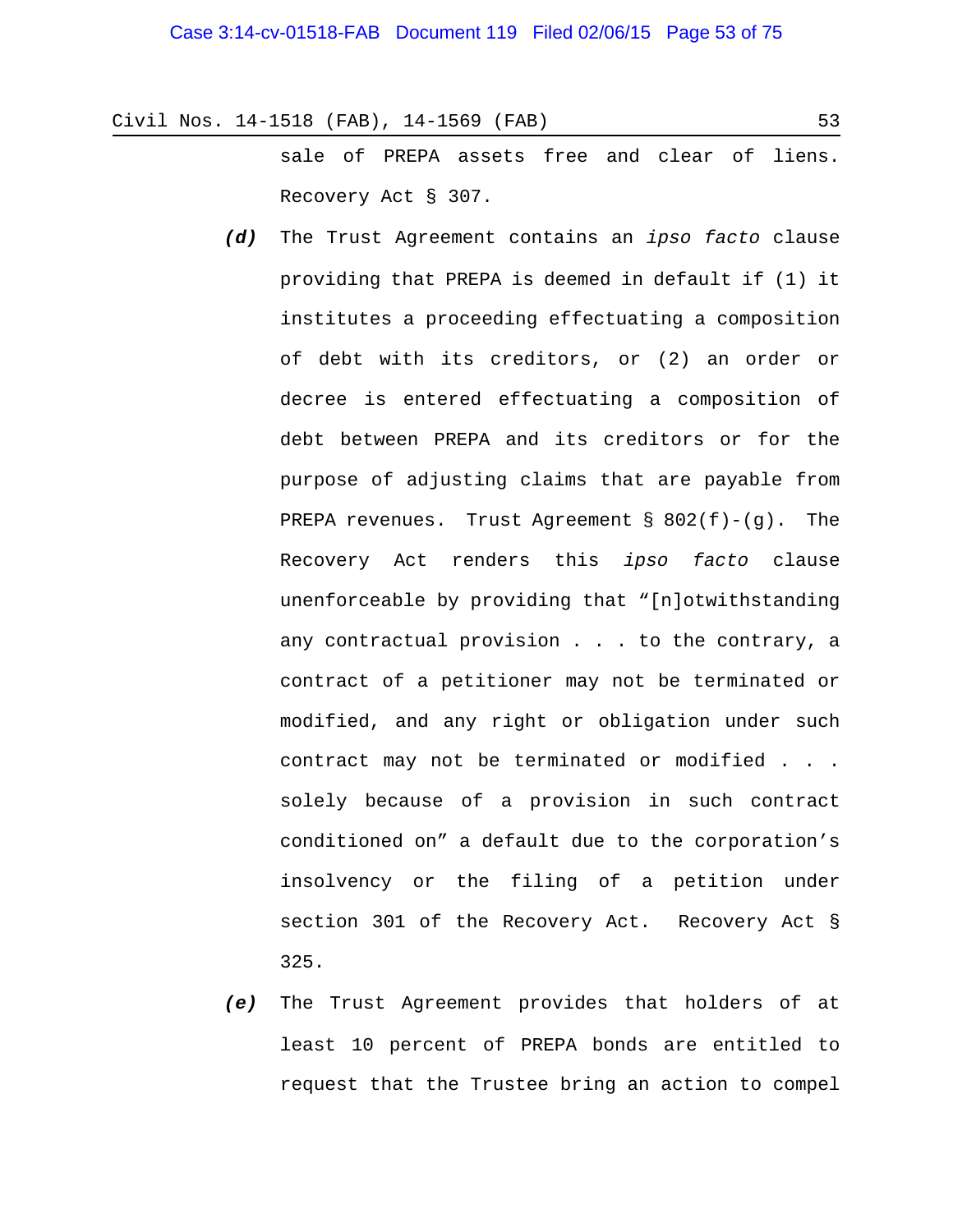sale of PREPA assets free and clear of liens. Recovery Act § 307.

***(d)*** The Trust Agreement contains an *ipso facto* clause providing that PREPA is deemed in default if (1) it institutes a proceeding effectuating a composition of debt with its creditors, or (2) an order or decree is entered effectuating a composition of debt between PREPA and its creditors or for the purpose of adjusting claims that are payable from PREPA revenues. Trust Agreement § 802(f)-(g). The Recovery Act renders this *ipso facto* clause unenforceable by providing that "[n]otwithstanding any contractual provision . . . to the contrary, a contract of a petitioner may not be terminated or modified, and any right or obligation under such contract may not be terminated or modified . . . solely because of a provision in such contract conditioned on" a default due to the corporation's insolvency or the filing of a petition under section 301 of the Recovery Act. Recovery Act § 325.

***(e)*** The Trust Agreement provides that holders of at least 10 percent of PREPA bonds are entitled to request that the Trustee bring an action to compel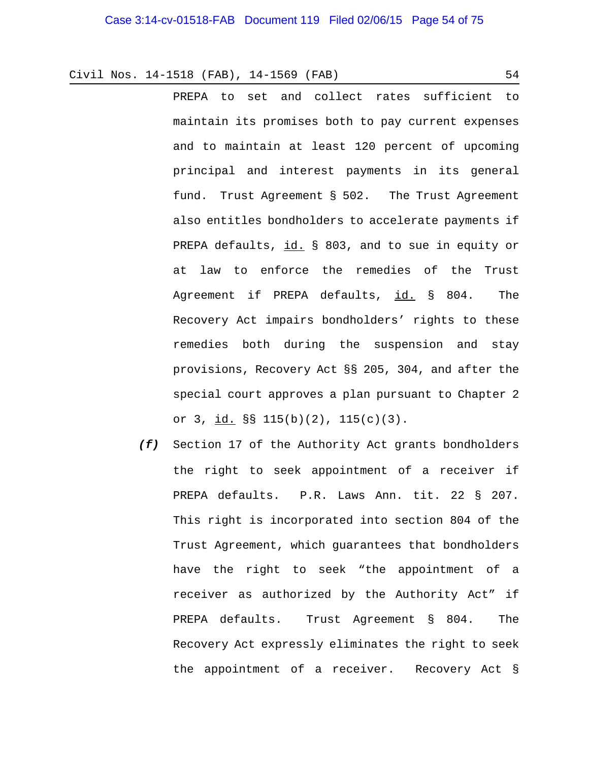PREPA to set and collect rates sufficient to maintain its promises both to pay current expenses and to maintain at least 120 percent of upcoming principal and interest payments in its general fund. Trust Agreement § 502. The Trust Agreement also entitles bondholders to accelerate payments if PREPA defaults, id. § 803, and to sue in equity or at law to enforce the remedies of the Trust Agreement if PREPA defaults, id. § 804. The Recovery Act impairs bondholders' rights to these remedies both during the suspension and stay provisions, Recovery Act §§ 205, 304, and after the special court approves a plan pursuant to Chapter 2 or 3, id. §§ 115(b)(2), 115(c)(3).

***(f)*** Section 17 of the Authority Act grants bondholders the right to seek appointment of a receiver if PREPA defaults. P.R. Laws Ann. tit. 22 § 207. This right is incorporated into section 804 of the Trust Agreement, which guarantees that bondholders have the right to seek "the appointment of a receiver as authorized by the Authority Act" if PREPA defaults. Trust Agreement § 804. The Recovery Act expressly eliminates the right to seek the appointment of a receiver. Recovery Act §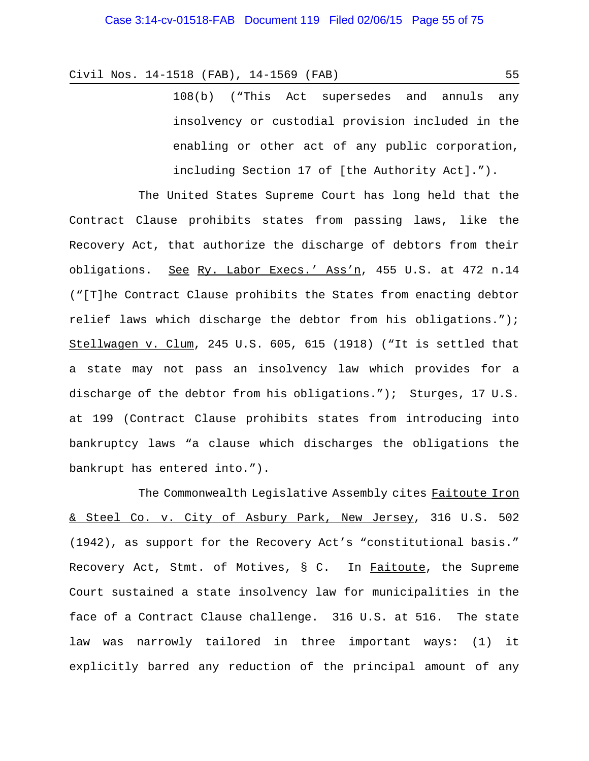> 108(b) ("This Act supersedes and annuls any insolvency or custodial provision included in the enabling or other act of any public corporation, including Section 17 of [the Authority Act].").

The United States Supreme Court has long held that the Contract Clause prohibits states from passing laws, like the Recovery Act, that authorize the discharge of debtors from their obligations. See Ry. Labor Execs.' Ass'n, 455 U.S. at 472 n.14 ("[T]he Contract Clause prohibits the States from enacting debtor relief laws which discharge the debtor from his obligations."); Stellwagen v. Clum, 245 U.S. 605, 615 (1918) ("It is settled that a state may not pass an insolvency law which provides for a discharge of the debtor from his obligations."); Sturges, 17 U.S. at 199 (Contract Clause prohibits states from introducing into bankruptcy laws "a clause which discharges the obligations the bankrupt has entered into.").

The Commonwealth Legislative Assembly cites Faitoute Iron & Steel Co. v. City of Asbury Park, New Jersey, 316 U.S. 502 (1942), as support for the Recovery Act's "constitutional basis." Recovery Act, Stmt. of Motives, § C. In Faitoute, the Supreme Court sustained a state insolvency law for municipalities in the face of a Contract Clause challenge. 316 U.S. at 516. The state law was narrowly tailored in three important ways: (1) it explicitly barred any reduction of the principal amount of any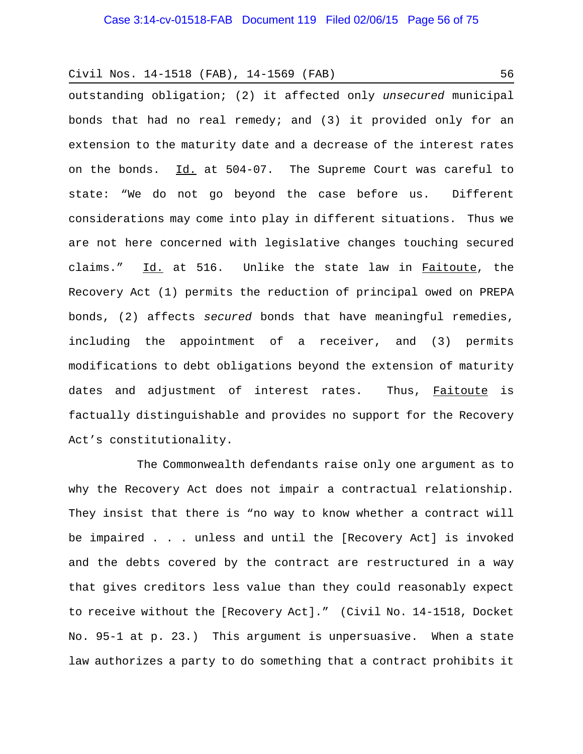outstanding obligation; (2) it affected only *unsecured* municipal bonds that had no real remedy; and (3) it provided only for an extension to the maturity date and a decrease of the interest rates on the bonds. Id. at 504-07. The Supreme Court was careful to state: "We do not go beyond the case before us. Different considerations may come into play in different situations. Thus we are not here concerned with legislative changes touching secured claims." Id. at 516. Unlike the state law in Faitoute, the Recovery Act (1) permits the reduction of principal owed on PREPA bonds, (2) affects *secured* bonds that have meaningful remedies, including the appointment of a receiver, and (3) permits modifications to debt obligations beyond the extension of maturity dates and adjustment of interest rates. Thus, Faitoute is factually distinguishable and provides no support for the Recovery Act's constitutionality.

The Commonwealth defendants raise only one argument as to why the Recovery Act does not impair a contractual relationship. They insist that there is "no way to know whether a contract will be impaired . . . unless and until the [Recovery Act] is invoked and the debts covered by the contract are restructured in a way that gives creditors less value than they could reasonably expect to receive without the [Recovery Act]." (Civil No. 14-1518, Docket No. 95-1 at p. 23.) This argument is unpersuasive. When a state law authorizes a party to do something that a contract prohibits it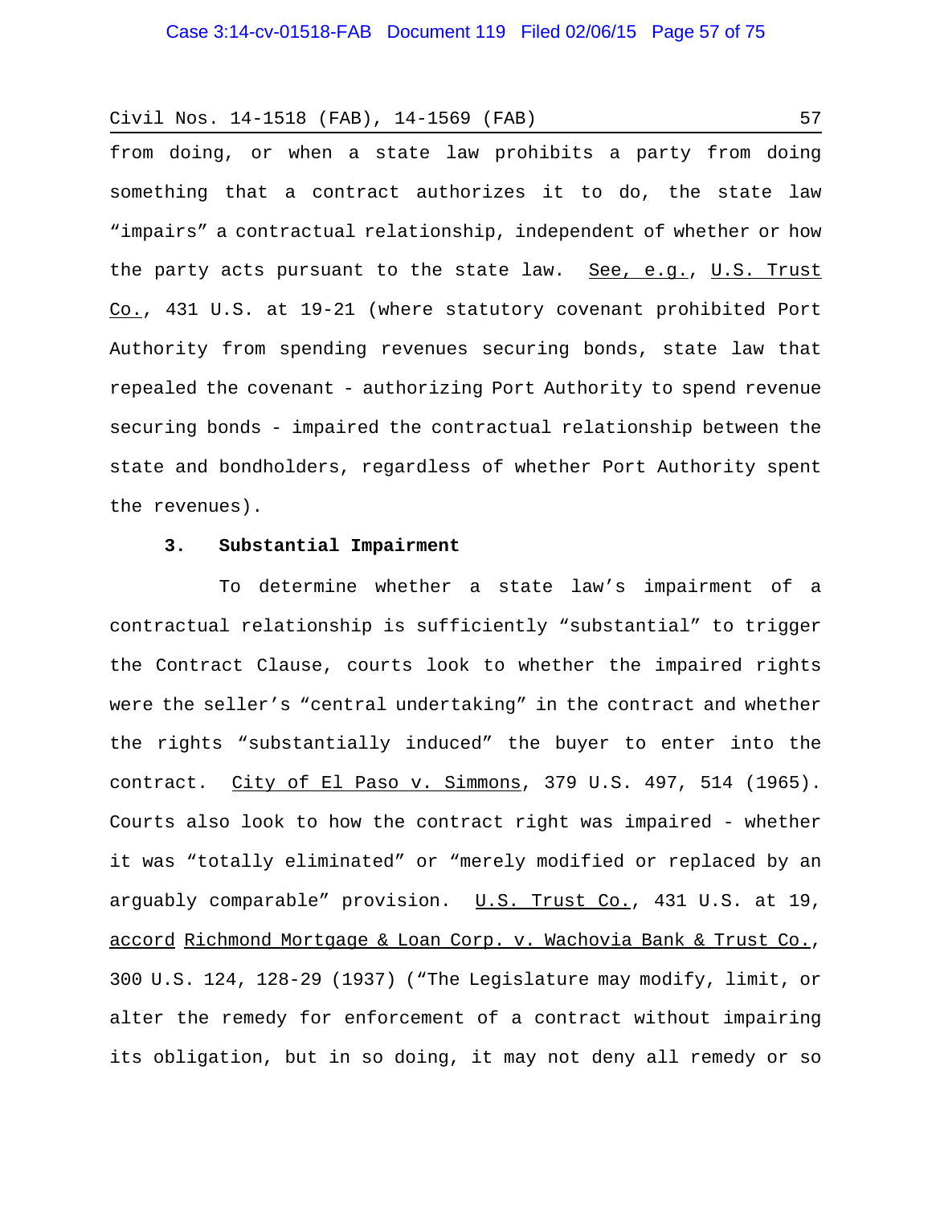from doing, or when a state law prohibits a party from doing something that a contract authorizes it to do, the state law "impairs" a contractual relationship, independent of whether or how the party acts pursuant to the state law. See, e.g., U.S. Trust Co., 431 U.S. at 19-21 (where statutory covenant prohibited Port Authority from spending revenues securing bonds, state law that repealed the covenant - authorizing Port Authority to spend revenue securing bonds - impaired the contractual relationship between the state and bondholders, regardless of whether Port Authority spent the revenues).

**3. Substantial Impairment**

To determine whether a state law's impairment of a contractual relationship is sufficiently "substantial" to trigger the Contract Clause, courts look to whether the impaired rights were the seller's "central undertaking" in the contract and whether the rights "substantially induced" the buyer to enter into the contract. City of El Paso v. Simmons, 379 U.S. 497, 514 (1965). Courts also look to how the contract right was impaired - whether it was "totally eliminated" or "merely modified or replaced by an arguably comparable" provision. U.S. Trust Co., 431 U.S. at 19, accord Richmond Mortgage & Loan Corp. v. Wachovia Bank & Trust Co., 300 U.S. 124, 128-29 (1937) ("The Legislature may modify, limit, or alter the remedy for enforcement of a contract without impairing its obligation, but in so doing, it may not deny all remedy or so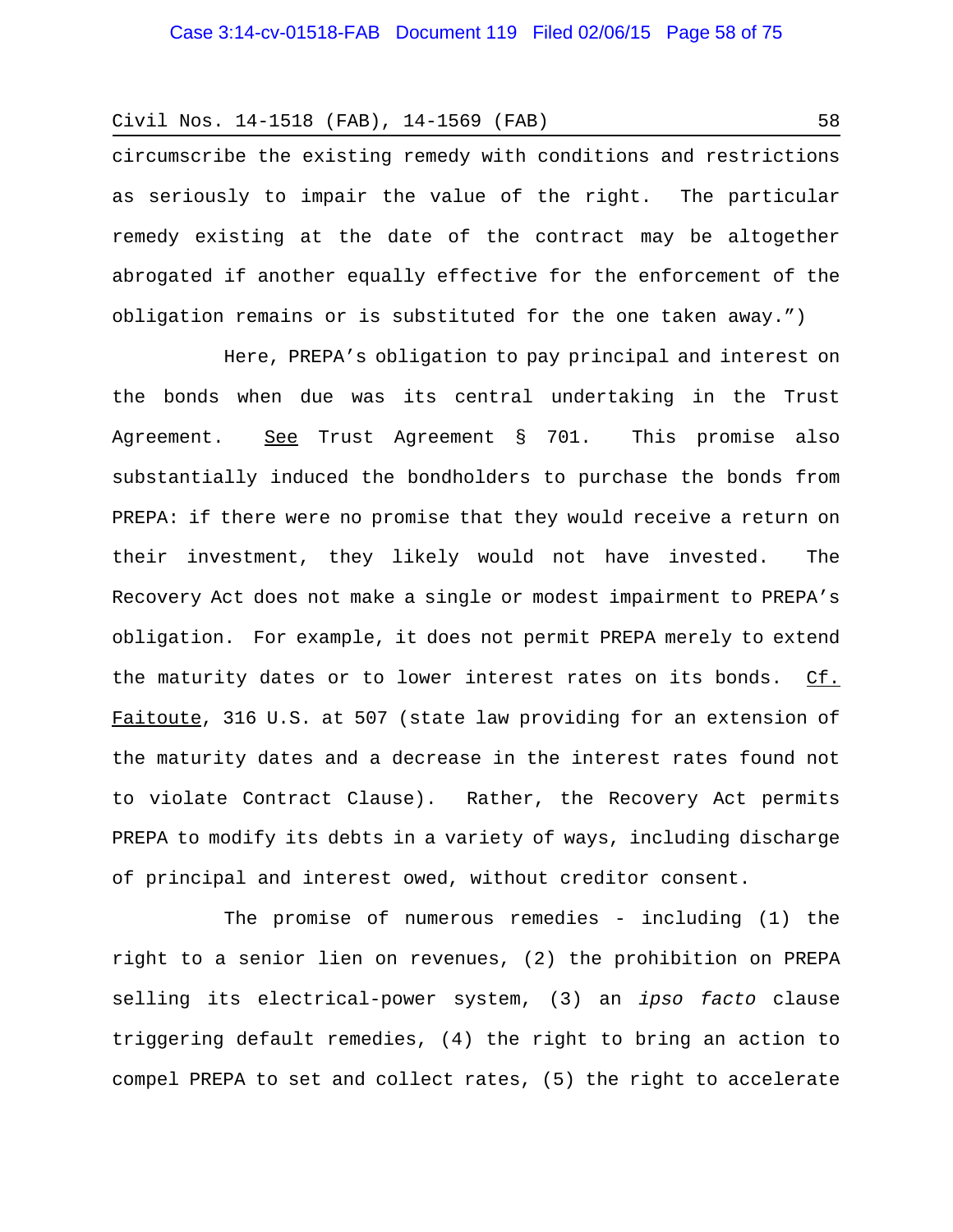circumscribe the existing remedy with conditions and restrictions as seriously to impair the value of the right. The particular remedy existing at the date of the contract may be altogether abrogated if another equally effective for the enforcement of the obligation remains or is substituted for the one taken away.")

Here, PREPA's obligation to pay principal and interest on the bonds when due was its central undertaking in the Trust Agreement. See Trust Agreement § 701. This promise also substantially induced the bondholders to purchase the bonds from PREPA: if there were no promise that they would receive a return on their investment, they likely would not have invested. The Recovery Act does not make a single or modest impairment to PREPA's obligation. For example, it does not permit PREPA merely to extend the maturity dates or to lower interest rates on its bonds. Cf. Faitoute, 316 U.S. at 507 (state law providing for an extension of the maturity dates and a decrease in the interest rates found not to violate Contract Clause). Rather, the Recovery Act permits PREPA to modify its debts in a variety of ways, including discharge of principal and interest owed, without creditor consent.

The promise of numerous remedies - including (1) the right to a senior lien on revenues, (2) the prohibition on PREPA selling its electrical-power system, (3) an *ipso facto* clause triggering default remedies, (4) the right to bring an action to compel PREPA to set and collect rates, (5) the right to accelerate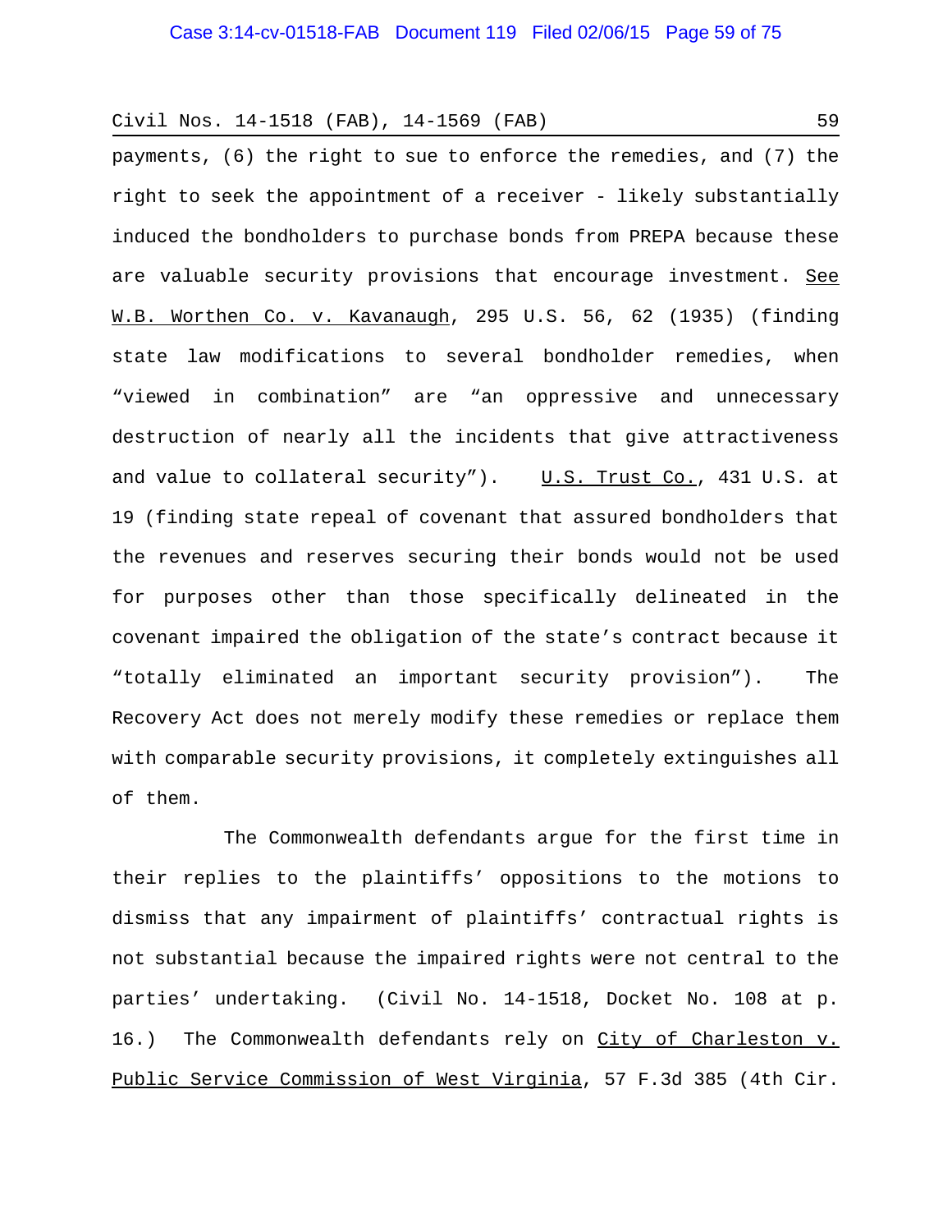payments, (6) the right to sue to enforce the remedies, and (7) the right to seek the appointment of a receiver - likely substantially induced the bondholders to purchase bonds from PREPA because these are valuable security provisions that encourage investment. See W.B. Worthen Co. v. Kavanaugh, 295 U.S. 56, 62 (1935) (finding state law modifications to several bondholder remedies, when "viewed in combination" are "an oppressive and unnecessary destruction of nearly all the incidents that give attractiveness and value to collateral security"). U.S. Trust Co., 431 U.S. at 19 (finding state repeal of covenant that assured bondholders that the revenues and reserves securing their bonds would not be used for purposes other than those specifically delineated in the covenant impaired the obligation of the state's contract because it "totally eliminated an important security provision"). The Recovery Act does not merely modify these remedies or replace them with comparable security provisions, it completely extinguishes all of them.

The Commonwealth defendants argue for the first time in their replies to the plaintiffs' oppositions to the motions to dismiss that any impairment of plaintiffs' contractual rights is not substantial because the impaired rights were not central to the parties' undertaking. (Civil No. 14-1518, Docket No. 108 at p. 16.) The Commonwealth defendants rely on City of Charleston v. Public Service Commission of West Virginia, 57 F.3d 385 (4th Cir.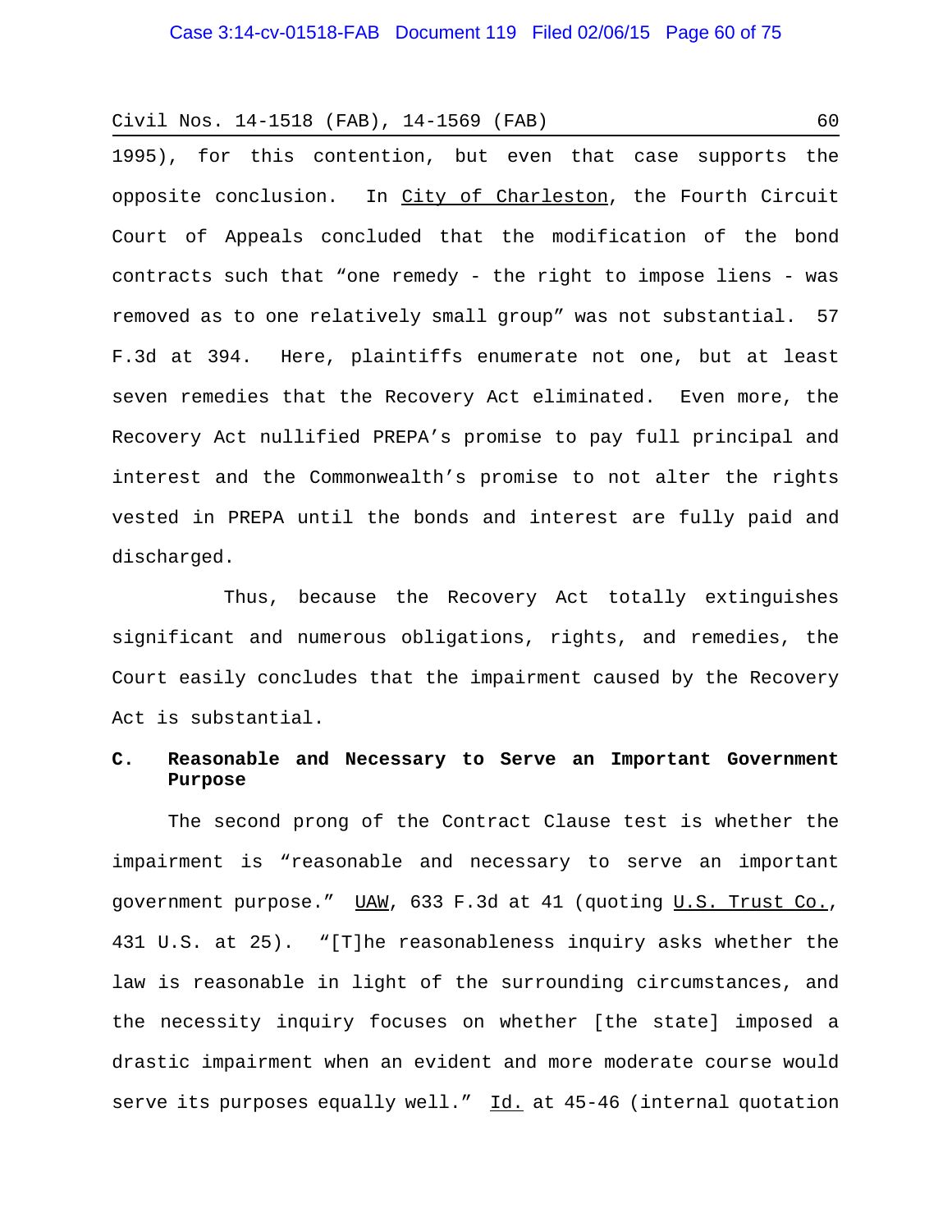1995), for this contention, but even that case supports the opposite conclusion. In City of Charleston, the Fourth Circuit Court of Appeals concluded that the modification of the bond contracts such that "one remedy - the right to impose liens - was removed as to one relatively small group" was not substantial. 57 F.3d at 394. Here, plaintiffs enumerate not one, but at least seven remedies that the Recovery Act eliminated. Even more, the Recovery Act nullified PREPA's promise to pay full principal and interest and the Commonwealth's promise to not alter the rights vested in PREPA until the bonds and interest are fully paid and discharged.

Thus, because the Recovery Act totally extinguishes significant and numerous obligations, rights, and remedies, the Court easily concludes that the impairment caused by the Recovery Act is substantial.

### C. Reasonable and Necessary to Serve an Important Government Purpose

The second prong of the Contract Clause test is whether the impairment is "reasonable and necessary to serve an important government purpose." UAW, 633 F.3d at 41 (quoting U.S. Trust Co., 431 U.S. at 25). "[T]he reasonableness inquiry asks whether the law is reasonable in light of the surrounding circumstances, and the necessity inquiry focuses on whether [the state] imposed a drastic impairment when an evident and more moderate course would serve its purposes equally well." Id. at 45-46 (internal quotation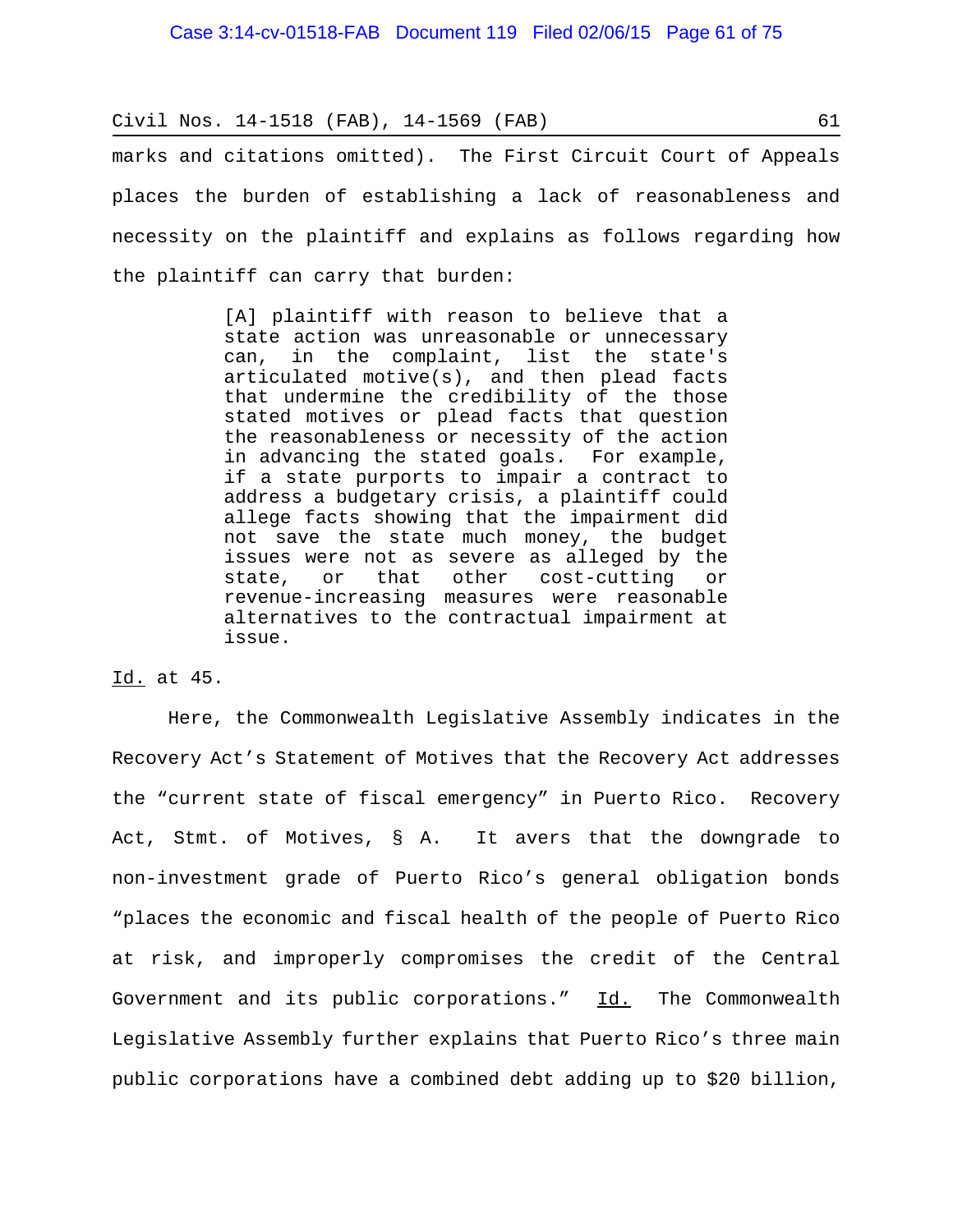marks and citations omitted). The First Circuit Court of Appeals places the burden of establishing a lack of reasonableness and necessity on the plaintiff and explains as follows regarding how the plaintiff can carry that burden:

> [A] plaintiff with reason to believe that a state action was unreasonable or unnecessary can, in the complaint, list the state's articulated motive(s), and then plead facts that undermine the credibility of the those stated motives or plead facts that question the reasonableness or necessity of the action in advancing the stated goals. For example, if a state purports to impair a contract to address a budgetary crisis, a plaintiff could allege facts showing that the impairment did not save the state much money, the budget issues were not as severe as alleged by the state, or that other cost-cutting or revenue-increasing measures were reasonable alternatives to the contractual impairment at issue.

Id. at 45.

Here, the Commonwealth Legislative Assembly indicates in the Recovery Act's Statement of Motives that the Recovery Act addresses the "current state of fiscal emergency" in Puerto Rico. Recovery Act, Stmt. of Motives, § A. It avers that the downgrade to non-investment grade of Puerto Rico's general obligation bonds "places the economic and fiscal health of the people of Puerto Rico at risk, and improperly compromises the credit of the Central Government and its public corporations." Id. The Commonwealth Legislative Assembly further explains that Puerto Rico's three main public corporations have a combined debt adding up to $20 billion,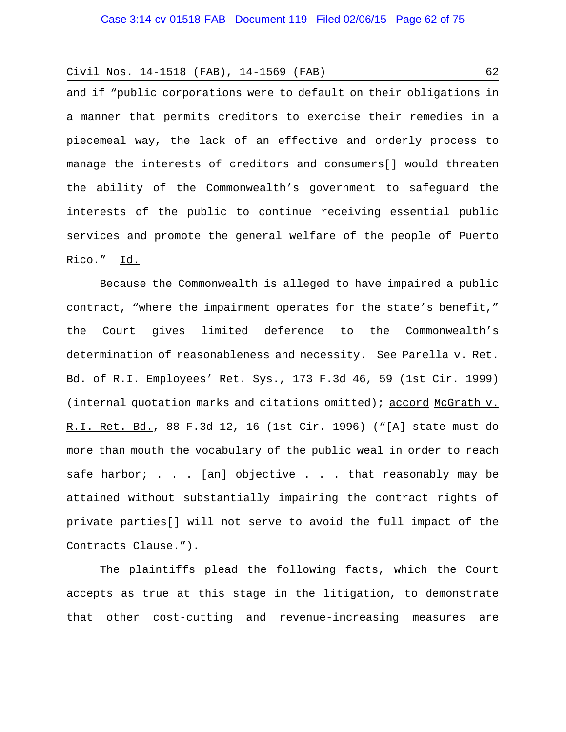and if "public corporations were to default on their obligations in a manner that permits creditors to exercise their remedies in a piecemeal way, the lack of an effective and orderly process to manage the interests of creditors and consumers[] would threaten the ability of the Commonwealth's government to safeguard the interests of the public to continue receiving essential public services and promote the general welfare of the people of Puerto Rico." Id.

Because the Commonwealth is alleged to have impaired a public contract, "where the impairment operates for the state's benefit," the Court gives limited deference to the Commonwealth's determination of reasonableness and necessity. See Parella v. Ret. Bd. of R.I. Employees' Ret. Sys., 173 F.3d 46, 59 (1st Cir. 1999) (internal quotation marks and citations omitted); accord McGrath v. R.I. Ret. Bd., 88 F.3d 12, 16 (1st Cir. 1996) ("[A] state must do more than mouth the vocabulary of the public weal in order to reach safe harbor; . . . [an] objective . . . that reasonably may be attained without substantially impairing the contract rights of private parties[] will not serve to avoid the full impact of the Contracts Clause.").

The plaintiffs plead the following facts, which the Court accepts as true at this stage in the litigation, to demonstrate that other cost-cutting and revenue-increasing measures are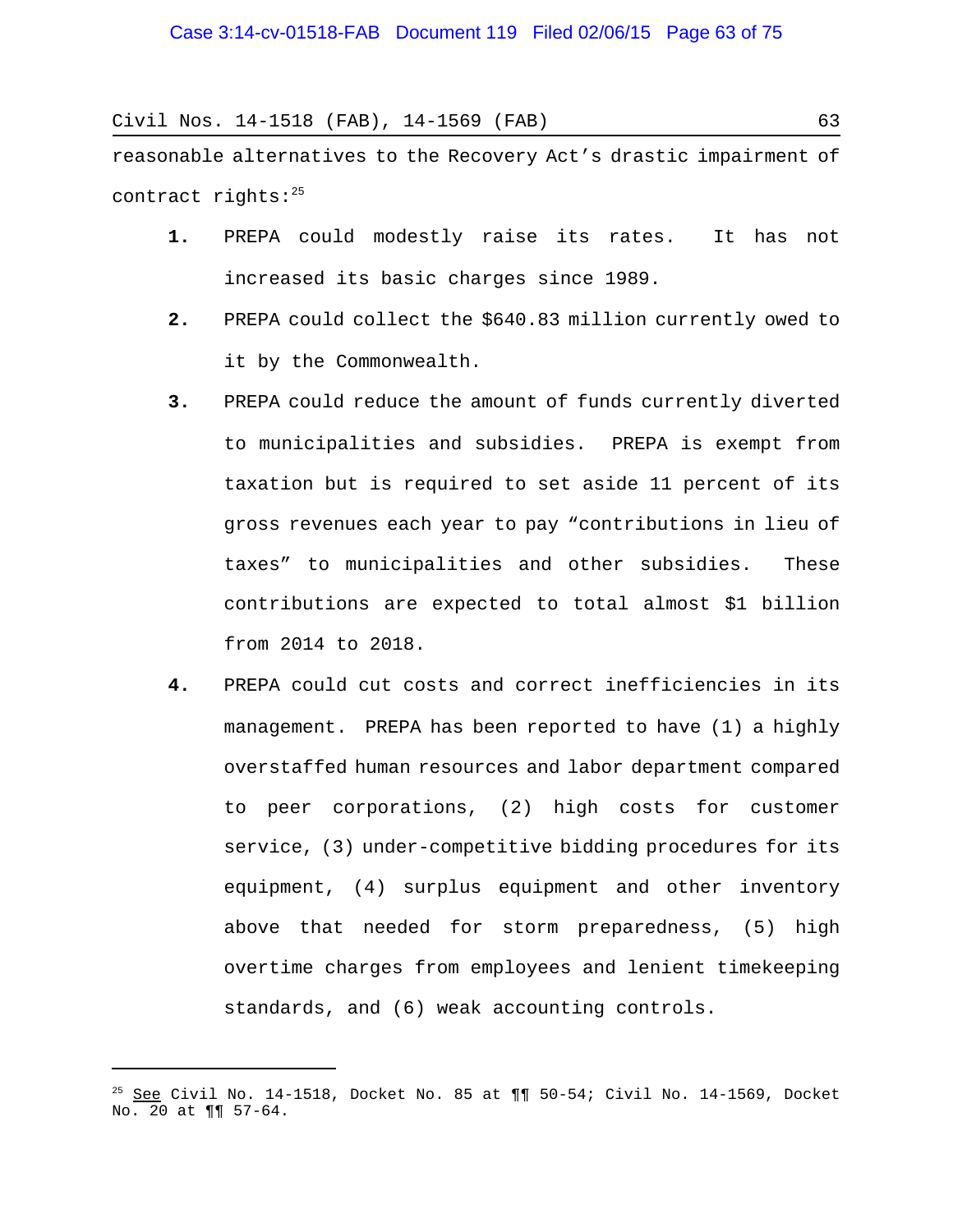reasonable alternatives to the Recovery Act's drastic impairment of contract rights:[25]

1. PREPA could modestly raise its rates. It has not increased its basic charges since 1989.

2. PREPA could collect the $640.83 million currently owed to it by the Commonwealth.

3. PREPA could reduce the amount of funds currently diverted to municipalities and subsidies. PREPA is exempt from taxation but is required to set aside 11 percent of its gross revenues each year to pay "contributions in lieu of taxes" to municipalities and other subsidies. These contributions are expected to total almost $1 billion from 2014 to 2018.

4. PREPA could cut costs and correct inefficiencies in its management. PREPA has been reported to have (1) a highly overstaffed human resources and labor department compared to peer corporations, (2) high costs for customer service, (3) under-competitive bidding procedures for its equipment, (4) surplus equipment and other inventory above that needed for storm preparedness, (5) high overtime charges from employees and lenient timekeeping standards, and (6) weak accounting controls.

---

[25] See Civil No. 14-1518, Docket No. 85 at ¶¶ 50-54; Civil No. 14-1569, Docket No. 20 at ¶¶ 57-64.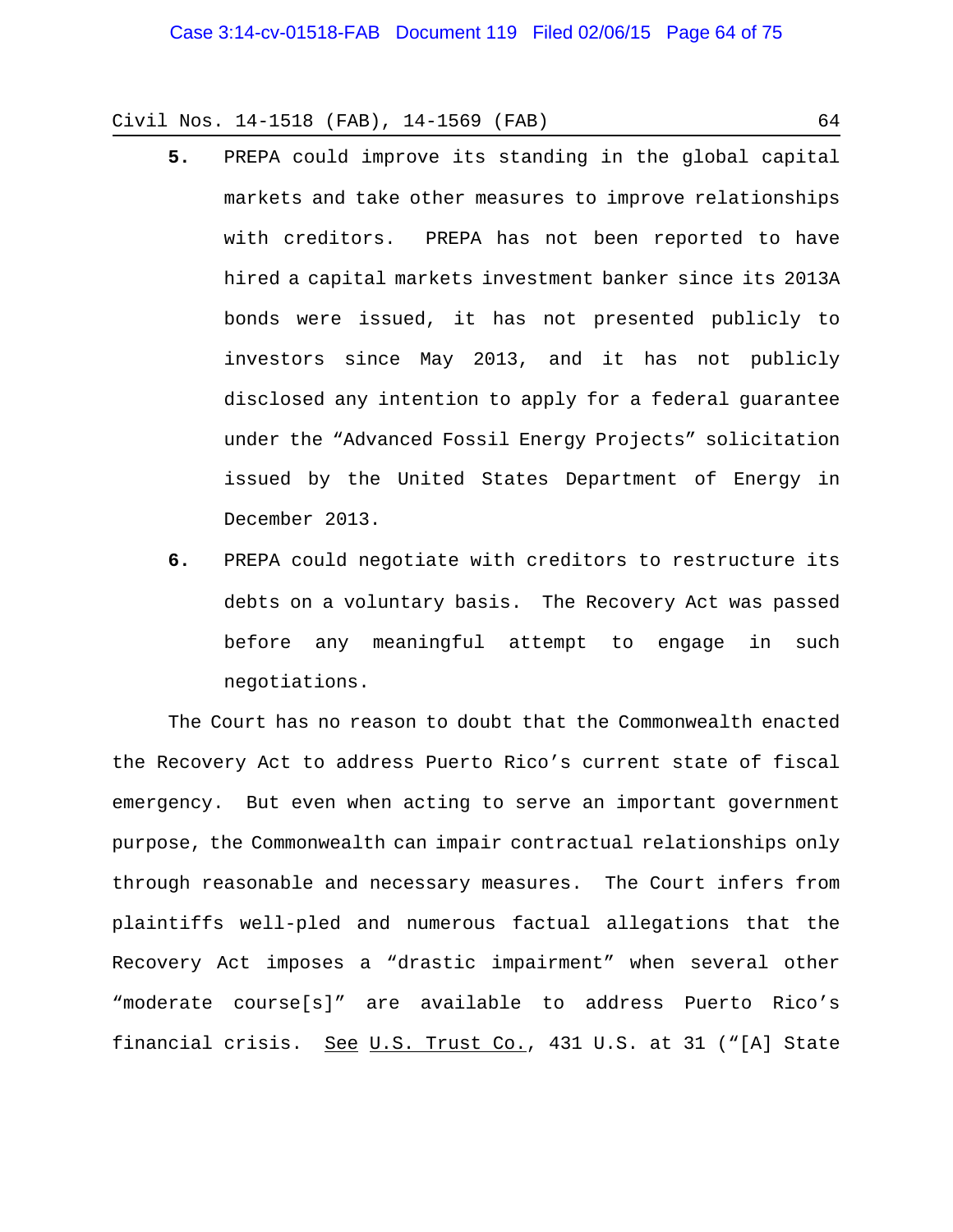**5.** PREPA could improve its standing in the global capital markets and take other measures to improve relationships with creditors. PREPA has not been reported to have hired a capital markets investment banker since its 2013A bonds were issued, it has not presented publicly to investors since May 2013, and it has not publicly disclosed any intention to apply for a federal guarantee under the "Advanced Fossil Energy Projects" solicitation issued by the United States Department of Energy in December 2013.

**6.** PREPA could negotiate with creditors to restructure its debts on a voluntary basis. The Recovery Act was passed before any meaningful attempt to engage in such negotiations.

The Court has no reason to doubt that the Commonwealth enacted the Recovery Act to address Puerto Rico's current state of fiscal emergency. But even when acting to serve an important government purpose, the Commonwealth can impair contractual relationships only through reasonable and necessary measures. The Court infers from plaintiffs well-pled and numerous factual allegations that the Recovery Act imposes a "drastic impairment" when several other "moderate course[s]" are available to address Puerto Rico's financial crisis. <u>See</u> <u>U.S. Trust Co.</u>, 431 U.S. at 31 ("[A] State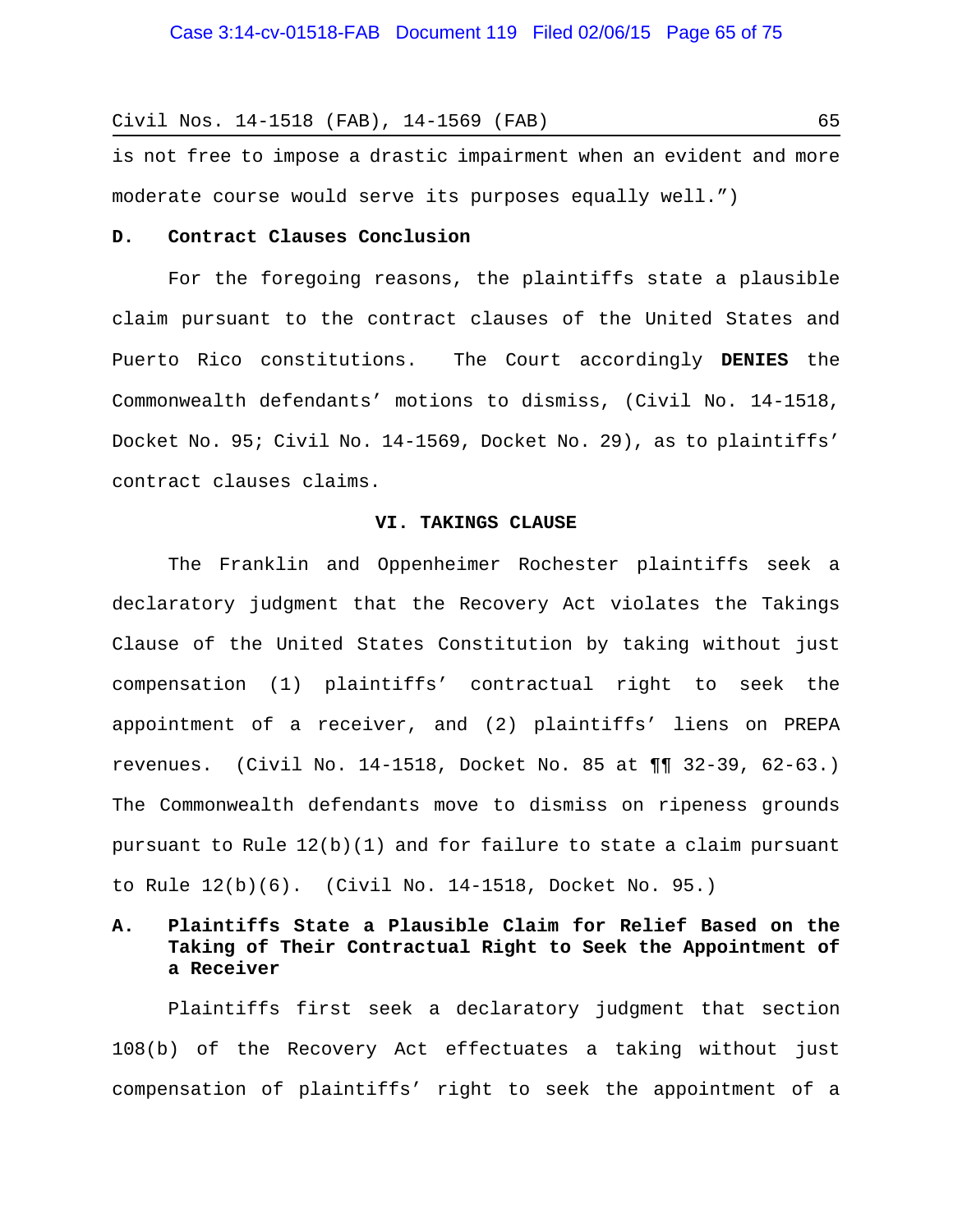is not free to impose a drastic impairment when an evident and more moderate course would serve its purposes equally well.")

**D. Contract Clauses Conclusion**

For the foregoing reasons, the plaintiffs state a plausible claim pursuant to the contract clauses of the United States and Puerto Rico constitutions. The Court accordingly **DENIES** the Commonwealth defendants' motions to dismiss, (Civil No. 14-1518, Docket No. 95; Civil No. 14-1569, Docket No. 29), as to plaintiffs' contract clauses claims.

## VI. TAKINGS CLAUSE

The Franklin and Oppenheimer Rochester plaintiffs seek a declaratory judgment that the Recovery Act violates the Takings Clause of the United States Constitution by taking without just compensation (1) plaintiffs' contractual right to seek the appointment of a receiver, and (2) plaintiffs' liens on PREPA revenues. (Civil No. 14-1518, Docket No. 85 at ¶¶ 32-39, 62-63.) The Commonwealth defendants move to dismiss on ripeness grounds pursuant to Rule 12(b)(1) and for failure to state a claim pursuant to Rule 12(b)(6). (Civil No. 14-1518, Docket No. 95.)

**A. Plaintiffs State a Plausible Claim for Relief Based on the Taking of Their Contractual Right to Seek the Appointment of a Receiver**

Plaintiffs first seek a declaratory judgment that section 108(b) of the Recovery Act effectuates a taking without just compensation of plaintiffs' right to seek the appointment of a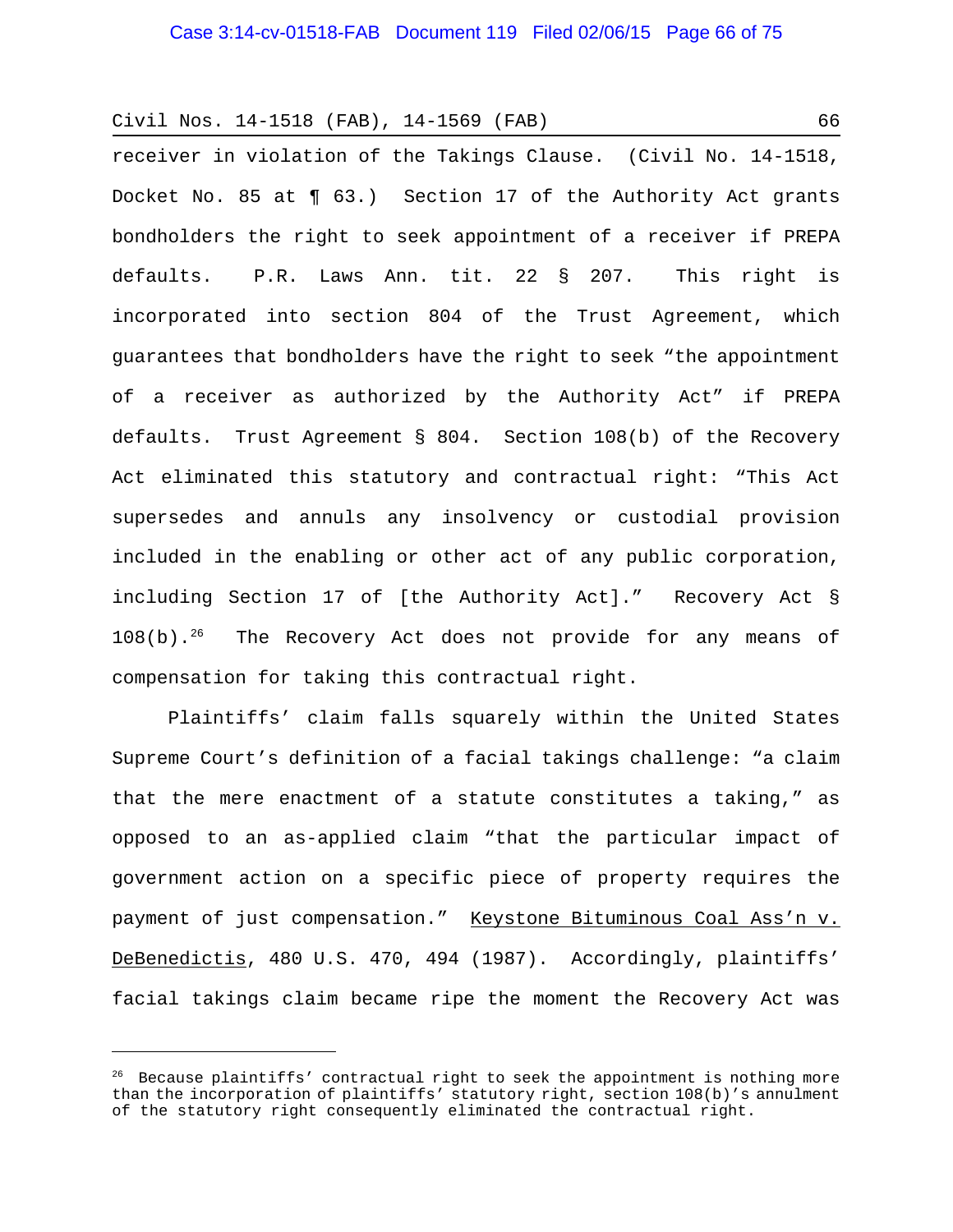receiver in violation of the Takings Clause. (Civil No. 14-1518, Docket No. 85 at ¶ 63.) Section 17 of the Authority Act grants bondholders the right to seek appointment of a receiver if PREPA defaults. P.R. Laws Ann. tit. 22 § 207. This right is incorporated into section 804 of the Trust Agreement, which guarantees that bondholders have the right to seek "the appointment of a receiver as authorized by the Authority Act" if PREPA defaults. Trust Agreement § 804. Section 108(b) of the Recovery Act eliminated this statutory and contractual right: "This Act supersedes and annuls any insolvency or custodial provision included in the enabling or other act of any public corporation, including Section 17 of [the Authority Act]." Recovery Act § 108(b).[26] The Recovery Act does not provide for any means of compensation for taking this contractual right.

Plaintiffs' claim falls squarely within the United States Supreme Court's definition of a facial takings challenge: "a claim that the mere enactment of a statute constitutes a taking," as opposed to an as-applied claim "that the particular impact of government action on a specific piece of property requires the payment of just compensation." Keystone Bituminous Coal Ass'n v. DeBenedictis, 480 U.S. 470, 494 (1987). Accordingly, plaintiffs' facial takings claim became ripe the moment the Recovery Act was

---

[26] Because plaintiffs' contractual right to seek the appointment is nothing more than the incorporation of plaintiffs' statutory right, section 108(b)'s annulment of the statutory right consequently eliminated the contractual right.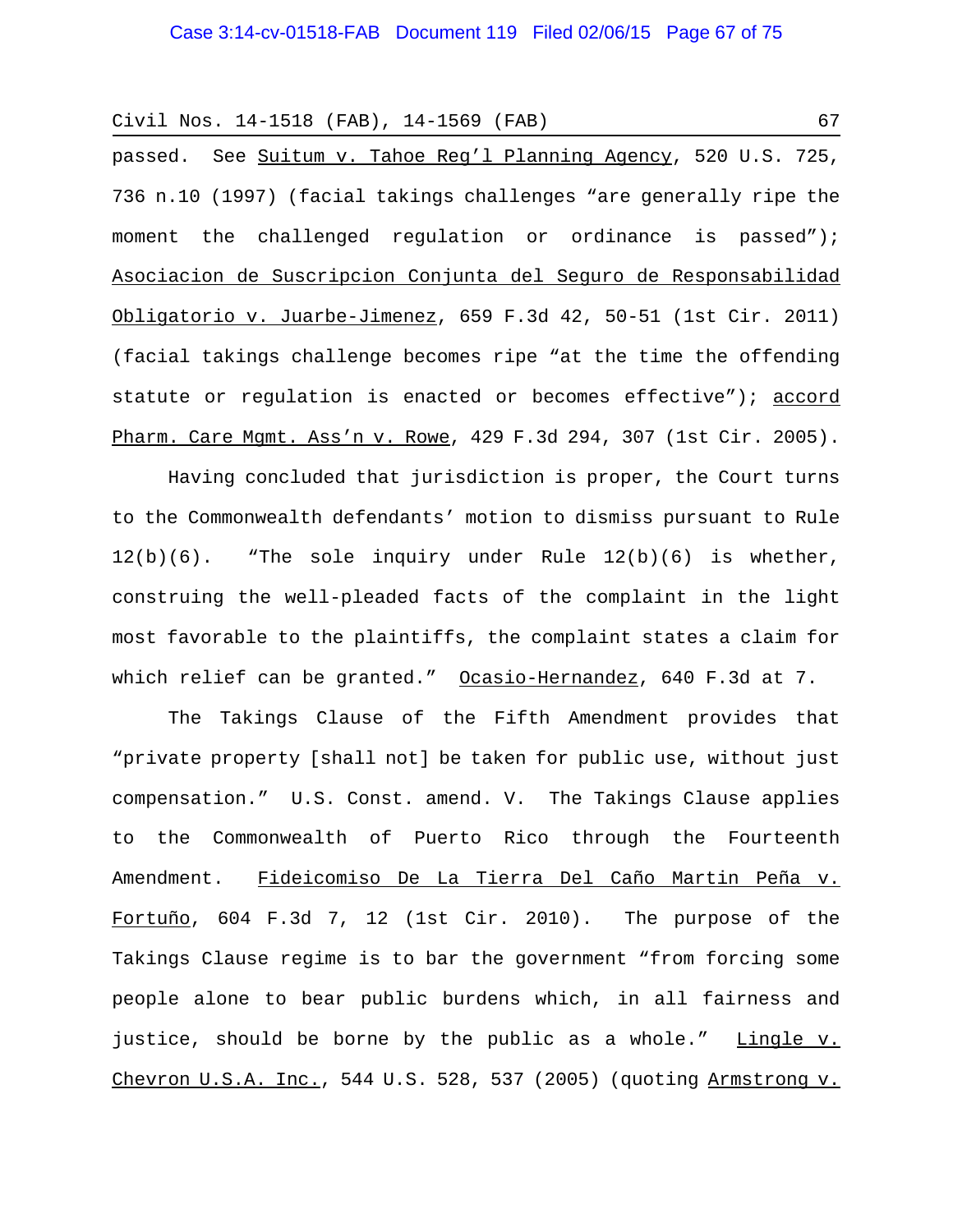passed. See Suitum v. Tahoe Reg'l Planning Agency, 520 U.S. 725, 736 n.10 (1997) (facial takings challenges "are generally ripe the moment the challenged regulation or ordinance is passed"); Asociacion de Suscripcion Conjunta del Seguro de Responsabilidad Obligatorio v. Juarbe-Jimenez, 659 F.3d 42, 50-51 (1st Cir. 2011) (facial takings challenge becomes ripe "at the time the offending statute or regulation is enacted or becomes effective"); accord Pharm. Care Mgmt. Ass'n v. Rowe, 429 F.3d 294, 307 (1st Cir. 2005).

Having concluded that jurisdiction is proper, the Court turns to the Commonwealth defendants' motion to dismiss pursuant to Rule 12(b)(6). "The sole inquiry under Rule 12(b)(6) is whether, construing the well-pleaded facts of the complaint in the light most favorable to the plaintiffs, the complaint states a claim for which relief can be granted." Ocasio-Hernandez, 640 F.3d at 7.

The Takings Clause of the Fifth Amendment provides that "private property [shall not] be taken for public use, without just compensation." U.S. Const. amend. V. The Takings Clause applies to the Commonwealth of Puerto Rico through the Fourteenth Amendment. Fideicomiso De La Tierra Del Caño Martin Peña v. Fortuño, 604 F.3d 7, 12 (1st Cir. 2010). The purpose of the Takings Clause regime is to bar the government "from forcing some people alone to bear public burdens which, in all fairness and justice, should be borne by the public as a whole." Lingle v. Chevron U.S.A. Inc., 544 U.S. 528, 537 (2005) (quoting Armstrong v.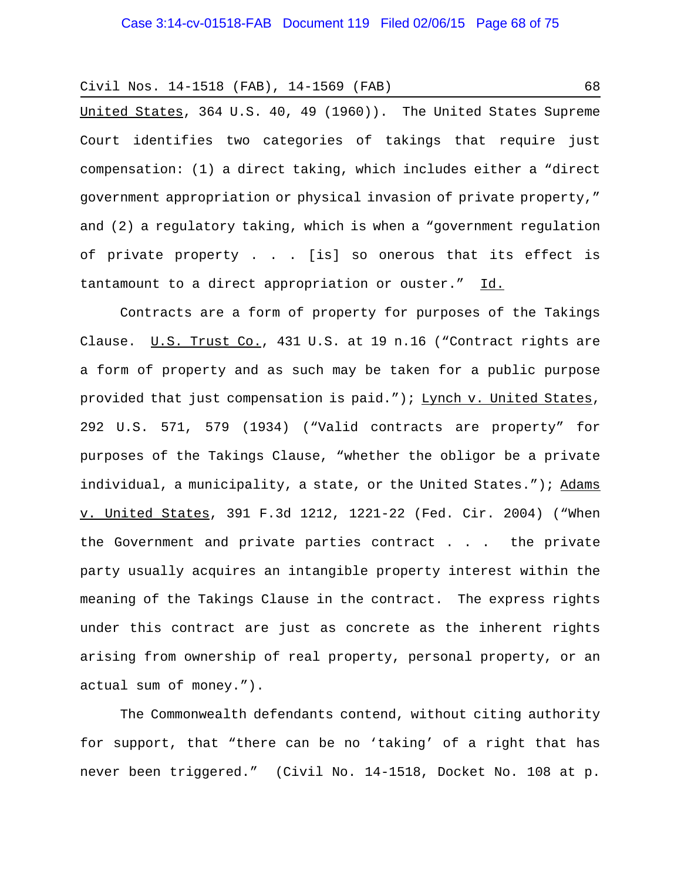United States, 364 U.S. 40, 49 (1960)). The United States Supreme Court identifies two categories of takings that require just compensation: (1) a direct taking, which includes either a "direct government appropriation or physical invasion of private property," and (2) a regulatory taking, which is when a "government regulation of private property . . . [is] so onerous that its effect is tantamount to a direct appropriation or ouster." Id.

Contracts are a form of property for purposes of the Takings Clause. U.S. Trust Co., 431 U.S. at 19 n.16 ("Contract rights are a form of property and as such may be taken for a public purpose provided that just compensation is paid."); Lynch v. United States, 292 U.S. 571, 579 (1934) ("Valid contracts are property" for purposes of the Takings Clause, "whether the obligor be a private individual, a municipality, a state, or the United States."); Adams v. United States, 391 F.3d 1212, 1221-22 (Fed. Cir. 2004) ("When the Government and private parties contract . . . the private party usually acquires an intangible property interest within the meaning of the Takings Clause in the contract. The express rights under this contract are just as concrete as the inherent rights arising from ownership of real property, personal property, or an actual sum of money.").

The Commonwealth defendants contend, without citing authority for support, that "there can be no 'taking' of a right that has never been triggered." (Civil No. 14-1518, Docket No. 108 at p.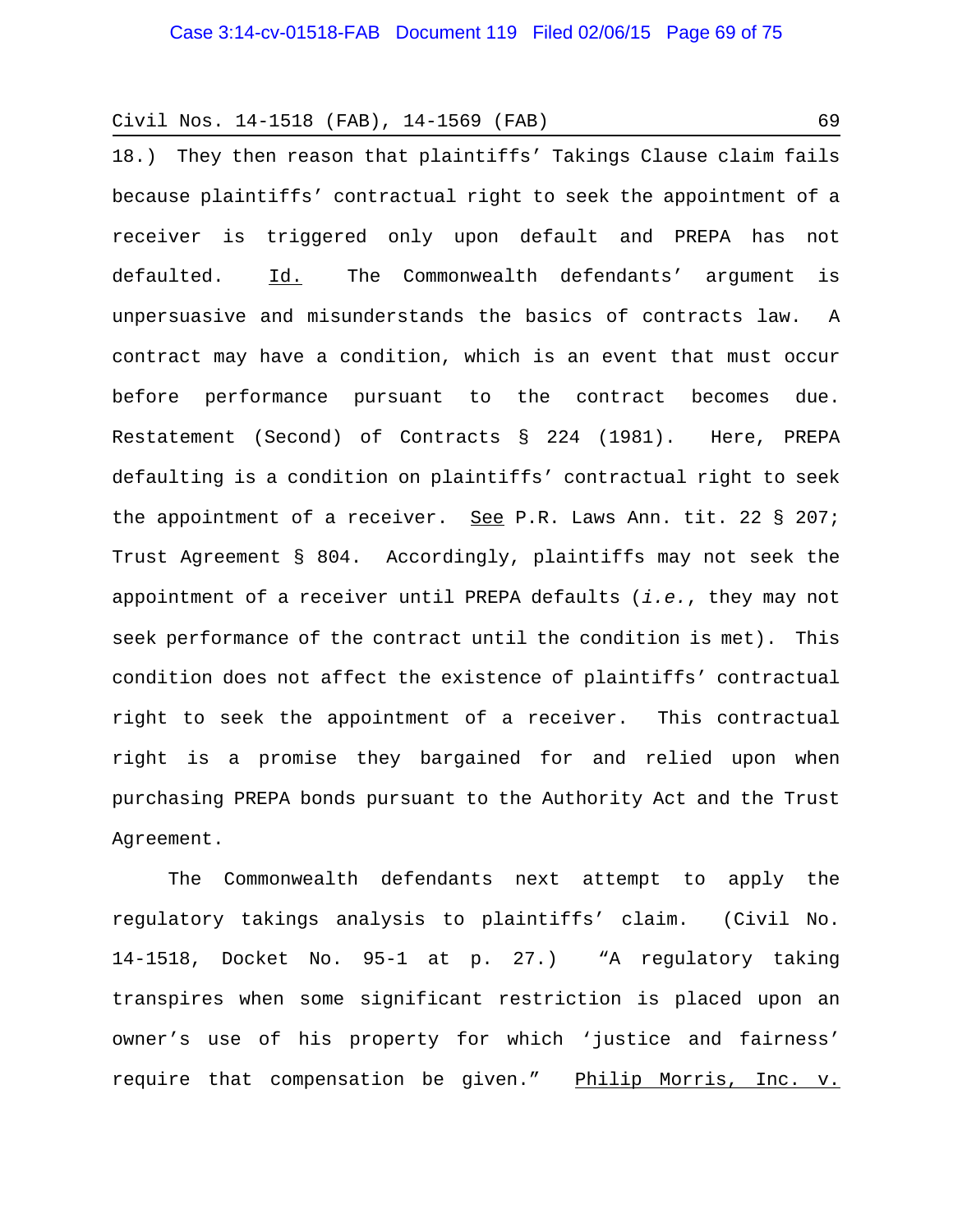18.) They then reason that plaintiffs' Takings Clause claim fails because plaintiffs' contractual right to seek the appointment of a receiver is triggered only upon default and PREPA has not defaulted. Id. The Commonwealth defendants' argument is unpersuasive and misunderstands the basics of contracts law. A contract may have a condition, which is an event that must occur before performance pursuant to the contract becomes due. Restatement (Second) of Contracts § 224 (1981). Here, PREPA defaulting is a condition on plaintiffs' contractual right to seek the appointment of a receiver. See P.R. Laws Ann. tit. 22 § 207; Trust Agreement § 804. Accordingly, plaintiffs may not seek the appointment of a receiver until PREPA defaults (*i.e.*, they may not seek performance of the contract until the condition is met). This condition does not affect the existence of plaintiffs' contractual right to seek the appointment of a receiver. This contractual right is a promise they bargained for and relied upon when purchasing PREPA bonds pursuant to the Authority Act and the Trust Agreement.

The Commonwealth defendants next attempt to apply the regulatory takings analysis to plaintiffs' claim. (Civil No. 14-1518, Docket No. 95-1 at p. 27.) "A regulatory taking transpires when some significant restriction is placed upon an owner's use of his property for which 'justice and fairness' require that compensation be given." Philip Morris, Inc. v.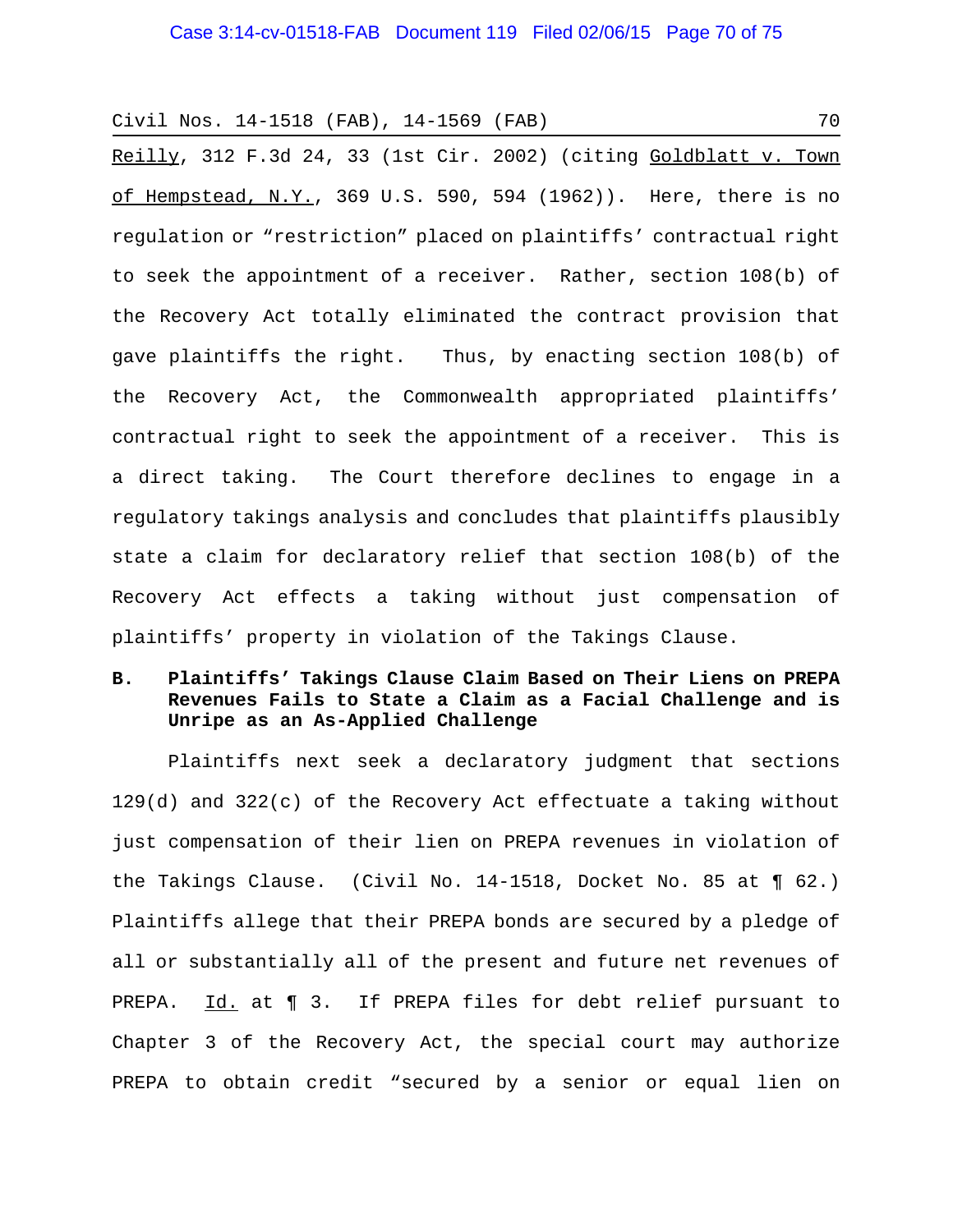Reilly, 312 F.3d 24, 33 (1st Cir. 2002) (citing Goldblatt v. Town of Hempstead, N.Y., 369 U.S. 590, 594 (1962)). Here, there is no regulation or "restriction" placed on plaintiffs' contractual right to seek the appointment of a receiver. Rather, section 108(b) of the Recovery Act totally eliminated the contract provision that gave plaintiffs the right. Thus, by enacting section 108(b) of the Recovery Act, the Commonwealth appropriated plaintiffs' contractual right to seek the appointment of a receiver. This is a direct taking. The Court therefore declines to engage in a regulatory takings analysis and concludes that plaintiffs plausibly state a claim for declaratory relief that section 108(b) of the Recovery Act effects a taking without just compensation of plaintiffs' property in violation of the Takings Clause.

**B. Plaintiffs' Takings Clause Claim Based on Their Liens on PREPA Revenues Fails to State a Claim as a Facial Challenge and is Unripe as an As-Applied Challenge**

Plaintiffs next seek a declaratory judgment that sections 129(d) and 322(c) of the Recovery Act effectuate a taking without just compensation of their lien on PREPA revenues in violation of the Takings Clause. (Civil No. 14-1518, Docket No. 85 at ¶ 62.) Plaintiffs allege that their PREPA bonds are secured by a pledge of all or substantially all of the present and future net revenues of PREPA. Id. at ¶ 3. If PREPA files for debt relief pursuant to Chapter 3 of the Recovery Act, the special court may authorize PREPA to obtain credit "secured by a senior or equal lien on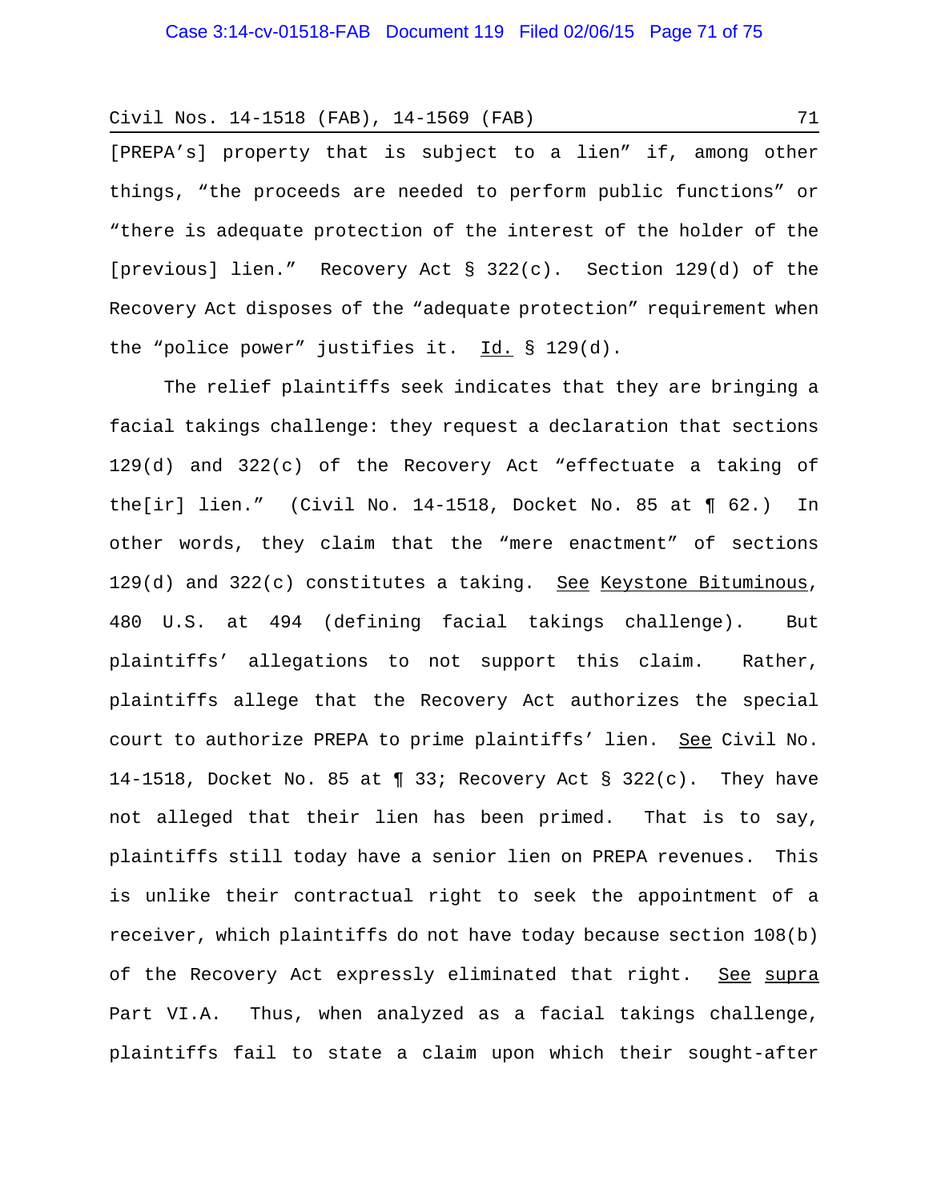[PREPA's] property that is subject to a lien" if, among other things, "the proceeds are needed to perform public functions" or "there is adequate protection of the interest of the holder of the [previous] lien." Recovery Act § 322(c). Section 129(d) of the Recovery Act disposes of the "adequate protection" requirement when the "police power" justifies it. Id. § 129(d).

The relief plaintiffs seek indicates that they are bringing a facial takings challenge: they request a declaration that sections 129(d) and 322(c) of the Recovery Act "effectuate a taking of the[ir] lien." (Civil No. 14-1518, Docket No. 85 at ¶ 62.) In other words, they claim that the "mere enactment" of sections 129(d) and 322(c) constitutes a taking. See Keystone Bituminous, 480 U.S. at 494 (defining facial takings challenge). But plaintiffs' allegations to not support this claim. Rather, plaintiffs allege that the Recovery Act authorizes the special court to authorize PREPA to prime plaintiffs' lien. See Civil No. 14-1518, Docket No. 85 at ¶ 33; Recovery Act § 322(c). They have not alleged that their lien has been primed. That is to say, plaintiffs still today have a senior lien on PREPA revenues. This is unlike their contractual right to seek the appointment of a receiver, which plaintiffs do not have today because section 108(b) of the Recovery Act expressly eliminated that right. See supra Part VI.A. Thus, when analyzed as a facial takings challenge, plaintiffs fail to state a claim upon which their sought-after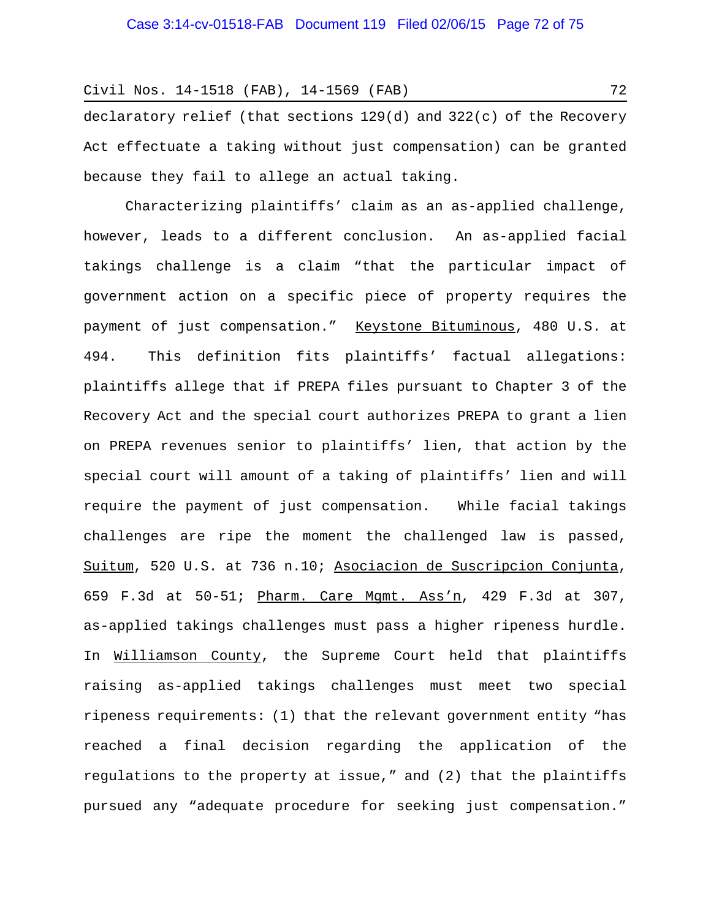declaratory relief (that sections 129(d) and 322(c) of the Recovery Act effectuate a taking without just compensation) can be granted because they fail to allege an actual taking.

Characterizing plaintiffs' claim as an as-applied challenge, however, leads to a different conclusion. An as-applied facial takings challenge is a claim "that the particular impact of government action on a specific piece of property requires the payment of just compensation." Keystone Bituminous, 480 U.S. at 494. This definition fits plaintiffs' factual allegations: plaintiffs allege that if PREPA files pursuant to Chapter 3 of the Recovery Act and the special court authorizes PREPA to grant a lien on PREPA revenues senior to plaintiffs' lien, that action by the special court will amount of a taking of plaintiffs' lien and will require the payment of just compensation. While facial takings challenges are ripe the moment the challenged law is passed, Suitum, 520 U.S. at 736 n.10; Asociacion de Suscripcion Conjunta, 659 F.3d at 50-51; Pharm. Care Mgmt. Ass'n, 429 F.3d at 307, as-applied takings challenges must pass a higher ripeness hurdle. In Williamson County, the Supreme Court held that plaintiffs raising as-applied takings challenges must meet two special ripeness requirements: (1) that the relevant government entity "has reached a final decision regarding the application of the regulations to the property at issue," and (2) that the plaintiffs pursued any "adequate procedure for seeking just compensation."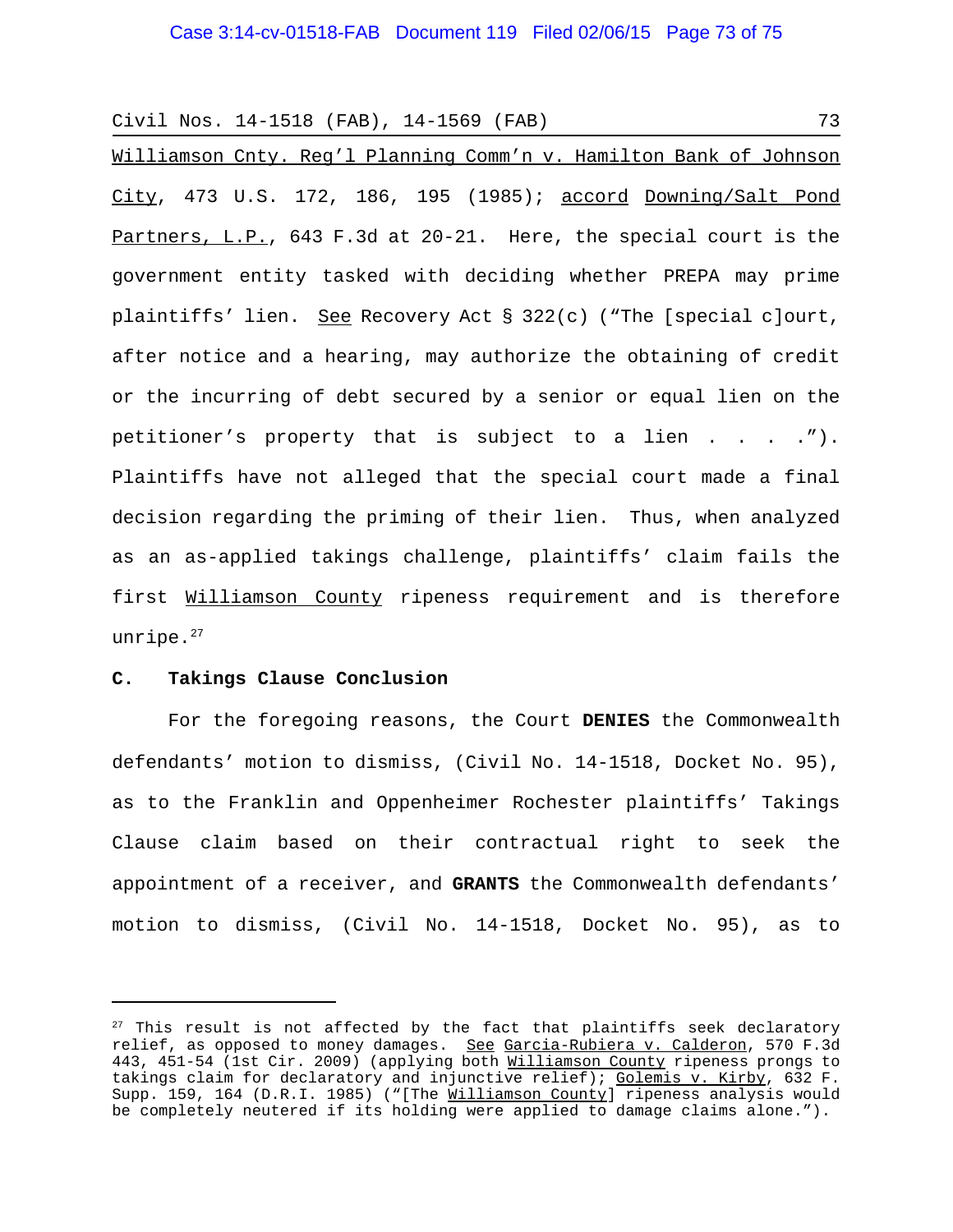Williamson Cnty. Reg'l Planning Comm'n v. Hamilton Bank of Johnson City, 473 U.S. 172, 186, 195 (1985); accord Downing/Salt Pond Partners, L.P., 643 F.3d at 20-21. Here, the special court is the government entity tasked with deciding whether PREPA may prime plaintiffs' lien. See Recovery Act § 322(c) ("The [special c]ourt, after notice and a hearing, may authorize the obtaining of credit or the incurring of debt secured by a senior or equal lien on the petitioner's property that is subject to a lien . . . ."). Plaintiffs have not alleged that the special court made a final decision regarding the priming of their lien. Thus, when analyzed as an as-applied takings challenge, plaintiffs' claim fails the first Williamson County ripeness requirement and is therefore unripe.[27]

### C. Takings Clause Conclusion

For the foregoing reasons, the Court **DENIES** the Commonwealth defendants' motion to dismiss, (Civil No. 14-1518, Docket No. 95), as to the Franklin and Oppenheimer Rochester plaintiffs' Takings Clause claim based on their contractual right to seek the appointment of a receiver, and **GRANTS** the Commonwealth defendants' motion to dismiss, (Civil No. 14-1518, Docket No. 95), as to

---

[27] This result is not affected by the fact that plaintiffs seek declaratory relief, as opposed to money damages. See Garcia-Rubiera v. Calderon, 570 F.3d 443, 451-54 (1st Cir. 2009) (applying both Williamson County ripeness prongs to takings claim for declaratory and injunctive relief); Golemis v. Kirby, 632 F. Supp. 159, 164 (D.R.I. 1985) ("[The Williamson County] ripeness analysis would be completely neutered if its holding were applied to damage claims alone.").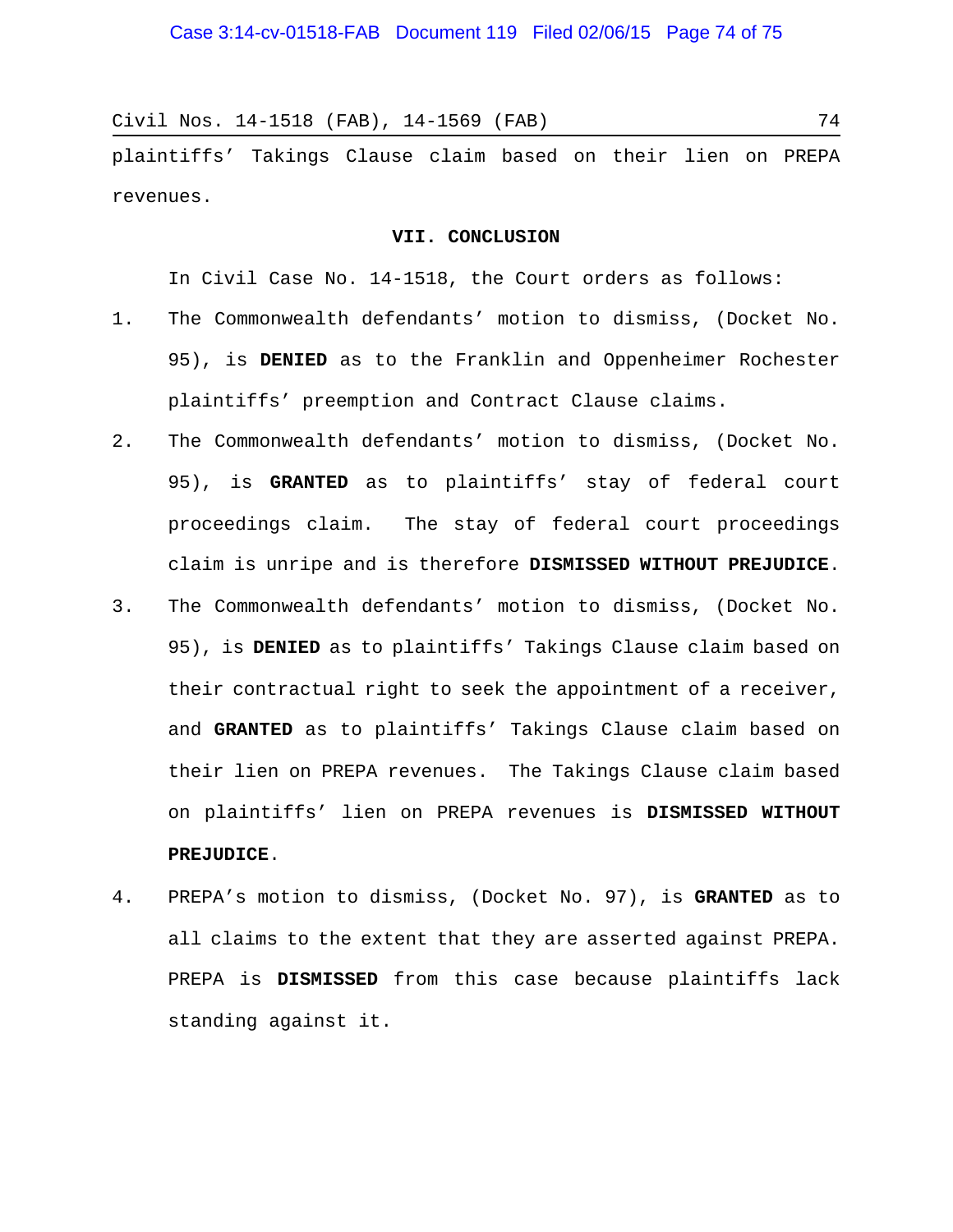plaintiffs' Takings Clause claim based on their lien on PREPA revenues.

### VII. CONCLUSION

In Civil Case No. 14-1518, the Court orders as follows:

1. The Commonwealth defendants' motion to dismiss, (Docket No. 95), is **DENIED** as to the Franklin and Oppenheimer Rochester plaintiffs' preemption and Contract Clause claims.
2. The Commonwealth defendants' motion to dismiss, (Docket No. 95), is **GRANTED** as to plaintiffs' stay of federal court proceedings claim. The stay of federal court proceedings claim is unripe and is therefore **DISMISSED WITHOUT PREJUDICE**.
3. The Commonwealth defendants' motion to dismiss, (Docket No. 95), is **DENIED** as to plaintiffs' Takings Clause claim based on their contractual right to seek the appointment of a receiver, and **GRANTED** as to plaintiffs' Takings Clause claim based on their lien on PREPA revenues. The Takings Clause claim based on plaintiffs' lien on PREPA revenues is **DISMISSED WITHOUT PREJUDICE**.
4. PREPA's motion to dismiss, (Docket No. 97), is **GRANTED** as to all claims to the extent that they are asserted against PREPA. PREPA is **DISMISSED** from this case because plaintiffs lack standing against it.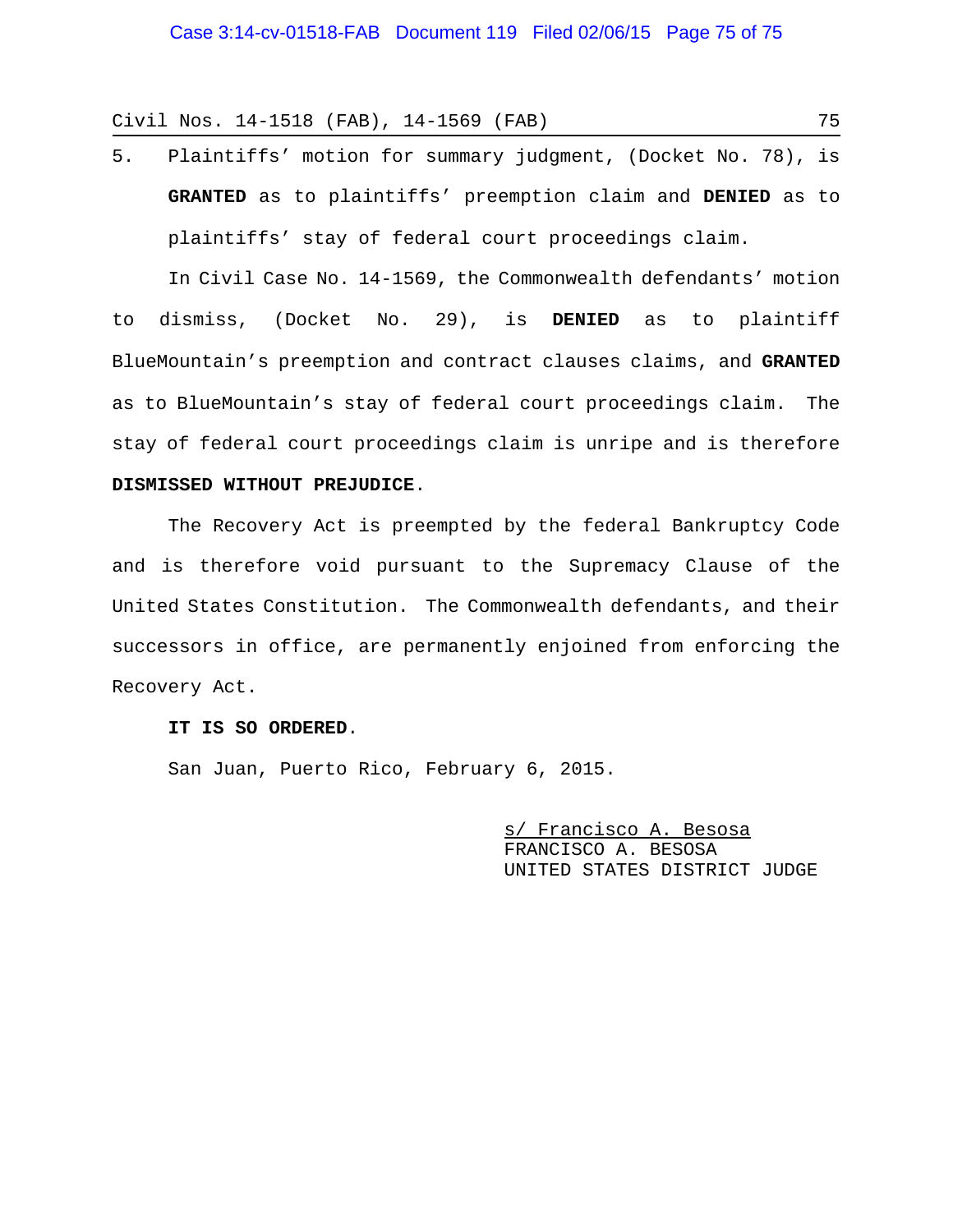5. Plaintiffs' motion for summary judgment, (Docket No. 78), is **GRANTED** as to plaintiffs' preemption claim and **DENIED** as to plaintiffs' stay of federal court proceedings claim.

In Civil Case No. 14-1569, the Commonwealth defendants' motion to dismiss, (Docket No. 29), is **DENIED** as to plaintiff BlueMountain's preemption and contract clauses claims, and **GRANTED** as to BlueMountain's stay of federal court proceedings claim. The stay of federal court proceedings claim is unripe and is therefore **DISMISSED WITHOUT PREJUDICE**.

The Recovery Act is preempted by the federal Bankruptcy Code and is therefore void pursuant to the Supremacy Clause of the United States Constitution. The Commonwealth defendants, and their successors in office, are permanently enjoined from enforcing the Recovery Act.

**IT IS SO ORDERED**.

San Juan, Puerto Rico, February 6, 2015.

s/ Francisco A. Besosa
FRANCISCO A. BESOSA
UNITED STATES DISTRICT JUDGE